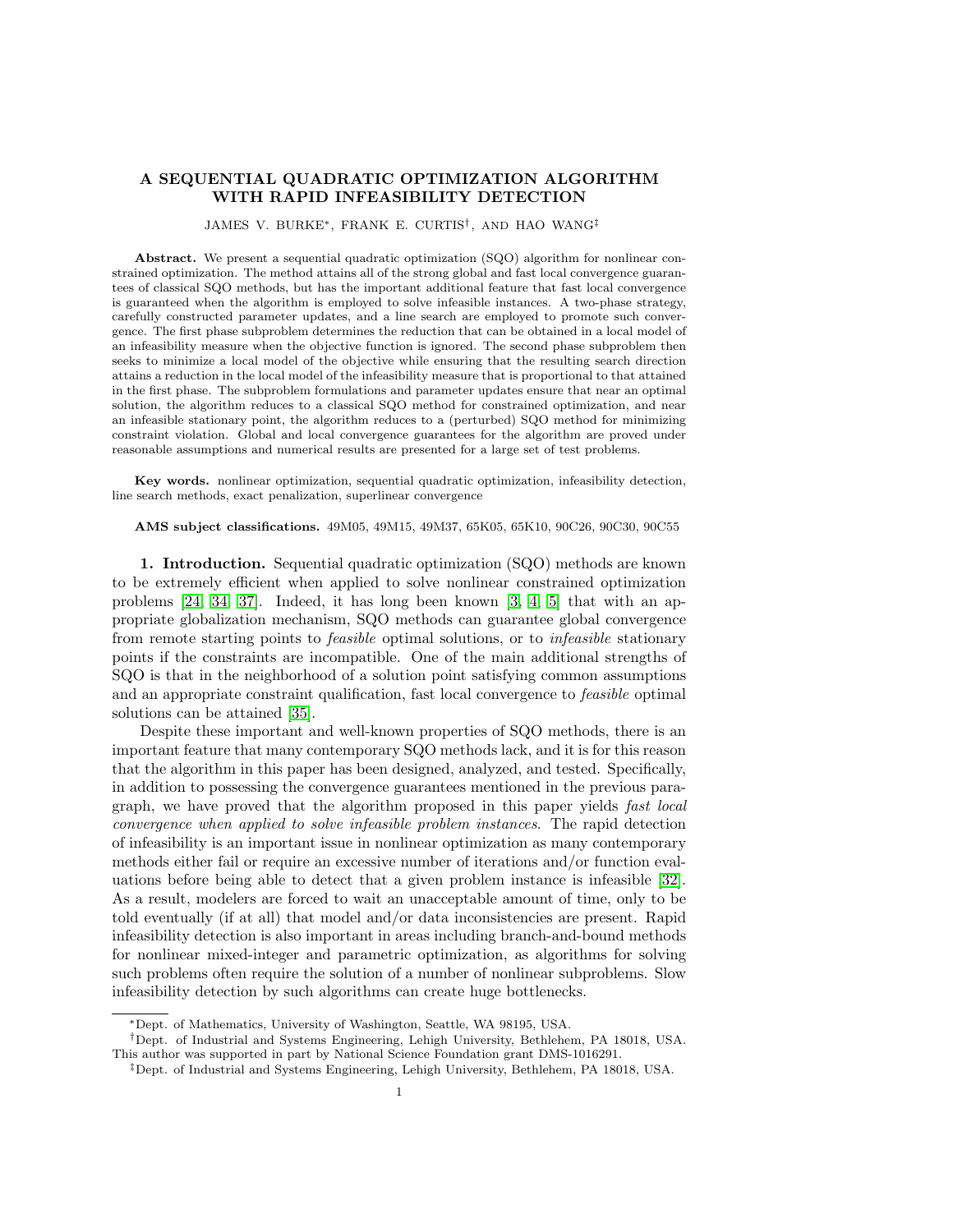# A SEQUENTIAL QUADRATIC OPTIMIZATION ALGORITHM WITH RAPID INFEASIBILITY DETECTION

JAMES V. BURKE[*], FRANK E. CURTIS[†], AND HAO WANG[‡]

**Abstract.** We present a sequential quadratic optimization (SQO) algorithm for nonlinear constrained optimization. The method attains all of the strong global and fast local convergence guarantees of classical SQO methods, but has the important additional feature that fast local convergence is guaranteed when the algorithm is employed to solve infeasible instances. A two-phase strategy, carefully constructed parameter updates, and a line search are employed to promote such convergence. The first phase subproblem determines the reduction that can be obtained in a local model of an infeasibility measure when the objective function is ignored. The second phase subproblem then seeks to minimize a local model of the objective while ensuring that the resulting search direction attains a reduction in the local model of the infeasibility measure that is proportional to that attained in the first phase. The subproblem formulations and parameter updates ensure that near an optimal solution, the algorithm reduces to a classical SQO method for constrained optimization, and near an infeasible stationary point, the algorithm reduces to a (perturbed) SQO method for minimizing constraint violation. Global and local convergence guarantees for the algorithm are proved under reasonable assumptions and numerical results are presented for a large set of test problems.

**Key words.** nonlinear optimization, sequential quadratic optimization, infeasibility detection, line search methods, exact penalization, superlinear convergence

**AMS subject classifications.** 49M05, 49M15, 49M37, 65K05, 65K10, 90C26, 90C30, 90C55

**1. Introduction.** Sequential quadratic optimization (SQO) methods are known to be extremely efficient when applied to solve nonlinear constrained optimization problems [24, 34, 37]. Indeed, it has long been known [3, 4, 5] that with an appropriate globalization mechanism, SQO methods can guarantee global convergence from remote starting points to *feasible* optimal solutions, or to *infeasible* stationary points if the constraints are incompatible. One of the main additional strengths of SQO is that in the neighborhood of a solution point satisfying common assumptions and an appropriate constraint qualification, fast local convergence to *feasible* optimal solutions can be attained [35].

Despite these important and well-known properties of SQO methods, there is an important feature that many contemporary SQO methods lack, and it is for this reason that the algorithm in this paper has been designed, analyzed, and tested. Specifically, in addition to possessing the convergence guarantees mentioned in the previous paragraph, we have proved that the algorithm proposed in this paper yields *fast local convergence when applied to solve infeasible problem instances*. The rapid detection of infeasibility is an important issue in nonlinear optimization as many contemporary methods either fail or require an excessive number of iterations and/or function evaluations before being able to detect that a given problem instance is infeasible [32]. As a result, modelers are forced to wait an unacceptable amount of time, only to be told eventually (if at all) that model and/or data inconsistencies are present. Rapid infeasibility detection is also important in areas including branch-and-bound methods for nonlinear mixed-integer and parametric optimization, as algorithms for solving such problems often require the solution of a number of nonlinear subproblems. Slow infeasibility detection by such algorithms can create huge bottlenecks.

[*]Dept. of Mathematics, University of Washington, Seattle, WA 98195, USA.

[†]Dept. of Industrial and Systems Engineering, Lehigh University, Bethlehem, PA 18018, USA. This author was supported in part by National Science Foundation grant DMS-1016291.

[‡]Dept. of Industrial and Systems Engineering, Lehigh University, Bethlehem, PA 18018, USA.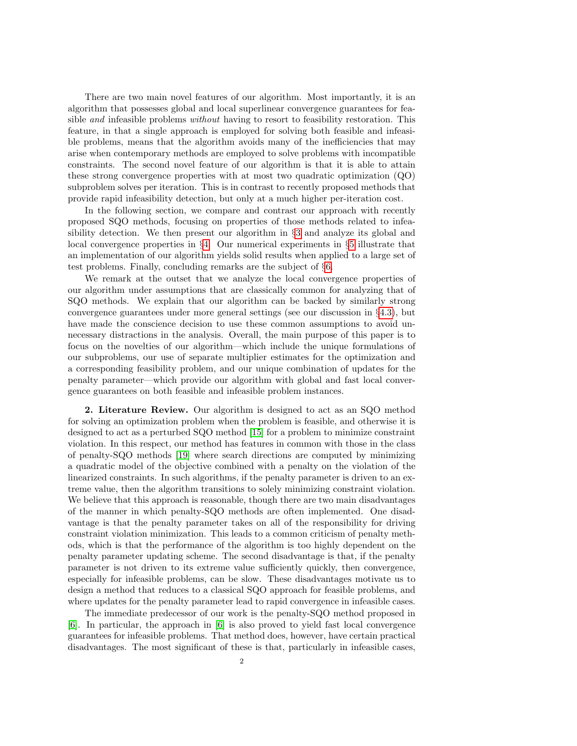There are two main novel features of our algorithm. Most importantly, it is an algorithm that possesses global and local superlinear convergence guarantees for feasible *and* infeasible problems *without* having to resort to feasibility restoration. This feature, in that a single approach is employed for solving both feasible and infeasible problems, means that the algorithm avoids many of the inefficiencies that may arise when contemporary methods are employed to solve problems with incompatible constraints. The second novel feature of our algorithm is that it is able to attain these strong convergence properties with at most two quadratic optimization (QO) subproblem solves per iteration. This is in contrast to recently proposed methods that provide rapid infeasibility detection, but only at a much higher per-iteration cost.

In the following section, we compare and contrast our approach with recently proposed SQO methods, focusing on properties of those methods related to infeasibility detection. We then present our algorithm in §3 and analyze its global and local convergence properties in §4. Our numerical experiments in §5 illustrate that an implementation of our algorithm yields solid results when applied to a large set of test problems. Finally, concluding remarks are the subject of §6.

We remark at the outset that we analyze the local convergence properties of our algorithm under assumptions that are classically common for analyzing that of SQO methods. We explain that our algorithm can be backed by similarly strong convergence guarantees under more general settings (see our discussion in §4.3), but have made the conscience decision to use these common assumptions to avoid unnecessary distractions in the analysis. Overall, the main purpose of this paper is to focus on the novelties of our algorithm—which include the unique formulations of our subproblems, our use of separate multiplier estimates for the optimization and a corresponding feasibility problem, and our unique combination of updates for the penalty parameter—which provide our algorithm with global and fast local convergence guarantees on both feasible and infeasible problem instances.

## 2. Literature Review.

Our algorithm is designed to act as an SQO method for solving an optimization problem when the problem is feasible, and otherwise it is designed to act as a perturbed SQO method [15] for a problem to minimize constraint violation. In this respect, our method has features in common with those in the class of penalty-SQO methods [19] where search directions are computed by minimizing a quadratic model of the objective combined with a penalty on the violation of the linearized constraints. In such algorithms, if the penalty parameter is driven to an extreme value, then the algorithm transitions to solely minimizing constraint violation. We believe that this approach is reasonable, though there are two main disadvantages of the manner in which penalty-SQO methods are often implemented. One disadvantage is that the penalty parameter takes on all of the responsibility for driving constraint violation minimization. This leads to a common criticism of penalty methods, which is that the performance of the algorithm is too highly dependent on the penalty parameter updating scheme. The second disadvantage is that, if the penalty parameter is not driven to its extreme value sufficiently quickly, then convergence, especially for infeasible problems, can be slow. These disadvantages motivate us to design a method that reduces to a classical SQO approach for feasible problems, and where updates for the penalty parameter lead to rapid convergence in infeasible cases.

The immediate predecessor of our work is the penalty-SQO method proposed in [6]. In particular, the approach in [6] is also proved to yield fast local convergence guarantees for infeasible problems. That method does, however, have certain practical disadvantages. The most significant of these is that, particularly in infeasible cases,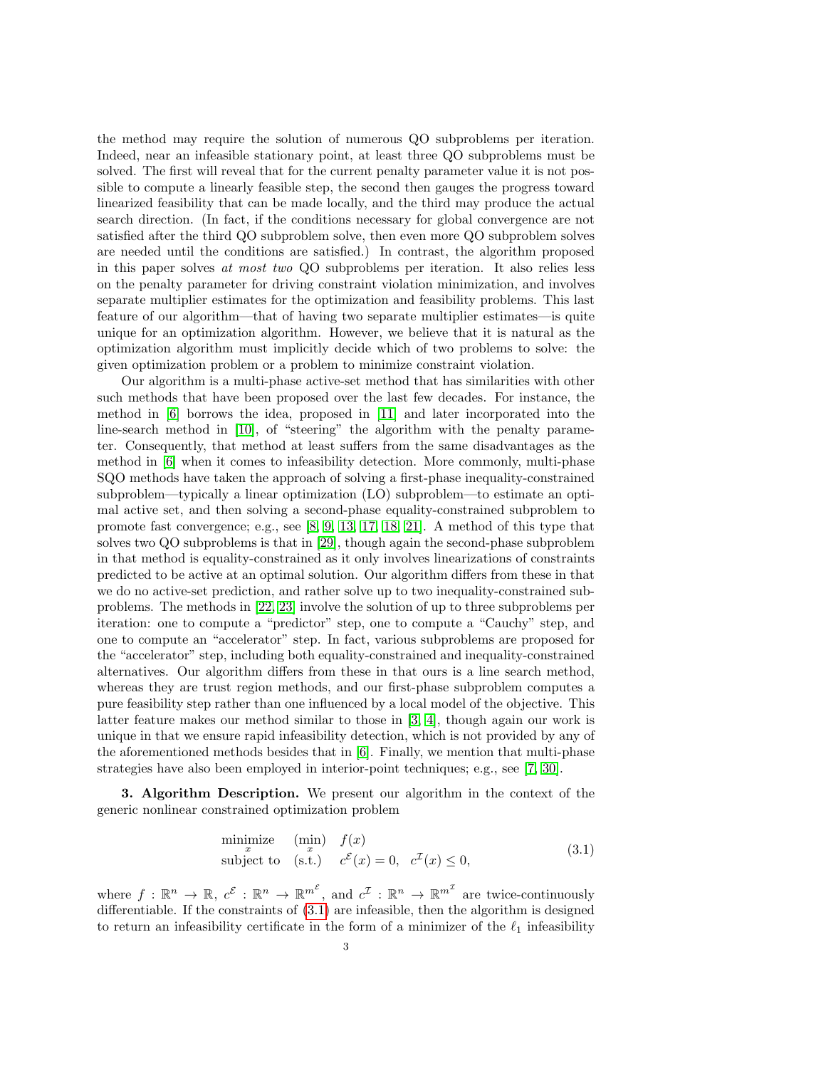the method may require the solution of numerous QO subproblems per iteration. Indeed, near an infeasible stationary point, at least three QO subproblems must be solved. The first will reveal that for the current penalty parameter value it is not possible to compute a linearly feasible step, the second then gauges the progress toward linearized feasibility that can be made locally, and the third may produce the actual search direction. (In fact, if the conditions necessary for global convergence are not satisfied after the third QO subproblem solve, then even more QO subproblem solves are needed until the conditions are satisfied.) In contrast, the algorithm proposed in this paper solves *at most two* QO subproblems per iteration. It also relies less on the penalty parameter for driving constraint violation minimization, and involves separate multiplier estimates for the optimization and feasibility problems. This last feature of our algorithm—that of having two separate multiplier estimates—is quite unique for an optimization algorithm. However, we believe that it is natural as the optimization algorithm must implicitly decide which of two problems to solve: the given optimization problem or a problem to minimize constraint violation.

Our algorithm is a multi-phase active-set method that has similarities with other such methods that have been proposed over the last few decades. For instance, the method in [6] borrows the idea, proposed in [11] and later incorporated into the line-search method in [10], of "steering" the algorithm with the penalty parameter. Consequently, that method at least suffers from the same disadvantages as the method in [6] when it comes to infeasibility detection. More commonly, multi-phase SQO methods have taken the approach of solving a first-phase inequality-constrained subproblem—typically a linear optimization (LO) subproblem—to estimate an optimal active set, and then solving a second-phase equality-constrained subproblem to promote fast convergence; e.g., see [8, 9, 13, 17, 18, 21]. A method of this type that solves two QO subproblems is that in [29], though again the second-phase subproblem in that method is equality-constrained as it only involves linearizations of constraints predicted to be active at an optimal solution. Our algorithm differs from these in that we do no active-set prediction, and rather solve up to two inequality-constrained subproblems. The methods in [22, 23] involve the solution of up to three subproblems per iteration: one to compute a "predictor" step, one to compute a "Cauchy" step, and one to compute an "accelerator" step. In fact, various subproblems are proposed for the "accelerator" step, including both equality-constrained and inequality-constrained alternatives. Our algorithm differs from these in that ours is a line search method, whereas they are trust region methods, and our first-phase subproblem computes a pure feasibility step rather than one influenced by a local model of the objective. This latter feature makes our method similar to those in [3, 4], though again our work is unique in that we ensure rapid infeasibility detection, which is not provided by any of the aforementioned methods besides that in [6]. Finally, we mention that multi-phase strategies have also been employed in interior-point techniques; e.g., see [7, 30].

**3. Algorithm Description.** We present our algorithm in the context of the generic nonlinear constrained optimization problem

$$\begin{array}{lll} \underset{x}{\text{minimize}} & \underset{x}{(\min)} & f(x) \\ \text{subject to} & (\text{s.t.}) & c^{\mathcal{E}}(x) = 0, \quad c^{\mathcal{I}}(x) \le 0, \end{array} \tag{3.1}$$

where $f : \mathbb{R}^n \to \mathbb{R}$, $c^{\mathcal{E}} : \mathbb{R}^n \to \mathbb{R}^{m^{\mathcal{E}}}$, and $c^{\mathcal{I}} : \mathbb{R}^n \to \mathbb{R}^{m^{\mathcal{I}}}$ are twice-continuously differentiable. If the constraints of (3.1) are infeasible, then the algorithm is designed to return an infeasibility certificate in the form of a minimizer of the $\ell_1$ infeasibility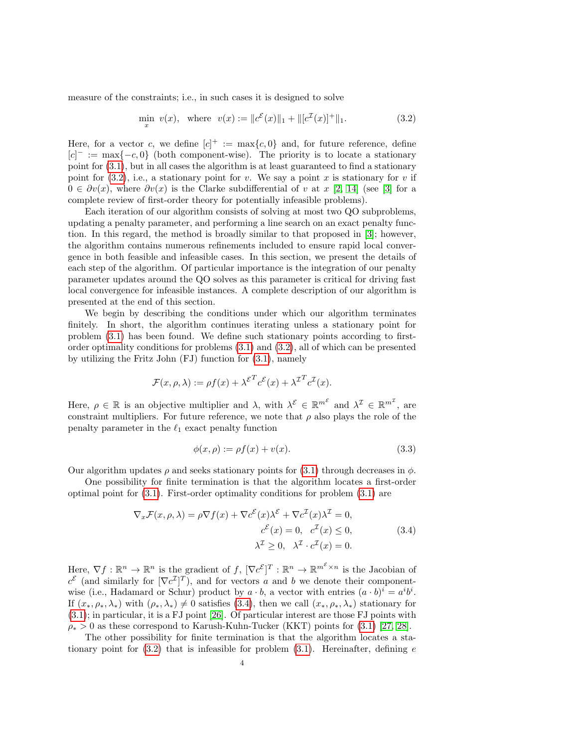measure of the constraints; i.e., in such cases it is designed to solve

$$\min_{x} \; v(x), \quad \text{where} \;\; v(x) := \|c^{\mathcal{E}}(x)\|_1 + \|[c^{\mathcal{I}}(x)]^+\|_1. \tag{3.2}$$

Here, for a vector $c$, we define $[c]^+ := \max\{c, 0\}$ and, for future reference, define $[c]^- := \max\{-c, 0\}$ (both component-wise). The priority is to locate a stationary point for (3.1), but in all cases the algorithm is at least guaranteed to find a stationary point for (3.2), i.e., a stationary point for $v$. We say a point $x$ is stationary for $v$ if $0 \in \partial v(x)$, where $\partial v(x)$ is the Clarke subdifferential of $v$ at $x$ [2, 14] (see [3] for a complete review of first-order theory for potentially infeasible problems).

Each iteration of our algorithm consists of solving at most two QO subproblems, updating a penalty parameter, and performing a line search on an exact penalty function. In this regard, the method is broadly similar to that proposed in [3]; however, the algorithm contains numerous refinements included to ensure rapid local convergence in both feasible and infeasible cases. In this section, we present the details of each step of the algorithm. Of particular importance is the integration of our penalty parameter updates around the QO solves as this parameter is critical for driving fast local convergence for infeasible instances. A complete description of our algorithm is presented at the end of this section.

We begin by describing the conditions under which our algorithm terminates finitely. In short, the algorithm continues iterating unless a stationary point for problem (3.1) has been found. We define such stationary points according to first-order optimality conditions for problems (3.1) and (3.2), all of which can be presented by utilizing the Fritz John (FJ) function for (3.1), namely

$$\mathcal{F}(x, \rho, \lambda) := \rho f(x) + {\lambda^{\mathcal{E}}}^T c^{\mathcal{E}}(x) + {\lambda^{\mathcal{I}}}^T c^{\mathcal{I}}(x).$$

Here, $\rho \in \mathbb{R}$ is an objective multiplier and $\lambda$, with $\lambda^{\mathcal{E}} \in \mathbb{R}^{m^{\mathcal{E}}}$ and $\lambda^{\mathcal{I}} \in \mathbb{R}^{m^{\mathcal{I}}}$, are constraint multipliers. For future reference, we note that $\rho$ also plays the role of the penalty parameter in the $\ell_1$ exact penalty function

$$\phi(x, \rho) := \rho f(x) + v(x). \tag{3.3}$$

Our algorithm updates $\rho$ and seeks stationary points for (3.1) through decreases in $\phi$.

One possibility for finite termination is that the algorithm locates a first-order optimal point for (3.1). First-order optimality conditions for problem (3.1) are

$$\begin{aligned} \nabla_x \mathcal{F}(x, \rho, \lambda) = \rho \nabla f(x) + \nabla c^{\mathcal{E}}(x) \lambda^{\mathcal{E}} + \nabla c^{\mathcal{I}}(x) \lambda^{\mathcal{I}} = 0, \\ c^{\mathcal{E}}(x) = 0, \quad c^{\mathcal{I}}(x) \leq 0, \\ \lambda^{\mathcal{I}} \geq 0, \quad \lambda^{\mathcal{I}} \cdot c^{\mathcal{I}}(x) = 0. \end{aligned} \tag{3.4}$$

Here, $\nabla f : \mathbb{R}^n \to \mathbb{R}^n$ is the gradient of $f$, $[\nabla c^{\mathcal{E}}]^T : \mathbb{R}^n \to \mathbb{R}^{m^{\mathcal{E}} \times n}$ is the Jacobian of $c^{\mathcal{E}}$ (and similarly for $[\nabla c^{\mathcal{I}}]^T$), and for vectors $a$ and $b$ we denote their component-wise (i.e., Hadamard or Schur) product by $a \cdot b$, a vector with entries $(a \cdot b)^i = a^i b^i$. If $(x_*, \rho_*, \lambda_*)$ with $(\rho_*, \lambda_*) \neq 0$ satisfies (3.4), then we call $(x_*, \rho_*, \lambda_*)$ stationary for (3.1); in particular, it is a FJ point [26]. Of particular interest are those FJ points with $\rho_* > 0$ as these correspond to Karush-Kuhn-Tucker (KKT) points for (3.1) [27, 28].

The other possibility for finite termination is that the algorithm locates a stationary point for (3.2) that is infeasible for problem (3.1). Hereinafter, defining $e$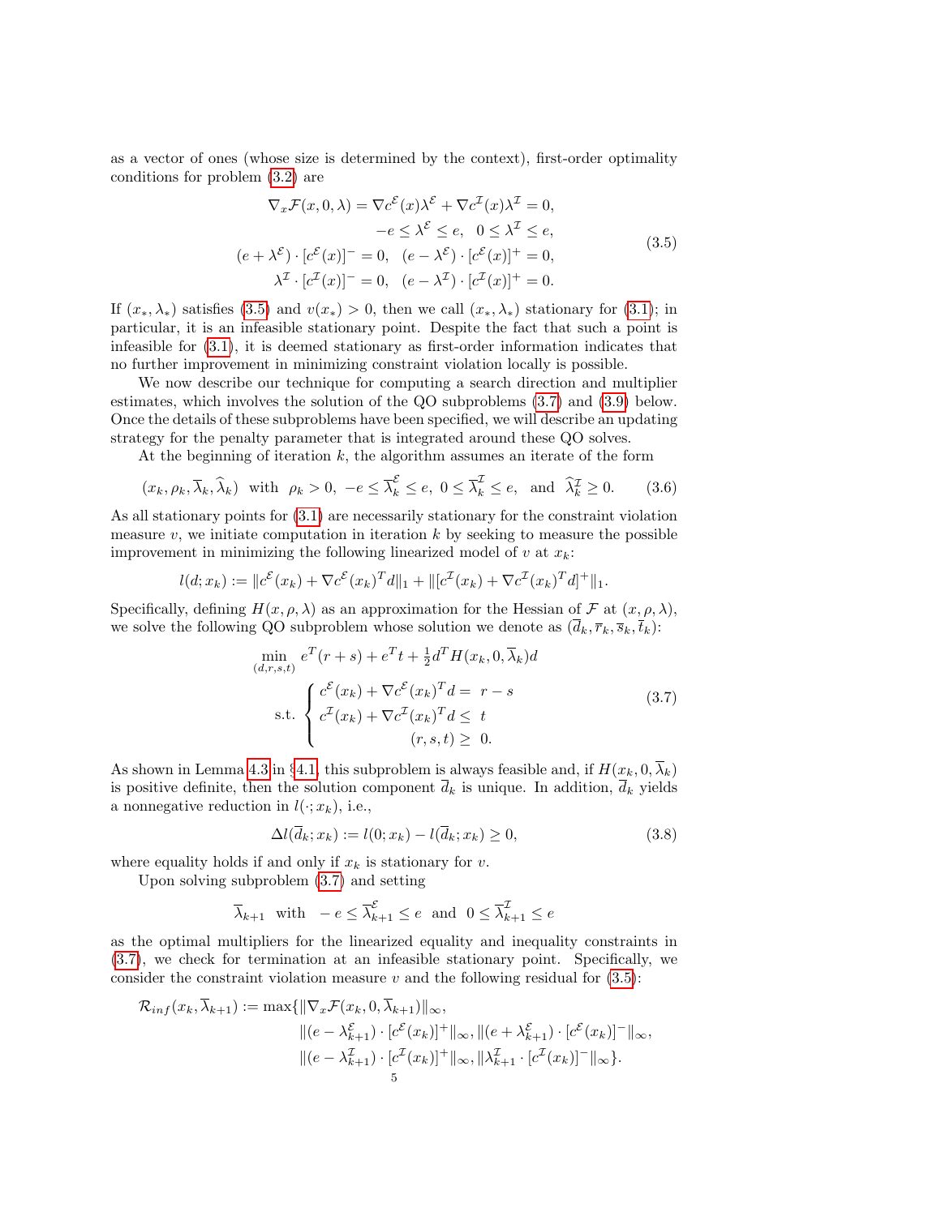as a vector of ones (whose size is determined by the context), first-order optimality conditions for problem (3.2) are

$$
\begin{aligned}
\nabla_x \mathcal{F}(x,0,\lambda) = \nabla c^{\mathcal{E}}(x)\lambda^{\mathcal{E}} + \nabla c^{\mathcal{I}}(x)\lambda^{\mathcal{I}} &= 0, \\
-e \le \lambda^{\mathcal{E}} \le e, \quad 0 \le \lambda^{\mathcal{I}} &\le e, \\
(e+\lambda^{\mathcal{E}}) \cdot [c^{\mathcal{E}}(x)]^- = 0, \quad (e-\lambda^{\mathcal{E}}) \cdot [c^{\mathcal{E}}(x)]^+ &= 0, \\
\lambda^{\mathcal{I}} \cdot [c^{\mathcal{I}}(x)]^- = 0, \quad (e-\lambda^{\mathcal{I}}) \cdot [c^{\mathcal{I}}(x)]^+ &= 0.
\end{aligned}
\tag{3.5}
$$

If $(x_*, \lambda_*)$ satisfies (3.5) and $v(x_*) > 0$, then we call $(x_*, \lambda_*)$ stationary for (3.1); in particular, it is an infeasible stationary point. Despite the fact that such a point is infeasible for (3.1), it is deemed stationary as first-order information indicates that no further improvement in minimizing constraint violation locally is possible.

We now describe our technique for computing a search direction and multiplier estimates, which involves the solution of the QO subproblems (3.7) and (3.9) below. Once the details of these subproblems have been specified, we will describe an updating strategy for the penalty parameter that is integrated around these QO solves.

At the beginning of iteration $k$, the algorithm assumes an iterate of the form

$$
(x_k, \rho_k, \overline{\lambda}_k, \widehat{\lambda}_k) \ \text{ with } \ \rho_k > 0, \ -e \le \overline{\lambda}_k^{\mathcal{E}} \le e, \ 0 \le \overline{\lambda}_k^{\mathcal{I}} \le e, \ \text{ and } \ \widehat{\lambda}_k^{\mathcal{I}} \ge 0. \tag{3.6}
$$

As all stationary points for (3.1) are necessarily stationary for the constraint violation measure $v$, we initiate computation in iteration $k$ by seeking to measure the possible improvement in minimizing the following linearized model of $v$ at $x_k$:

$$
l(d; x_k) := \|c^{\mathcal{E}}(x_k) + \nabla c^{\mathcal{E}}(x_k)^T d\|_1 + \|[c^{\mathcal{I}}(x_k) + \nabla c^{\mathcal{I}}(x_k)^T d]^+\|_1.
$$

Specifically, defining $H(x,\rho,\lambda)$ as an approximation for the Hessian of $\mathcal{F}$ at $(x,\rho,\lambda)$, we solve the following QO subproblem whose solution we denote as $(\overline{d}_k, \overline{r}_k, \overline{s}_k, \overline{t}_k)$:

$$
\begin{aligned}
&\min_{(d,r,s,t)} \ e^T(r+s) + e^T t + \tfrac{1}{2} d^T H(x_k, 0, \overline{\lambda}_k) d \\
&\ \text{s.t.} \ \begin{cases} c^{\mathcal{E}}(x_k) + \nabla c^{\mathcal{E}}(x_k)^T d = \ r - s \\ c^{\mathcal{I}}(x_k) + \nabla c^{\mathcal{I}}(x_k)^T d \le \ t \\ \qquad\qquad\qquad\quad (r,s,t) \ge \ 0. \end{cases}
\end{aligned}
\tag{3.7}
$$

As shown in Lemma 4.3 in §4.1, this subproblem is always feasible and, if $H(x_k, 0, \overline{\lambda}_k)$ is positive definite, then the solution component $\overline{d}_k$ is unique. In addition, $\overline{d}_k$ yields a nonnegative reduction in $l(\cdot; x_k)$, i.e.,

$$
\Delta l(\overline{d}_k; x_k) := l(0; x_k) - l(\overline{d}_k; x_k) \ge 0, \tag{3.8}
$$

where equality holds if and only if $x_k$ is stationary for $v$.

Upon solving subproblem (3.7) and setting

$$
\overline{\lambda}_{k+1} \ \text{ with } \ -e \le \overline{\lambda}_{k+1}^{\mathcal{E}} \le e \ \text{ and } \ 0 \le \overline{\lambda}_{k+1}^{\mathcal{I}} \le e
$$

as the optimal multipliers for the linearized equality and inequality constraints in (3.7), we check for termination at an infeasible stationary point. Specifically, we consider the constraint violation measure $v$ and the following residual for (3.5):

$$
\begin{aligned}
\mathcal{R}_{inf}(x_k, \overline{\lambda}_{k+1}) := \max\{ &\|\nabla_x \mathcal{F}(x_k, 0, \overline{\lambda}_{k+1})\|_\infty, \\
&\|(e - \lambda_{k+1}^{\mathcal{E}}) \cdot [c^{\mathcal{E}}(x_k)]^+\|_\infty, \|(e + \lambda_{k+1}^{\mathcal{E}}) \cdot [c^{\mathcal{E}}(x_k)]^-\|_\infty, \\
&\|(e - \lambda_{k+1}^{\mathcal{I}}) \cdot [c^{\mathcal{I}}(x_k)]^+\|_\infty, \|\lambda_{k+1}^{\mathcal{I}} \cdot [c^{\mathcal{I}}(x_k)]^-\|_\infty \}.
\end{aligned}
$$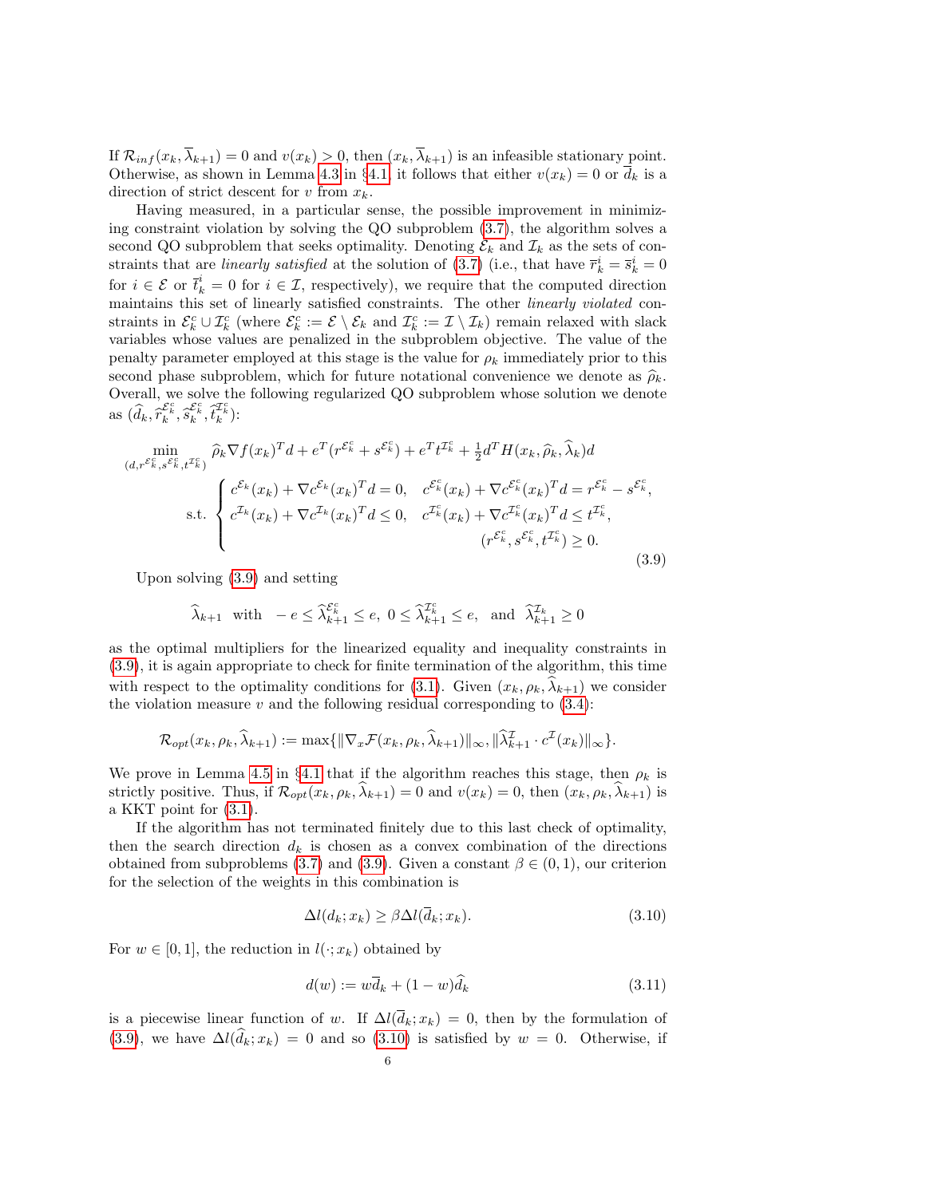If $\mathcal{R}_{inf}(x_k, \overline{\lambda}_{k+1}) = 0$ and $v(x_k) > 0$, then $(x_k, \overline{\lambda}_{k+1})$ is an infeasible stationary point. Otherwise, as shown in Lemma 4.3 in §4.1, it follows that either $v(x_k) = 0$ or $\overline{d}_k$ is a direction of strict descent for $v$ from $x_k$.

Having measured, in a particular sense, the possible improvement in minimizing constraint violation by solving the QO subproblem (3.7), the algorithm solves a second QO subproblem that seeks optimality. Denoting $\mathcal{E}_k$ and $\mathcal{I}_k$ as the sets of constraints that are *linearly satisfied* at the solution of (3.7) (i.e., that have $\overline{r}_k^i = \overline{s}_k^i = 0$ for $i \in \mathcal{E}$ or $\overline{t}_k^i = 0$ for $i \in \mathcal{I}$, respectively), we require that the computed direction maintains this set of linearly satisfied constraints. The other *linearly violated* constraints in $\mathcal{E}_k^c \cup \mathcal{I}_k^c$ (where $\mathcal{E}_k^c := \mathcal{E} \setminus \mathcal{E}_k$ and $\mathcal{I}_k^c := \mathcal{I} \setminus \mathcal{I}_k$) remain relaxed with slack variables whose values are penalized in the subproblem objective. The value of the penalty parameter employed at this stage is the value for $\rho_k$ immediately prior to this second phase subproblem, which for future notational convenience we denote as $\widehat{\rho}_k$. Overall, we solve the following regularized QO subproblem whose solution we denote as $(\widehat{d}_k, \widehat{r}_k^{\mathcal{E}_k^c}, \widehat{s}_k^{\mathcal{E}_k^c}, \widehat{t}_k^{\mathcal{I}_k^c})$:

$$
\begin{aligned}
\min_{(d, r^{\mathcal{E}_k^c}, s^{\mathcal{E}_k^c}, t^{\mathcal{I}_k^c})} \quad & \widehat{\rho}_k \nabla f(x_k)^T d + e^T(r^{\mathcal{E}_k^c} + s^{\mathcal{E}_k^c}) + e^T t^{\mathcal{I}_k^c} + \tfrac{1}{2} d^T H(x_k, \widehat{\rho}_k, \widehat{\lambda}_k) d \\
\text{s.t.} \quad & \begin{cases} c^{\mathcal{E}_k}(x_k) + \nabla c^{\mathcal{E}_k}(x_k)^T d = 0, & c^{\mathcal{E}_k^c}(x_k) + \nabla c^{\mathcal{E}_k^c}(x_k)^T d = r^{\mathcal{E}_k^c} - s^{\mathcal{E}_k^c}, \\ c^{\mathcal{I}_k}(x_k) + \nabla c^{\mathcal{I}_k}(x_k)^T d \leq 0, & c^{\mathcal{I}_k^c}(x_k) + \nabla c^{\mathcal{I}_k^c}(x_k)^T d \leq t^{\mathcal{I}_k^c}, \\ & (r^{\mathcal{E}_k^c}, s^{\mathcal{E}_k^c}, t^{\mathcal{I}_k^c}) \geq 0. \end{cases}
\end{aligned}
\tag{3.9}
$$

Upon solving (3.9) and setting

$$
\widehat{\lambda}_{k+1} \;\; \text{with} \;\; -e \leq \widehat{\lambda}_{k+1}^{\mathcal{E}_k^c} \leq e, \;\; 0 \leq \widehat{\lambda}_{k+1}^{\mathcal{I}_k^c} \leq e, \;\; \text{and} \;\; \widehat{\lambda}_{k+1}^{\mathcal{I}_k} \geq 0
$$

as the optimal multipliers for the linearized equality and inequality constraints in (3.9), it is again appropriate to check for finite termination of the algorithm, this time with respect to the optimality conditions for (3.1). Given $(x_k, \rho_k, \widehat{\lambda}_{k+1})$ we consider the violation measure $v$ and the following residual corresponding to (3.4):

$$
\mathcal{R}_{opt}(x_k, \rho_k, \widehat{\lambda}_{k+1}) := \max\{\|\nabla_x \mathcal{F}(x_k, \rho_k, \widehat{\lambda}_{k+1})\|_\infty, \|\widehat{\lambda}_{k+1}^{\mathcal{I}} \cdot c^{\mathcal{I}}(x_k)\|_\infty\}.
$$

We prove in Lemma 4.5 in §4.1 that if the algorithm reaches this stage, then $\rho_k$ is strictly positive. Thus, if $\mathcal{R}_{opt}(x_k, \rho_k, \widehat{\lambda}_{k+1}) = 0$ and $v(x_k) = 0$, then $(x_k, \rho_k, \widehat{\lambda}_{k+1})$ is a KKT point for (3.1).

If the algorithm has not terminated finitely due to this last check of optimality, then the search direction $d_k$ is chosen as a convex combination of the directions obtained from subproblems (3.7) and (3.9). Given a constant $\beta \in (0, 1)$, our criterion for the selection of the weights in this combination is

$$
\Delta l(d_k; x_k) \geq \beta \Delta l(\overline{d}_k; x_k). \tag{3.10}
$$

For $w \in [0, 1]$, the reduction in $l(\cdot; x_k)$ obtained by

$$
d(w) := w\overline{d}_k + (1 - w)\widehat{d}_k \tag{3.11}
$$

is a piecewise linear function of $w$. If $\Delta l(\overline{d}_k; x_k) = 0$, then by the formulation of (3.9), we have $\Delta l(\widehat{d}_k; x_k) = 0$ and so (3.10) is satisfied by $w = 0$. Otherwise, if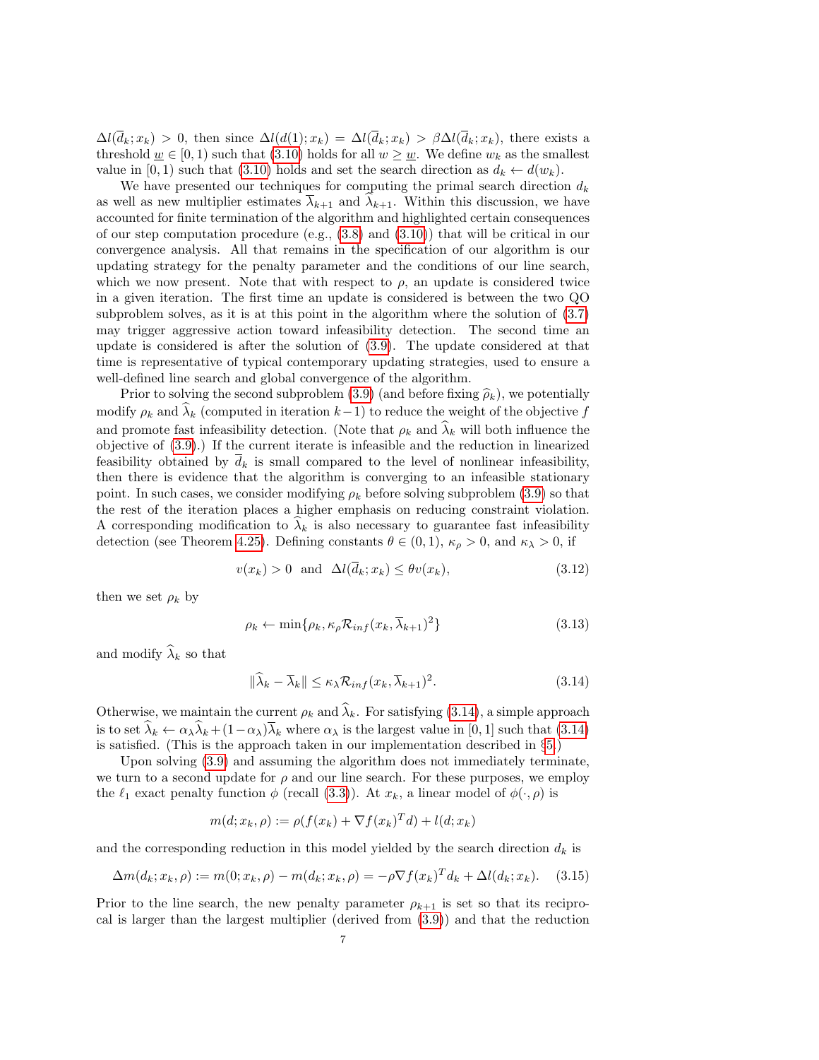$\Delta l(\overline{d}_k; x_k) > 0$, then since $\Delta l(d(1); x_k) = \Delta l(\overline{d}_k; x_k) > \beta \Delta l(\overline{d}_k; x_k)$, there exists a threshold $\underline{w} \in [0, 1)$ such that (3.10) holds for all $w \geq \underline{w}$. We define $w_k$ as the smallest value in $[0, 1)$ such that (3.10) holds and set the search direction as $d_k \leftarrow d(w_k)$.

We have presented our techniques for computing the primal search direction $d_k$ as well as new multiplier estimates $\overline{\lambda}_{k+1}$ and $\widehat{\lambda}_{k+1}$. Within this discussion, we have accounted for finite termination of the algorithm and highlighted certain consequences of our step computation procedure (e.g., (3.8) and (3.10)) that will be critical in our convergence analysis. All that remains in the specification of our algorithm is our updating strategy for the penalty parameter and the conditions of our line search, which we now present. Note that with respect to $\rho$, an update is considered twice in a given iteration. The first time an update is considered is between the two QO subproblem solves, as it is at this point in the algorithm where the solution of (3.7) may trigger aggressive action toward infeasibility detection. The second time an update is considered is after the solution of (3.9). The update considered at that time is representative of typical contemporary updating strategies, used to ensure a well-defined line search and global convergence of the algorithm.

Prior to solving the second subproblem (3.9) (and before fixing $\widehat{\rho}_k$), we potentially modify $\rho_k$ and $\widehat{\lambda}_k$ (computed in iteration $k-1$) to reduce the weight of the objective $f$ and promote fast infeasibility detection. (Note that $\rho_k$ and $\widehat{\lambda}_k$ will both influence the objective of (3.9).) If the current iterate is infeasible and the reduction in linearized feasibility obtained by $\overline{d}_k$ is small compared to the level of nonlinear infeasibility, then there is evidence that the algorithm is converging to an infeasible stationary point. In such cases, we consider modifying $\rho_k$ before solving subproblem (3.9) so that the rest of the iteration places a higher emphasis on reducing constraint violation. A corresponding modification to $\widehat{\lambda}_k$ is also necessary to guarantee fast infeasibility detection (see Theorem 4.25). Defining constants $\theta \in (0, 1)$, $\kappa_\rho > 0$, and $\kappa_\lambda > 0$, if

$$v(x_k) > 0 \ \text{ and } \ \Delta l(\overline{d}_k; x_k) \leq \theta v(x_k), \tag{3.12}$$

then we set $\rho_k$ by

$$\rho_k \leftarrow \min\{\rho_k, \kappa_\rho \mathcal{R}_{inf}(x_k, \overline{\lambda}_{k+1})^2\} \tag{3.13}$$

and modify $\widehat{\lambda}_k$ so that

$$\|\widehat{\lambda}_k - \overline{\lambda}_k\| \leq \kappa_\lambda \mathcal{R}_{inf}(x_k, \overline{\lambda}_{k+1})^2. \tag{3.14}$$

Otherwise, we maintain the current $\rho_k$ and $\widehat{\lambda}_k$. For satisfying (3.14), a simple approach is to set $\widehat{\lambda}_k \leftarrow \alpha_\lambda \widehat{\lambda}_k + (1 - \alpha_\lambda)\overline{\lambda}_k$ where $\alpha_\lambda$ is the largest value in $[0, 1]$ such that (3.14) is satisfied. (This is the approach taken in our implementation described in §5.)

Upon solving (3.9) and assuming the algorithm does not immediately terminate, we turn to a second update for $\rho$ and our line search. For these purposes, we employ the $\ell_1$ exact penalty function $\phi$ (recall (3.3)). At $x_k$, a linear model of $\phi(\cdot, \rho)$ is

$$m(d; x_k, \rho) := \rho(f(x_k) + \nabla f(x_k)^T d) + l(d; x_k)$$

and the corresponding reduction in this model yielded by the search direction $d_k$ is

$$\Delta m(d_k; x_k, \rho) := m(0; x_k, \rho) - m(d_k; x_k, \rho) = -\rho \nabla f(x_k)^T d_k + \Delta l(d_k; x_k). \tag{3.15}$$

Prior to the line search, the new penalty parameter $\rho_{k+1}$ is set so that its reciprocal is larger than the largest multiplier (derived from (3.9)) and that the reduction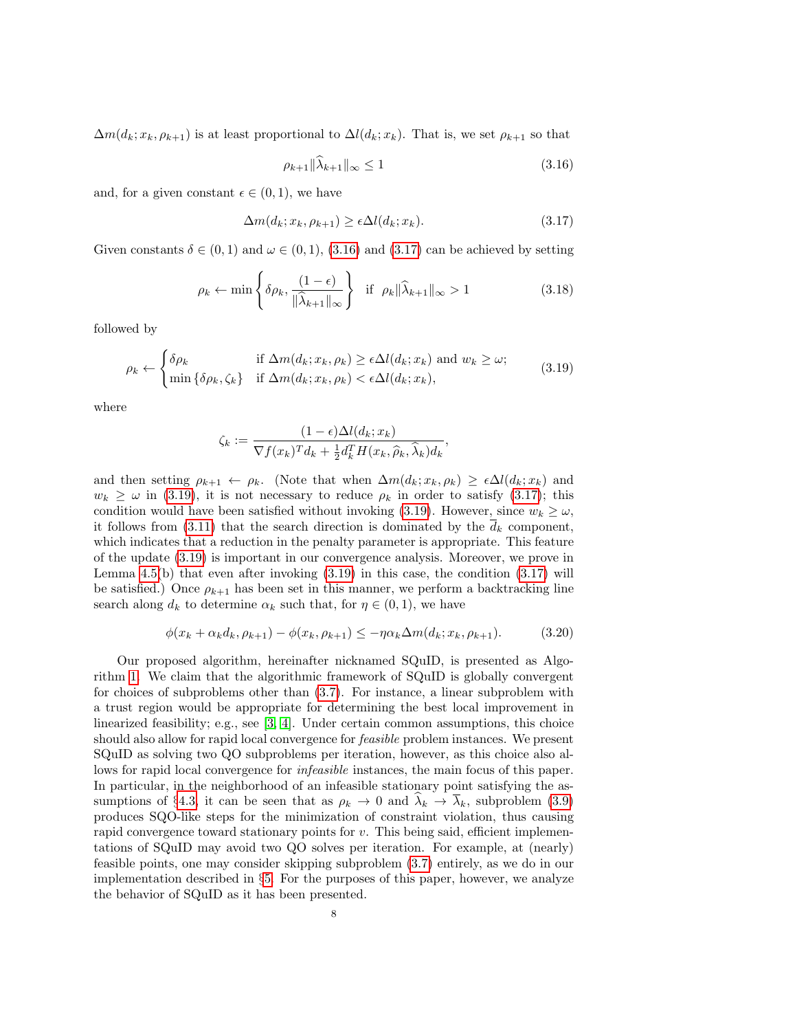$\Delta m(d_k; x_k, \rho_{k+1})$ is at least proportional to $\Delta l(d_k; x_k)$. That is, we set $\rho_{k+1}$ so that

$$\rho_{k+1}\|\widehat{\lambda}_{k+1}\|_\infty \leq 1 \tag{3.16}$$

and, for a given constant $\epsilon \in (0,1)$, we have

$$\Delta m(d_k; x_k, \rho_{k+1}) \geq \epsilon \Delta l(d_k; x_k). \tag{3.17}$$

Given constants $\delta \in (0,1)$ and $\omega \in (0,1)$, (3.16) and (3.17) can be achieved by setting

$$\rho_k \leftarrow \min\left\{\delta\rho_k, \frac{(1-\epsilon)}{\|\widehat{\lambda}_{k+1}\|_\infty}\right\} \quad \text{if} \;\; \rho_k\|\widehat{\lambda}_{k+1}\|_\infty > 1 \tag{3.18}$$

followed by

$$\rho_k \leftarrow \begin{cases} \delta\rho_k & \text{if } \Delta m(d_k; x_k, \rho_k) \geq \epsilon\Delta l(d_k; x_k) \text{ and } w_k \geq \omega; \\ \min\{\delta\rho_k, \zeta_k\} & \text{if } \Delta m(d_k; x_k, \rho_k) < \epsilon\Delta l(d_k; x_k), \end{cases} \tag{3.19}$$

where

$$\zeta_k := \frac{(1-\epsilon)\Delta l(d_k; x_k)}{\nabla f(x_k)^T d_k + \frac{1}{2} d_k^T H(x_k, \widehat{\rho}_k, \widehat{\lambda}_k) d_k},$$

and then setting $\rho_{k+1} \leftarrow \rho_k$. (Note that when $\Delta m(d_k; x_k, \rho_k) \geq \epsilon\Delta l(d_k; x_k)$ and $w_k \geq \omega$ in (3.19), it is not necessary to reduce $\rho_k$ in order to satisfy (3.17); this condition would have been satisfied without invoking (3.19). However, since $w_k \geq \omega$, it follows from (3.11) that the search direction is dominated by the $\overline{d}_k$ component, which indicates that a reduction in the penalty parameter is appropriate. This feature of the update (3.19) is important in our convergence analysis. Moreover, we prove in Lemma 4.5(b) that even after invoking (3.19) in this case, the condition (3.17) will be satisfied.) Once $\rho_{k+1}$ has been set in this manner, we perform a backtracking line search along $d_k$ to determine $\alpha_k$ such that, for $\eta \in (0,1)$, we have

$$\phi(x_k + \alpha_k d_k, \rho_{k+1}) - \phi(x_k, \rho_{k+1}) \leq -\eta\alpha_k\Delta m(d_k; x_k, \rho_{k+1}). \tag{3.20}$$

Our proposed algorithm, hereinafter nicknamed SQuID, is presented as Algorithm 1. We claim that the algorithmic framework of SQuID is globally convergent for choices of subproblems other than (3.7). For instance, a linear subproblem with a trust region would be appropriate for determining the best local improvement in linearized feasibility; e.g., see [3, 4]. Under certain common assumptions, this choice should also allow for rapid local convergence for *feasible* problem instances. We present SQuID as solving two QO subproblems per iteration, however, as this choice also allows for rapid local convergence for *infeasible* instances, the main focus of this paper. In particular, in the neighborhood of an infeasible stationary point satisfying the assumptions of §4.3, it can be seen that as $\rho_k \to 0$ and $\widehat{\lambda}_k \to \overline{\lambda}_k$, subproblem (3.9) produces SQO-like steps for the minimization of constraint violation, thus causing rapid convergence toward stationary points for $v$. This being said, efficient implementations of SQuID may avoid two QO solves per iteration. For example, at (nearly) feasible points, one may consider skipping subproblem (3.7) entirely, as we do in our implementation described in §5. For the purposes of this paper, however, we analyze the behavior of SQuID as it has been presented.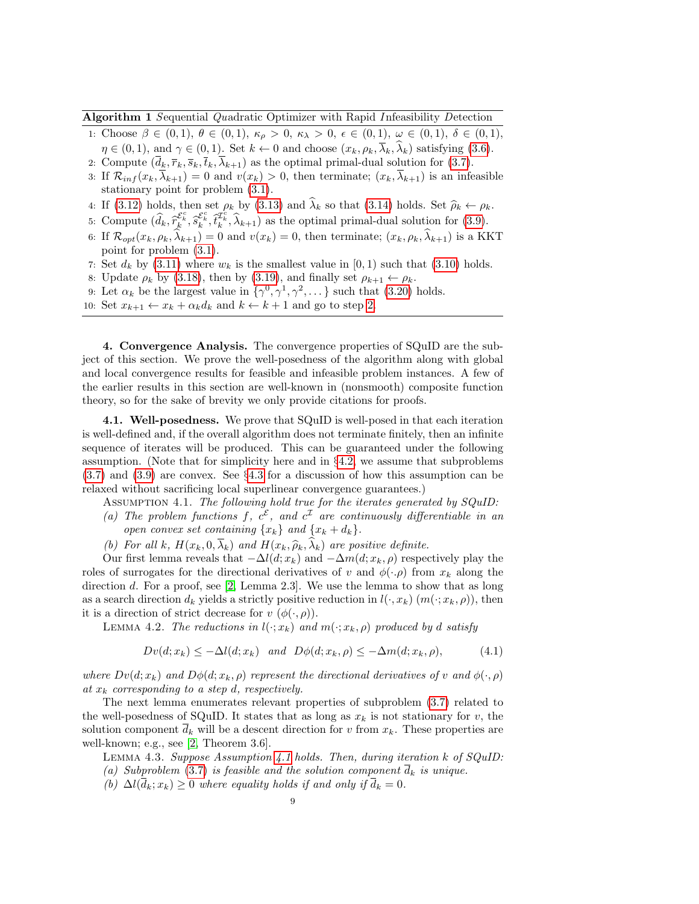**Algorithm 1** *S*equential *Qu*adratic Optimizer with Rapid *I*nfeasibility *D*etection

1: Choose $\beta \in (0,1)$, $\theta \in (0,1)$, $\kappa_\rho > 0$, $\kappa_\lambda > 0$, $\epsilon \in (0,1)$, $\omega \in (0,1)$, $\delta \in (0,1)$, $\eta \in (0,1)$, and $\gamma \in (0,1)$. Set $k \leftarrow 0$ and choose $(x_k, \rho_k, \overline{\lambda}_k, \widehat{\lambda}_k)$ satisfying (3.6).
2: Compute $(\overline{d}_k, \overline{r}_k, \overline{s}_k, \overline{t}_k, \overline{\lambda}_{k+1})$ as the optimal primal-dual solution for (3.7).
3: If $\mathcal{R}_{inf}(x_k, \overline{\lambda}_{k+1}) = 0$ and $v(x_k) > 0$, then terminate; $(x_k, \overline{\lambda}_{k+1})$ is an infeasible stationary point for problem (3.1).
4: If (3.12) holds, then set $\rho_k$ by (3.13) and $\widehat{\lambda}_k$ so that (3.14) holds. Set $\widehat{\rho}_k \leftarrow \rho_k$.
5: Compute $(\widehat{d}_k, \widehat{r}_k^{\mathcal{E}_k^c}, \widehat{s}_k^{\mathcal{E}_k^c}, \widehat{t}_k^{\mathcal{I}_k^c}, \widehat{\lambda}_{k+1})$ as the optimal primal-dual solution for (3.9).
6: If $\mathcal{R}_{opt}(x_k, \rho_k, \widehat{\lambda}_{k+1}) = 0$ and $v(x_k) = 0$, then terminate; $(x_k, \rho_k, \widehat{\lambda}_{k+1})$ is a KKT point for problem (3.1).
7: Set $d_k$ by (3.11) where $w_k$ is the smallest value in $[0,1)$ such that (3.10) holds.
8: Update $\rho_k$ by (3.18), then by (3.19), and finally set $\rho_{k+1} \leftarrow \rho_k$.
9: Let $\alpha_k$ be the largest value in $\{\gamma^0, \gamma^1, \gamma^2, \dots\}$ such that (3.20) holds.
10: Set $x_{k+1} \leftarrow x_k + \alpha_k d_k$ and $k \leftarrow k+1$ and go to step 2.

**4. Convergence Analysis.** The convergence properties of SQuID are the subject of this section. We prove the well-posedness of the algorithm along with global and local convergence results for feasible and infeasible problem instances. A few of the earlier results in this section are well-known in (nonsmooth) composite function theory, so for the sake of brevity we only provide citations for proofs.

**4.1. Well-posedness.** We prove that SQuID is well-posed in that each iteration is well-defined and, if the overall algorithm does not terminate finitely, then an infinite sequence of iterates will be produced. This can be guaranteed under the following assumption. (Note that for simplicity here and in §4.2, we assume that subproblems (3.7) and (3.9) are convex. See §4.3 for a discussion of how this assumption can be relaxed without sacrificing local superlinear convergence guarantees.)

Assumption 4.1. *The following hold true for the iterates generated by SQuID:*
*(a) The problem functions $f$, $c^{\mathcal{E}}$, and $c^{\mathcal{I}}$ are continuously differentiable in an open convex set containing $\{x_k\}$ and $\{x_k + d_k\}$.*
*(b) For all $k$, $H(x_k, 0, \overline{\lambda}_k)$ and $H(x_k, \widehat{\rho}_k, \widehat{\lambda}_k)$ are positive definite.*

Our first lemma reveals that $-\Delta l(d; x_k)$ and $-\Delta m(d; x_k, \rho)$ respectively play the roles of surrogates for the directional derivatives of $v$ and $\phi(\cdot \rho)$ from $x_k$ along the direction $d$. For a proof, see [2, Lemma 2.3]. We use the lemma to show that as long as a search direction $d_k$ yields a strictly positive reduction in $l(\cdot, x_k)$ $(m(\cdot; x_k, \rho))$, then it is a direction of strict decrease for $v$ $(\phi(\cdot, \rho))$.

Lemma 4.2. *The reductions in $l(\cdot; x_k)$ and $m(\cdot; x_k, \rho)$ produced by $d$ satisfy*

$$Dv(d; x_k) \le -\Delta l(d; x_k) \quad \text{and} \quad D\phi(d; x_k, \rho) \le -\Delta m(d; x_k, \rho), \tag{4.1}$$

*where $Dv(d; x_k)$ and $D\phi(d; x_k, \rho)$ represent the directional derivatives of $v$ and $\phi(\cdot, \rho)$ at $x_k$ corresponding to a step $d$, respectively.*

The next lemma enumerates relevant properties of subproblem (3.7) related to the well-posedness of SQuID. It states that as long as $x_k$ is not stationary for $v$, the solution component $\overline{d}_k$ will be a descent direction for $v$ from $x_k$. These properties are well-known; e.g., see [2, Theorem 3.6].

Lemma 4.3. *Suppose Assumption 4.1 holds. Then, during iteration $k$ of SQuID:*
*(a) Subproblem (3.7) is feasible and the solution component $\overline{d}_k$ is unique.*
*(b) $\Delta l(\overline{d}_k; x_k) \ge 0$ where equality holds if and only if $\overline{d}_k = 0$.*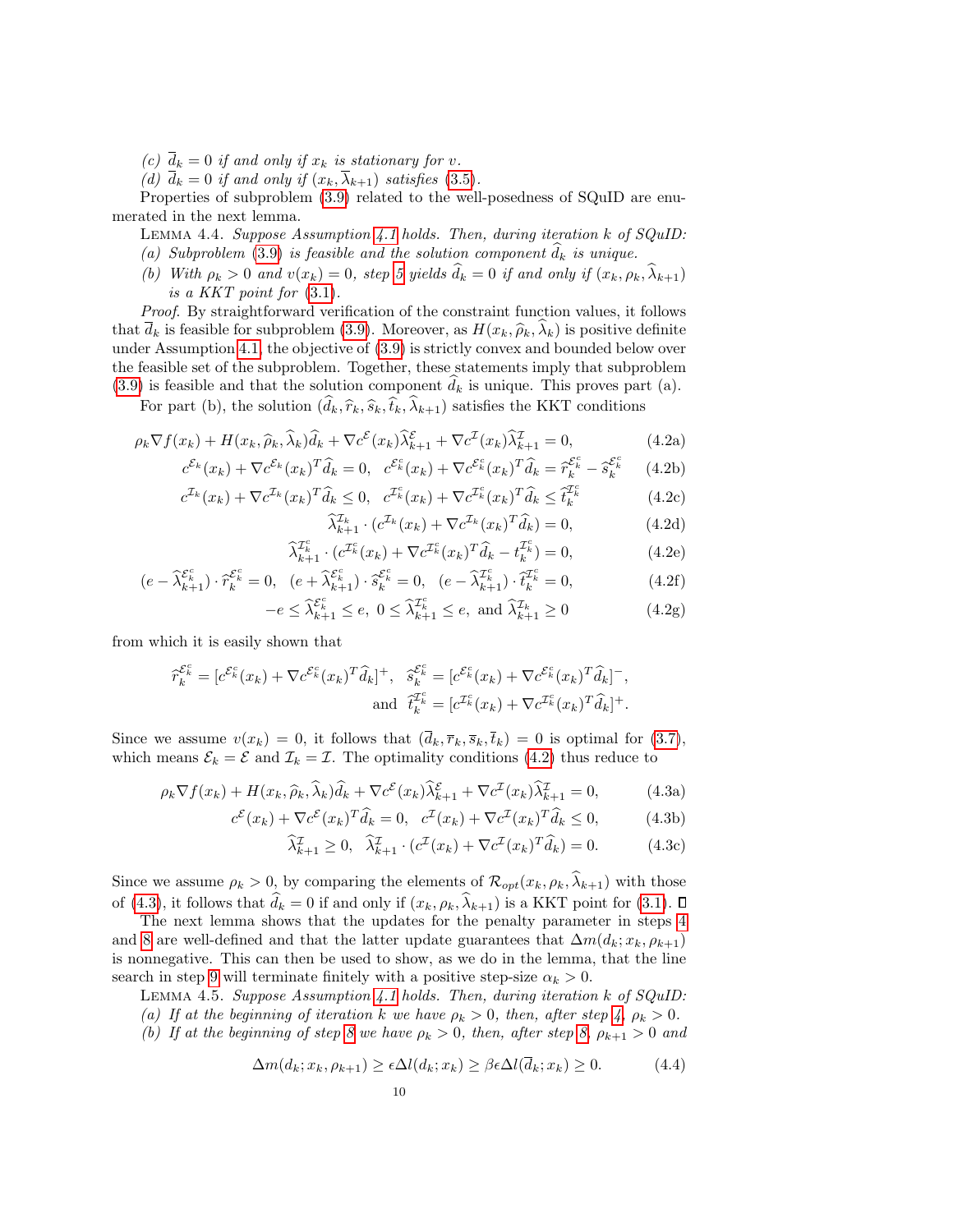(c) $\overline{d}_k = 0$ if and only if $x_k$ is stationary for $v$.

(d) $\overline{d}_k = 0$ if and only if $(x_k, \overline{\lambda}_{k+1})$ satisfies (3.5).

Properties of subproblem (3.9) related to the well-posedness of SQuID are enumerated in the next lemma.

Lemma 4.4. *Suppose Assumption 4.1 holds. Then, during iteration $k$ of SQuID:*

*(a) Subproblem (3.9) is feasible and the solution component $\widehat{d}_k$ is unique.*

*(b) With $\rho_k > 0$ and $v(x_k) = 0$, step 5 yields $\widehat{d}_k = 0$ if and only if $(x_k, \rho_k, \widehat{\lambda}_{k+1})$ is a KKT point for (3.1).*

*Proof.* By straightforward verification of the constraint function values, it follows that $\overline{d}_k$ is feasible for subproblem (3.9). Moreover, as $H(x_k, \widehat{\rho}_k, \widehat{\lambda}_k)$ is positive definite under Assumption 4.1, the objective of (3.9) is strictly convex and bounded below over the feasible set of the subproblem. Together, these statements imply that subproblem (3.9) is feasible and that the solution component $\widehat{d}_k$ is unique. This proves part (a).

For part (b), the solution $(\widehat{d}_k, \widehat{r}_k, \widehat{s}_k, \widehat{t}_k, \widehat{\lambda}_{k+1})$ satisfies the KKT conditions

$$\rho_k \nabla f(x_k) + H(x_k, \widehat{\rho}_k, \widehat{\lambda}_k)\widehat{d}_k + \nabla c^{\mathcal{E}}(x_k)\widehat{\lambda}^{\mathcal{E}}_{k+1} + \nabla c^{\mathcal{I}}(x_k)\widehat{\lambda}^{\mathcal{I}}_{k+1} = 0, \tag{4.2a}$$

$$c^{\mathcal{E}_k}(x_k) + \nabla c^{\mathcal{E}_k}(x_k)^T\widehat{d}_k = 0, \quad c^{\mathcal{E}^c_k}(x_k) + \nabla c^{\mathcal{E}^c_k}(x_k)^T\widehat{d}_k = \widehat{r}^{\mathcal{E}^c_k}_k - \widehat{s}^{\mathcal{E}^c_k}_k \tag{4.2b}$$

$$c^{\mathcal{I}_k}(x_k) + \nabla c^{\mathcal{I}_k}(x_k)^T\widehat{d}_k \le 0, \quad c^{\mathcal{I}^c_k}(x_k) + \nabla c^{\mathcal{I}^c_k}(x_k)^T\widehat{d}_k \le \widehat{t}^{\mathcal{I}^c_k}_k \tag{4.2c}$$

$$\widehat{\lambda}^{\mathcal{I}_k}_{k+1} \cdot (c^{\mathcal{I}_k}(x_k) + \nabla c^{\mathcal{I}_k}(x_k)^T\widehat{d}_k) = 0, \tag{4.2d}$$

$$\widehat{\lambda}^{\mathcal{I}^c_k}_{k+1} \cdot (c^{\mathcal{I}^c_k}(x_k) + \nabla c^{\mathcal{I}^c_k}(x_k)^T\widehat{d}_k - t^{\mathcal{I}^c_k}_k) = 0, \tag{4.2e}$$

$$(e - \widehat{\lambda}^{\mathcal{E}^c_k}_{k+1}) \cdot \widehat{r}^{\mathcal{E}^c_k}_k = 0, \quad (e + \widehat{\lambda}^{\mathcal{E}^c_k}_{k+1}) \cdot \widehat{s}^{\mathcal{E}^c_k}_k = 0, \quad (e - \widehat{\lambda}^{\mathcal{I}^c_k}_{k+1}) \cdot \widehat{t}^{\mathcal{I}^c_k}_k = 0, \tag{4.2f}$$

$$-e \le \widehat{\lambda}^{\mathcal{E}^c_k}_{k+1} \le e, \; 0 \le \widehat{\lambda}^{\mathcal{I}^c_k}_{k+1} \le e, \text{ and } \widehat{\lambda}^{\mathcal{I}_k}_{k+1} \ge 0 \tag{4.2g}$$

from which it is easily shown that

$$\widehat{r}^{\mathcal{E}^c_k}_k = [c^{\mathcal{E}^c_k}(x_k) + \nabla c^{\mathcal{E}^c_k}(x_k)^T\widehat{d}_k]^+, \quad \widehat{s}^{\mathcal{E}^c_k}_k = [c^{\mathcal{E}^c_k}(x_k) + \nabla c^{\mathcal{E}^c_k}(x_k)^T\widehat{d}_k]^-,$$
$$\text{and} \quad \widehat{t}^{\mathcal{I}^c_k}_k = [c^{\mathcal{I}^c_k}(x_k) + \nabla c^{\mathcal{I}^c_k}(x_k)^T\widehat{d}_k]^+.$$

Since we assume $v(x_k) = 0$, it follows that $(\overline{d}_k, \overline{r}_k, \overline{s}_k, \overline{t}_k) = 0$ is optimal for (3.7), which means $\mathcal{E}_k = \mathcal{E}$ and $\mathcal{I}_k = \mathcal{I}$. The optimality conditions (4.2) thus reduce to

$$\rho_k \nabla f(x_k) + H(x_k, \widehat{\rho}_k, \widehat{\lambda}_k)\widehat{d}_k + \nabla c^{\mathcal{E}}(x_k)\widehat{\lambda}^{\mathcal{E}}_{k+1} + \nabla c^{\mathcal{I}}(x_k)\widehat{\lambda}^{\mathcal{I}}_{k+1} = 0, \tag{4.3a}$$

$$c^{\mathcal{E}}(x_k) + \nabla c^{\mathcal{E}}(x_k)^T\widehat{d}_k = 0, \quad c^{\mathcal{I}}(x_k) + \nabla c^{\mathcal{I}}(x_k)^T\widehat{d}_k \le 0, \tag{4.3b}$$

$$\widehat{\lambda}^{\mathcal{I}}_{k+1} \ge 0, \quad \widehat{\lambda}^{\mathcal{I}}_{k+1} \cdot (c^{\mathcal{I}}(x_k) + \nabla c^{\mathcal{I}}(x_k)^T\widehat{d}_k) = 0. \tag{4.3c}$$

Since we assume $\rho_k > 0$, by comparing the elements of $\mathcal{R}_{opt}(x_k, \rho_k, \widehat{\lambda}_{k+1})$ with those of (4.3), it follows that $\widehat{d}_k = 0$ if and only if $(x_k, \rho_k, \widehat{\lambda}_{k+1})$ is a KKT point for (3.1). ☐

The next lemma shows that the updates for the penalty parameter in steps 4 and 8 are well-defined and that the latter update guarantees that $\Delta m(d_k; x_k, \rho_{k+1})$ is nonnegative. This can then be used to show, as we do in the lemma, that the line search in step 9 will terminate finitely with a positive step-size $\alpha_k > 0$.

Lemma 4.5. *Suppose Assumption 4.1 holds. Then, during iteration $k$ of SQuID:*

*(a) If at the beginning of iteration $k$ we have $\rho_k > 0$, then, after step 4, $\rho_k > 0$.*

*(b) If at the beginning of step 8 we have $\rho_k > 0$, then, after step 8, $\rho_{k+1} > 0$ and*

$$\Delta m(d_k; x_k, \rho_{k+1}) \ge \epsilon \Delta l(d_k; x_k) \ge \beta \epsilon \Delta l(\overline{d}_k; x_k) \ge 0. \tag{4.4}$$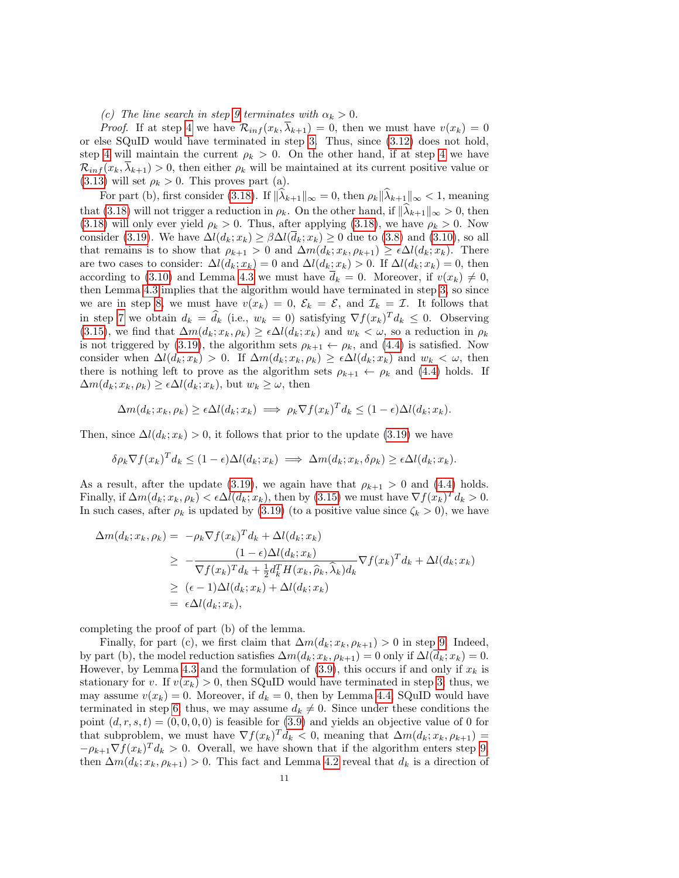*(c) The line search in step 9 terminates with $\alpha_k > 0$.*

*Proof.* If at step 4 we have $\mathcal{R}_{inf}(x_k, \overline{\lambda}_{k+1}) = 0$, then we must have $v(x_k) = 0$ or else SQuID would have terminated in step 3. Thus, since (3.12) does not hold, step 4 will maintain the current $\rho_k > 0$. On the other hand, if at step 4 we have $\mathcal{R}_{inf}(x_k, \overline{\lambda}_{k+1}) > 0$, then either $\rho_k$ will be maintained at its current positive value or (3.13) will set $\rho_k > 0$. This proves part (a).

For part (b), first consider (3.18). If $\|\widehat{\lambda}_{k+1}\|_\infty = 0$, then $\rho_k \|\widehat{\lambda}_{k+1}\|_\infty < 1$, meaning that (3.18) will not trigger a reduction in $\rho_k$. On the other hand, if $\|\widehat{\lambda}_{k+1}\|_\infty > 0$, then (3.18) will only ever yield $\rho_k > 0$. Thus, after applying (3.18), we have $\rho_k > 0$. Now consider (3.19). We have $\Delta l(d_k; x_k) \geq \beta \Delta l(\overline{d}_k; x_k) \geq 0$ due to (3.8) and (3.10), so all that remains is to show that $\rho_{k+1} > 0$ and $\Delta m(d_k; x_k, \rho_{k+1}) \geq \epsilon \Delta l(d_k; x_k)$. There are two cases to consider: $\Delta l(d_k; x_k) = 0$ and $\Delta l(d_k; x_k) > 0$. If $\Delta l(d_k; x_k) = 0$, then according to (3.10) and Lemma 4.3 we must have $\overline{d}_k = 0$. Moreover, if $v(x_k) \neq 0$, then Lemma 4.3 implies that the algorithm would have terminated in step 3, so since we are in step 8, we must have $v(x_k) = 0$, $\mathcal{E}_k = \mathcal{E}$, and $\mathcal{I}_k = \mathcal{I}$. It follows that in step 7 we obtain $d_k = \widehat{d}_k$ (i.e., $w_k = 0$) satisfying $\nabla f(x_k)^T d_k \leq 0$. Observing (3.15), we find that $\Delta m(d_k; x_k, \rho_k) \geq \epsilon \Delta l(d_k; x_k)$ and $w_k < \omega$, so a reduction in $\rho_k$ is not triggered by (3.19), the algorithm sets $\rho_{k+1} \leftarrow \rho_k$, and (4.4) is satisfied. Now consider when $\Delta l(d_k; x_k) > 0$. If $\Delta m(d_k; x_k, \rho_k) \geq \epsilon \Delta l(d_k; x_k)$ and $w_k < \omega$, then there is nothing left to prove as the algorithm sets $\rho_{k+1} \leftarrow \rho_k$ and (4.4) holds. If $\Delta m(d_k; x_k, \rho_k) \geq \epsilon \Delta l(d_k; x_k)$, but $w_k \geq \omega$, then

$$\Delta m(d_k; x_k, \rho_k) \geq \epsilon \Delta l(d_k; x_k) \implies \rho_k \nabla f(x_k)^T d_k \leq (1 - \epsilon) \Delta l(d_k; x_k).$$

Then, since $\Delta l(d_k; x_k) > 0$, it follows that prior to the update (3.19) we have

$$\delta \rho_k \nabla f(x_k)^T d_k \leq (1 - \epsilon) \Delta l(d_k; x_k) \implies \Delta m(d_k; x_k, \delta \rho_k) \geq \epsilon \Delta l(d_k; x_k).$$

As a result, after the update (3.19), we again have that $\rho_{k+1} > 0$ and (4.4) holds. Finally, if $\Delta m(d_k; x_k, \rho_k) < \epsilon \Delta l(d_k; x_k)$, then by (3.15) we must have $\nabla f(x_k)^T d_k > 0$. In such cases, after $\rho_k$ is updated by (3.19) (to a positive value since $\zeta_k > 0$), we have

$$\begin{aligned}
\Delta m(d_k; x_k, \rho_k) &= -\rho_k \nabla f(x_k)^T d_k + \Delta l(d_k; x_k) \\
&\geq -\frac{(1 - \epsilon) \Delta l(d_k; x_k)}{\nabla f(x_k)^T d_k + \frac{1}{2} d_k^T H(x_k, \widehat{\rho}_k, \widehat{\lambda}_k) d_k} \nabla f(x_k)^T d_k + \Delta l(d_k; x_k) \\
&\geq (\epsilon - 1) \Delta l(d_k; x_k) + \Delta l(d_k; x_k) \\
&= \epsilon \Delta l(d_k; x_k),
\end{aligned}$$

completing the proof of part (b) of the lemma.

Finally, for part (c), we first claim that $\Delta m(d_k; x_k, \rho_{k+1}) > 0$ in step 9. Indeed, by part (b), the model reduction satisfies $\Delta m(d_k; x_k, \rho_{k+1}) = 0$ only if $\Delta l(d_k; x_k) = 0$. However, by Lemma 4.3 and the formulation of (3.9), this occurs if and only if $x_k$ is stationary for $v$. If $v(x_k) > 0$, then SQuID would have terminated in step 3; thus, we may assume $v(x_k) = 0$. Moreover, if $d_k = 0$, then by Lemma 4.4, SQuID would have terminated in step 6; thus, we may assume $d_k \neq 0$. Since under these conditions the point $(d, r, s, t) = (0, 0, 0, 0)$ is feasible for (3.9) and yields an objective value of 0 for that subproblem, we must have $\nabla f(x_k)^T d_k < 0$, meaning that $\Delta m(d_k; x_k, \rho_{k+1}) = -\rho_{k+1} \nabla f(x_k)^T d_k > 0$. Overall, we have shown that if the algorithm enters step 9, then $\Delta m(d_k; x_k, \rho_{k+1}) > 0$. This fact and Lemma 4.2 reveal that $d_k$ is a direction of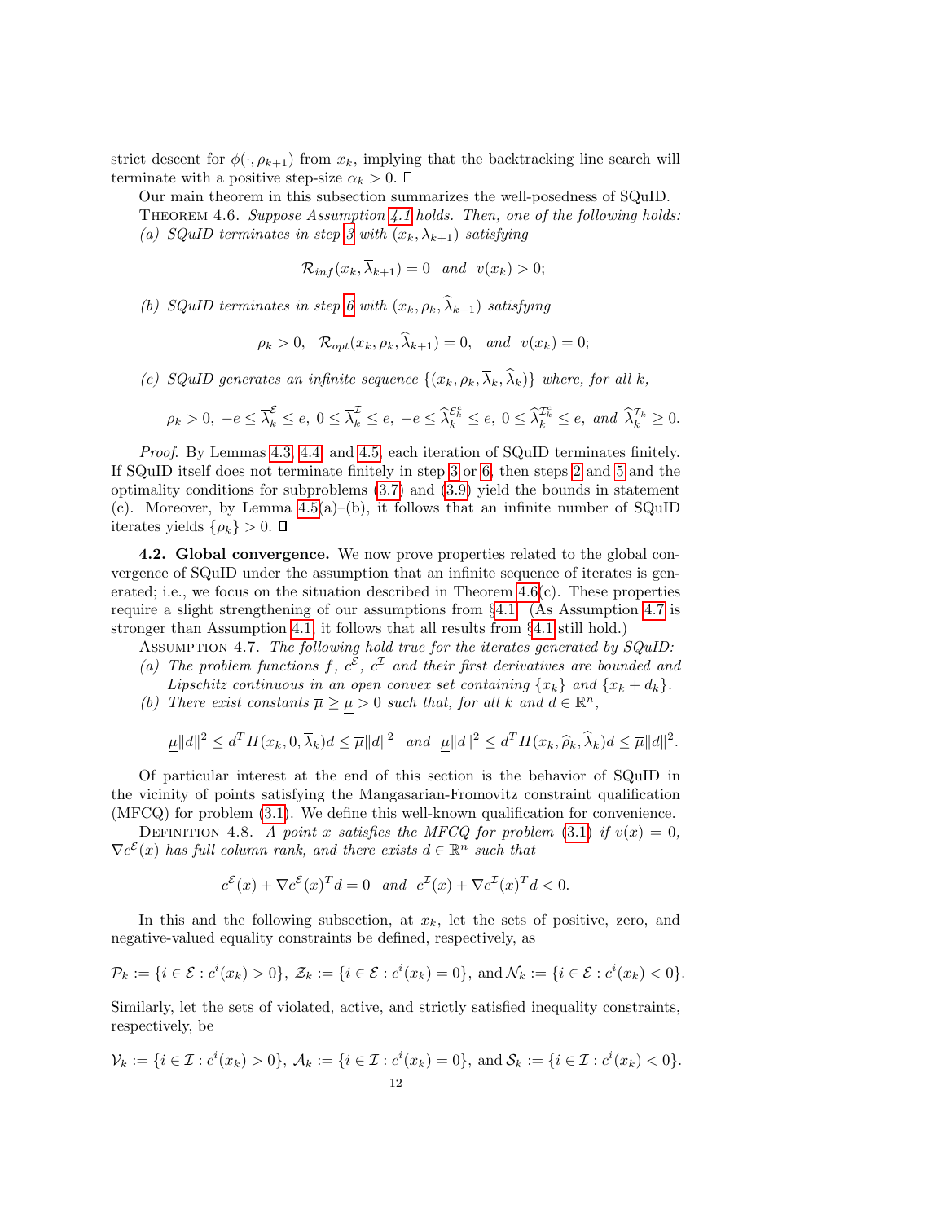strict descent for $\phi(\cdot, \rho_{k+1})$ from $x_k$, implying that the backtracking line search will terminate with a positive step-size $\alpha_k > 0$. □

Our main theorem in this subsection summarizes the well-posedness of SQuID.

THEOREM 4.6. *Suppose Assumption 4.1 holds. Then, one of the following holds:*

*(a) SQuID terminates in step 3 with $(x_k, \overline{\lambda}_{k+1})$ satisfying*

$$\mathcal{R}_{inf}(x_k, \overline{\lambda}_{k+1}) = 0 \quad \text{and} \quad v(x_k) > 0;$$

*(b) SQuID terminates in step 6 with $(x_k, \rho_k, \widehat{\lambda}_{k+1})$ satisfying*

$$\rho_k > 0, \quad \mathcal{R}_{opt}(x_k, \rho_k, \widehat{\lambda}_{k+1}) = 0, \quad \text{and} \quad v(x_k) = 0;$$

*(c) SQuID generates an infinite sequence $\{(x_k, \rho_k, \overline{\lambda}_k, \widehat{\lambda}_k)\}$ where, for all $k$,*

$$\rho_k > 0, \ -e \le \overline{\lambda}_k^{\mathcal{E}} \le e, \ 0 \le \overline{\lambda}_k^{\mathcal{I}} \le e, \ -e \le \widehat{\lambda}_k^{\mathcal{E}_k^c} \le e, \ 0 \le \widehat{\lambda}_k^{\mathcal{I}_k^c} \le e, \ \text{and} \ \widehat{\lambda}_k^{\mathcal{I}_k} \ge 0.$$

*Proof.* By Lemmas 4.3, 4.4, and 4.5, each iteration of SQuID terminates finitely. If SQuID itself does not terminate finitely in step 3 or 6, then steps 2 and 5 and the optimality conditions for subproblems (3.7) and (3.9) yield the bounds in statement (c). Moreover, by Lemma 4.5(a)–(b), it follows that an infinite number of SQuID iterates yields $\{\rho_k\} > 0$. □

**4.2. Global convergence.** We now prove properties related to the global convergence of SQuID under the assumption that an infinite sequence of iterates is generated; i.e., we focus on the situation described in Theorem 4.6(c). These properties require a slight strengthening of our assumptions from §4.1. (As Assumption 4.7 is stronger than Assumption 4.1, it follows that all results from §4.1 still hold.)

ASSUMPTION 4.7. *The following hold true for the iterates generated by SQuID:*

*(a) The problem functions $f$, $c^{\mathcal{E}}$, $c^{\mathcal{I}}$ and their first derivatives are bounded and Lipschitz continuous in an open convex set containing $\{x_k\}$ and $\{x_k + d_k\}$.*

*(b) There exist constants $\overline{\mu} \ge \underline{\mu} > 0$ such that, for all $k$ and $d \in \mathbb{R}^n$,*

$$\underline{\mu}\|d\|^2 \le d^T H(x_k, 0, \overline{\lambda}_k) d \le \overline{\mu}\|d\|^2 \quad \text{and} \quad \underline{\mu}\|d\|^2 \le d^T H(x_k, \widehat{\rho}_k, \widehat{\lambda}_k) d \le \overline{\mu}\|d\|^2.$$

Of particular interest at the end of this section is the behavior of SQuID in the vicinity of points satisfying the Mangasarian-Fromovitz constraint qualification (MFCQ) for problem (3.1). We define this well-known qualification for convenience.

DEFINITION 4.8. *A point $x$ satisfies the MFCQ for problem (3.1) if $v(x) = 0$, $\nabla c^{\mathcal{E}}(x)$ has full column rank, and there exists $d \in \mathbb{R}^n$ such that*

$$c^{\mathcal{E}}(x) + \nabla c^{\mathcal{E}}(x)^T d = 0 \quad \text{and} \quad c^{\mathcal{I}}(x) + \nabla c^{\mathcal{I}}(x)^T d < 0.$$

In this and the following subsection, at $x_k$, let the sets of positive, zero, and negative-valued equality constraints be defined, respectively, as

$$\mathcal{P}_k := \{i \in \mathcal{E} : c^i(x_k) > 0\}, \ \mathcal{Z}_k := \{i \in \mathcal{E} : c^i(x_k) = 0\}, \ \text{and} \ \mathcal{N}_k := \{i \in \mathcal{E} : c^i(x_k) < 0\}.$$

Similarly, let the sets of violated, active, and strictly satisfied inequality constraints, respectively, be

$$\mathcal{V}_k := \{i \in \mathcal{I} : c^i(x_k) > 0\}, \ \mathcal{A}_k := \{i \in \mathcal{I} : c^i(x_k) = 0\}, \ \text{and} \ \mathcal{S}_k := \{i \in \mathcal{I} : c^i(x_k) < 0\}.$$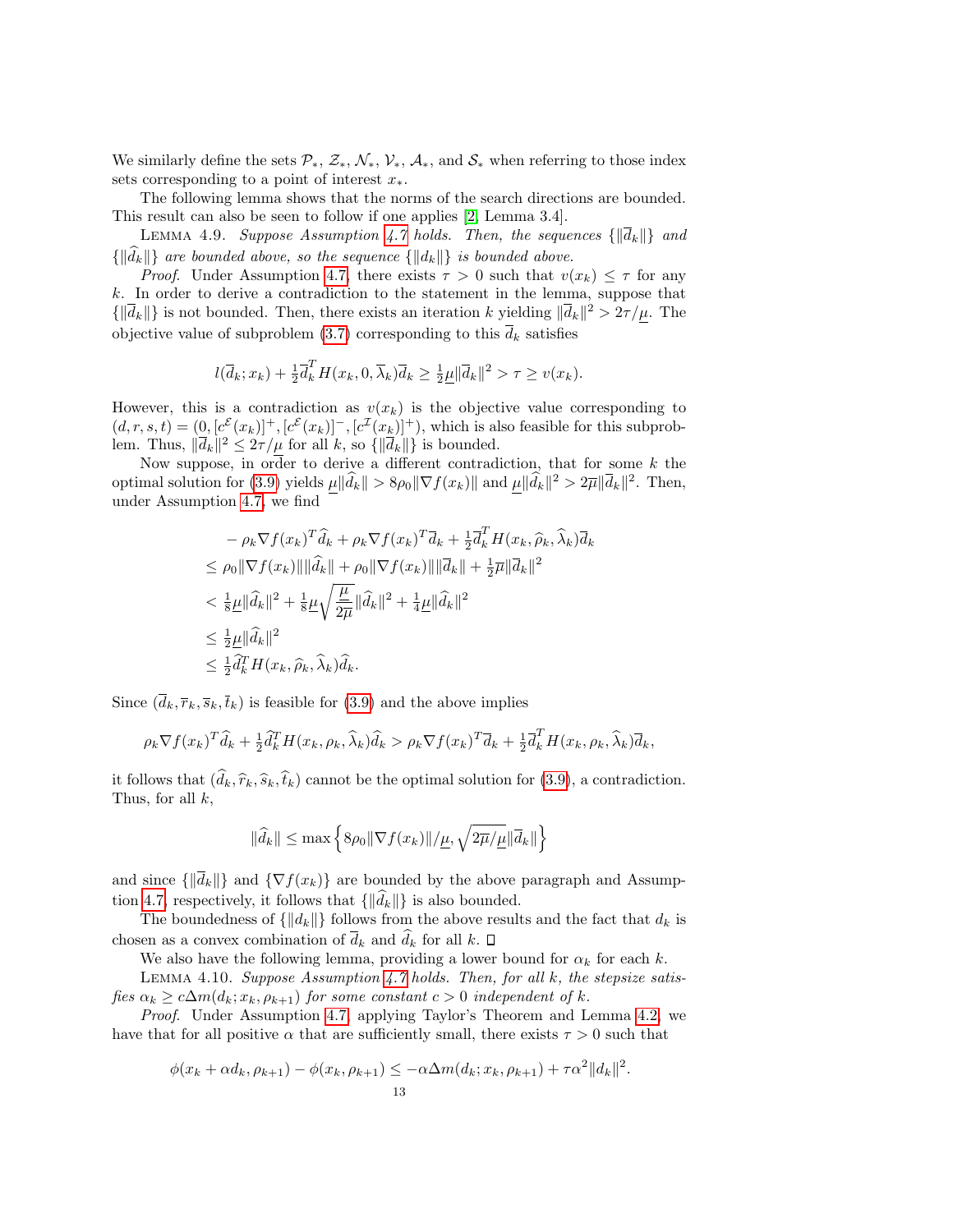We similarly define the sets $\mathcal{P}_*$, $\mathcal{Z}_*$, $\mathcal{N}_*$, $\mathcal{V}_*$, $\mathcal{A}_*$, and $\mathcal{S}_*$ when referring to those index sets corresponding to a point of interest $x_*$.

The following lemma shows that the norms of the search directions are bounded. This result can also be seen to follow if one applies [2, Lemma 3.4].

LEMMA 4.9. *Suppose Assumption 4.7 holds. Then, the sequences $\{\|\overline{d}_k\|\}$ and $\{\|\widehat{d}_k\|\}$ are bounded above, so the sequence $\{\|d_k\|\}$ is bounded above.*

*Proof.* Under Assumption 4.7, there exists $\tau > 0$ such that $v(x_k) \le \tau$ for any $k$. In order to derive a contradiction to the statement in the lemma, suppose that $\{\|\overline{d}_k\|\}$ is not bounded. Then, there exists an iteration $k$ yielding $\|\overline{d}_k\|^2 > 2\tau/\underline{\mu}$. The objective value of subproblem (3.7) corresponding to this $\overline{d}_k$ satisfies

$$l(\overline{d}_k; x_k) + \tfrac{1}{2}\overline{d}_k^T H(x_k, 0, \overline{\lambda}_k)\overline{d}_k \ge \tfrac{1}{2}\underline{\mu}\|\overline{d}_k\|^2 > \tau \ge v(x_k).$$

However, this is a contradiction as $v(x_k)$ is the objective value corresponding to $(d, r, s, t) = (0, [c^{\mathcal{E}}(x_k)]^+, [c^{\mathcal{E}}(x_k)]^-, [c^{\mathcal{I}}(x_k)]^+)$, which is also feasible for this subproblem. Thus, $\|\overline{d}_k\|^2 \le 2\tau/\underline{\mu}$ for all $k$, so $\{\|\overline{d}_k\|\}$ is bounded.

Now suppose, in order to derive a different contradiction, that for some $k$ the optimal solution for (3.9) yields $\underline{\mu}\|\widehat{d}_k\| > 8\rho_0\|\nabla f(x_k)\|$ and $\underline{\mu}\|\widehat{d}_k\|^2 > 2\overline{\mu}\|\overline{d}_k\|^2$. Then, under Assumption 4.7 we find

$$\begin{aligned}
&-\rho_k\nabla f(x_k)^T\widehat{d}_k + \rho_k\nabla f(x_k)^T\overline{d}_k + \tfrac{1}{2}\overline{d}_k^T H(x_k, \widehat{\rho}_k, \widehat{\lambda}_k)\overline{d}_k \\
&\le \rho_0\|\nabla f(x_k)\|\|\widehat{d}_k\| + \rho_0\|\nabla f(x_k)\|\|\overline{d}_k\| + \tfrac{1}{2}\overline{\mu}\|\overline{d}_k\|^2 \\
&< \tfrac{1}{8}\underline{\mu}\|\widehat{d}_k\|^2 + \tfrac{1}{8}\underline{\mu}\sqrt{\frac{\underline{\mu}}{2\overline{\mu}}}\|\widehat{d}_k\|^2 + \tfrac{1}{4}\underline{\mu}\|\widehat{d}_k\|^2 \\
&\le \tfrac{1}{2}\underline{\mu}\|\widehat{d}_k\|^2 \\
&\le \tfrac{1}{2}\widehat{d}_k^T H(x_k, \widehat{\rho}_k, \widehat{\lambda}_k)\widehat{d}_k.
\end{aligned}$$

Since $(\overline{d}_k, \overline{r}_k, \overline{s}_k, \overline{t}_k)$ is feasible for (3.9) and the above implies

$$\rho_k\nabla f(x_k)^T\widehat{d}_k + \tfrac{1}{2}\widehat{d}_k^T H(x_k, \rho_k, \widehat{\lambda}_k)\widehat{d}_k > \rho_k\nabla f(x_k)^T\overline{d}_k + \tfrac{1}{2}\overline{d}_k^T H(x_k, \rho_k, \widehat{\lambda}_k)\overline{d}_k,$$

it follows that $(\widehat{d}_k, \widehat{r}_k, \widehat{s}_k, \widehat{t}_k)$ cannot be the optimal solution for (3.9), a contradiction. Thus, for all $k$,

$$\|\widehat{d}_k\| \le \max\left\{8\rho_0\|\nabla f(x_k)\|/\underline{\mu}, \sqrt{2\overline{\mu}/\underline{\mu}}\|\overline{d}_k\|\right\}$$

and since $\{\|\overline{d}_k\|\}$ and $\{\nabla f(x_k)\}$ are bounded by the above paragraph and Assumption 4.7, respectively, it follows that $\{\|\widehat{d}_k\|\}$ is also bounded.

The boundedness of $\{\|d_k\|\}$ follows from the above results and the fact that $d_k$ is chosen as a convex combination of $\overline{d}_k$ and $\widehat{d}_k$ for all $k$. ◻

We also have the following lemma, providing a lower bound for $\alpha_k$ for each $k$.

LEMMA 4.10. *Suppose Assumption 4.7 holds. Then, for all $k$, the stepsize satisfies $\alpha_k \ge c\Delta m(d_k; x_k, \rho_{k+1})$ for some constant $c > 0$ independent of $k$.*

*Proof.* Under Assumption 4.7, applying Taylor's Theorem and Lemma 4.2, we have that for all positive $\alpha$ that are sufficiently small, there exists $\tau > 0$ such that

$$\phi(x_k + \alpha d_k, \rho_{k+1}) - \phi(x_k, \rho_{k+1}) \le -\alpha\Delta m(d_k; x_k, \rho_{k+1}) + \tau\alpha^2\|d_k\|^2.$$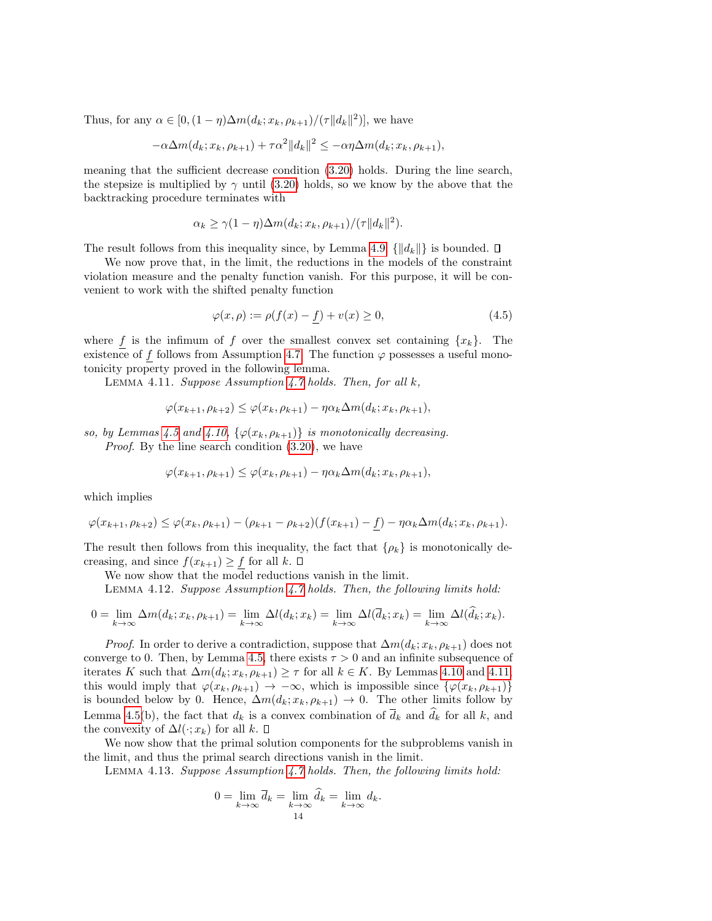Thus, for any $\alpha \in [0, (1-\eta)\Delta m(d_k; x_k, \rho_{k+1})/(\tau \|d_k\|^2)]$, we have

$$-\alpha \Delta m(d_k; x_k, \rho_{k+1}) + \tau \alpha^2 \|d_k\|^2 \leq -\alpha \eta \Delta m(d_k; x_k, \rho_{k+1}),$$

meaning that the sufficient decrease condition (3.20) holds. During the line search, the stepsize is multiplied by $\gamma$ until (3.20) holds, so we know by the above that the backtracking procedure terminates with

$$\alpha_k \geq \gamma(1-\eta)\Delta m(d_k; x_k, \rho_{k+1})/(\tau \|d_k\|^2).$$

The result follows from this inequality since, by Lemma 4.9, $\{\|d_k\|\}$ is bounded. $\square$

We now prove that, in the limit, the reductions in the models of the constraint violation measure and the penalty function vanish. For this purpose, it will be convenient to work with the shifted penalty function

$$\varphi(x, \rho) := \rho(f(x) - \underline{f}) + v(x) \geq 0, \tag{4.5}$$

where $\underline{f}$ is the infimum of $f$ over the smallest convex set containing $\{x_k\}$. The existence of $\underline{f}$ follows from Assumption 4.7. The function $\varphi$ possesses a useful monotonicity property proved in the following lemma.

Lemma 4.11. *Suppose Assumption 4.7 holds. Then, for all $k$,*

$$\varphi(x_{k+1}, \rho_{k+2}) \leq \varphi(x_k, \rho_{k+1}) - \eta \alpha_k \Delta m(d_k; x_k, \rho_{k+1}),$$

*so, by Lemmas 4.5 and 4.10, $\{\varphi(x_k, \rho_{k+1})\}$ is monotonically decreasing.*

*Proof*. By the line search condition (3.20), we have

$$\varphi(x_{k+1}, \rho_{k+1}) \leq \varphi(x_k, \rho_{k+1}) - \eta \alpha_k \Delta m(d_k; x_k, \rho_{k+1}),$$

which implies

$$\varphi(x_{k+1}, \rho_{k+2}) \leq \varphi(x_k, \rho_{k+1}) - (\rho_{k+1} - \rho_{k+2})(f(x_{k+1}) - \underline{f}) - \eta \alpha_k \Delta m(d_k; x_k, \rho_{k+1}).$$

The result then follows from this inequality, the fact that $\{\rho_k\}$ is monotonically decreasing, and since $f(x_{k+1}) \geq \underline{f}$ for all $k$. $\square$

We now show that the model reductions vanish in the limit.

Lemma 4.12. *Suppose Assumption 4.7 holds. Then, the following limits hold:*

$$0 = \lim_{k \to \infty} \Delta m(d_k; x_k, \rho_{k+1}) = \lim_{k \to \infty} \Delta l(d_k; x_k) = \lim_{k \to \infty} \Delta l(\overline{d}_k; x_k) = \lim_{k \to \infty} \Delta l(\widehat{d}_k; x_k).$$

*Proof*. In order to derive a contradiction, suppose that $\Delta m(d_k; x_k, \rho_{k+1})$ does not converge to 0. Then, by Lemma 4.5, there exists $\tau > 0$ and an infinite subsequence of iterates $K$ such that $\Delta m(d_k; x_k, \rho_{k+1}) \geq \tau$ for all $k \in K$. By Lemmas 4.10 and 4.11, this would imply that $\varphi(x_k, \rho_{k+1}) \to -\infty$, which is impossible since $\{\varphi(x_k, \rho_{k+1})\}$ is bounded below by 0. Hence, $\Delta m(d_k; x_k, \rho_{k+1}) \to 0$. The other limits follow by Lemma 4.5(b), the fact that $d_k$ is a convex combination of $\overline{d}_k$ and $\widehat{d}_k$ for all $k$, and the convexity of $\Delta l(\cdot; x_k)$ for all $k$. $\square$

We now show that the primal solution components for the subproblems vanish in the limit, and thus the primal search directions vanish in the limit.

Lemma 4.13. *Suppose Assumption 4.7 holds. Then, the following limits hold:*

$$0 = \lim_{k \to \infty} \overline{d}_k = \lim_{k \to \infty} \widehat{d}_k = \lim_{k \to \infty} d_k.$$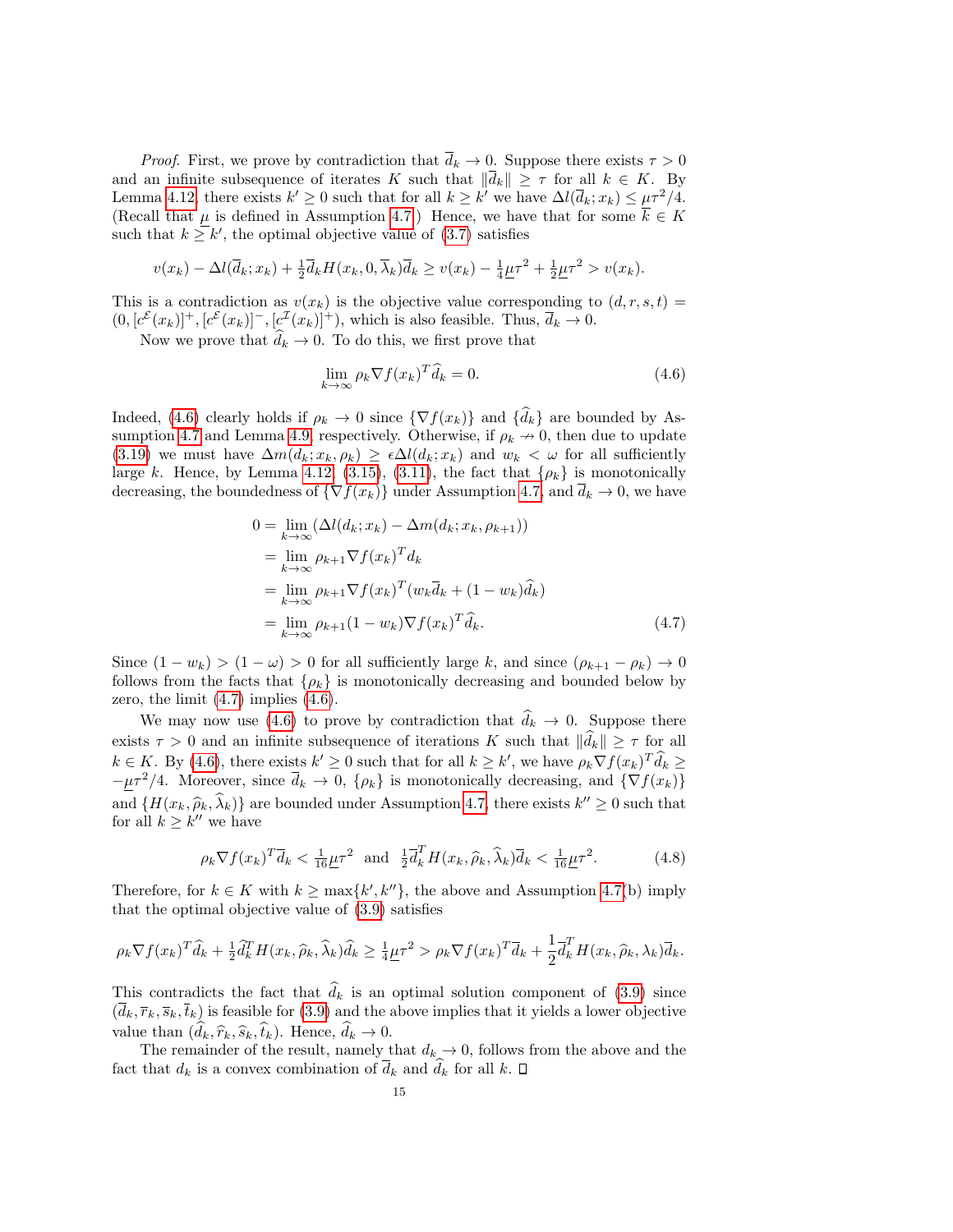*Proof.* First, we prove by contradiction that $\overline{d}_k \to 0$. Suppose there exists $\tau > 0$ and an infinite subsequence of iterates $K$ such that $\|\overline{d}_k\| \geq \tau$ for all $k \in K$. By Lemma 4.12, there exists $k' \geq 0$ such that for all $k \geq k'$ we have $\Delta l(\overline{d}_k; x_k) \leq \underline{\mu}\tau^2/4$. (Recall that $\underline{\mu}$ is defined in Assumption 4.7.) Hence, we have that for some $k \in K$ such that $k \geq k'$, the optimal objective value of (3.7) satisfies

$$v(x_k) - \Delta l(\overline{d}_k; x_k) + \tfrac{1}{2}\overline{d}_k H(x_k, 0, \overline{\lambda}_k)\overline{d}_k \geq v(x_k) - \tfrac{1}{4}\underline{\mu}\tau^2 + \tfrac{1}{2}\underline{\mu}\tau^2 > v(x_k).$$

This is a contradiction as $v(x_k)$ is the objective value corresponding to $(d, r, s, t) = (0, [c^{\mathcal{E}}(x_k)]^+, [c^{\mathcal{E}}(x_k)]^-, [c^{\mathcal{I}}(x_k)]^+)$, which is also feasible. Thus, $\overline{d}_k \to 0$.

Now we prove that $\widehat{d}_k \to 0$. To do this, we first prove that

$$\lim_{k\to\infty} \rho_k \nabla f(x_k)^T \widehat{d}_k = 0. \tag{4.6}$$

Indeed, (4.6) clearly holds if $\rho_k \to 0$ since $\{\nabla f(x_k)\}$ and $\{\widehat{d}_k\}$ are bounded by Assumption 4.7 and Lemma 4.9, respectively. Otherwise, if $\rho_k \nrightarrow 0$, then due to update (3.19) we must have $\Delta m(d_k; x_k, \rho_k) \geq \epsilon \Delta l(d_k; x_k)$ and $w_k < \omega$ for all sufficiently large $k$. Hence, by Lemma 4.12, (3.15), (3.11), the fact that $\{\rho_k\}$ is monotonically decreasing, the boundedness of $\{\nabla f(x_k)\}$ under Assumption 4.7, and $\overline{d}_k \to 0$, we have

$$\begin{aligned}
0 &= \lim_{k\to\infty} (\Delta l(d_k; x_k) - \Delta m(d_k; x_k, \rho_{k+1})) \\
&= \lim_{k\to\infty} \rho_{k+1} \nabla f(x_k)^T d_k \\
&= \lim_{k\to\infty} \rho_{k+1} \nabla f(x_k)^T (w_k \overline{d}_k + (1 - w_k)\widehat{d}_k) \\
&= \lim_{k\to\infty} \rho_{k+1}(1 - w_k) \nabla f(x_k)^T \widehat{d}_k.
\end{aligned} \tag{4.7}$$

Since $(1 - w_k) > (1 - \omega) > 0$ for all sufficiently large $k$, and since $(\rho_{k+1} - \rho_k) \to 0$ follows from the facts that $\{\rho_k\}$ is monotonically decreasing and bounded below by zero, the limit (4.7) implies (4.6).

We may now use (4.6) to prove by contradiction that $\widehat{d}_k \to 0$. Suppose there exists $\tau > 0$ and an infinite subsequence of iterations $K$ such that $\|\widehat{d}_k\| \geq \tau$ for all $k \in K$. By (4.6), there exists $k' \geq 0$ such that for all $k \geq k'$, we have $\rho_k \nabla f(x_k)^T \widehat{d}_k \geq -\underline{\mu}\tau^2/4$. Moreover, since $\overline{d}_k \to 0$, $\{\rho_k\}$ is monotonically decreasing, and $\{\nabla f(x_k)\}$ and $\{H(x_k, \widehat{\rho}_k, \widehat{\lambda}_k)\}$ are bounded under Assumption 4.7, there exists $k'' \geq 0$ such that for all $k \geq k''$ we have

$$\rho_k \nabla f(x_k)^T \overline{d}_k < \tfrac{1}{16}\underline{\mu}\tau^2 \quad \text{and} \quad \tfrac{1}{2}\overline{d}_k^T H(x_k, \widehat{\rho}_k, \widehat{\lambda}_k)\overline{d}_k < \tfrac{1}{16}\underline{\mu}\tau^2. \tag{4.8}$$

Therefore, for $k \in K$ with $k \geq \max\{k', k''\}$, the above and Assumption 4.7(b) imply that the optimal objective value of (3.9) satisfies

$$\rho_k \nabla f(x_k)^T \widehat{d}_k + \tfrac{1}{2}\widehat{d}_k^T H(x_k, \widehat{\rho}_k, \widehat{\lambda}_k)\widehat{d}_k \geq \tfrac{1}{4}\underline{\mu}\tau^2 > \rho_k \nabla f(x_k)^T \overline{d}_k + \frac{1}{2}\overline{d}_k^T H(x_k, \widehat{\rho}_k, \lambda_k)\overline{d}_k.$$

This contradicts the fact that $\widehat{d}_k$ is an optimal solution component of (3.9) since $(\overline{d}_k, \overline{r}_k, \overline{s}_k, \overline{t}_k)$ is feasible for (3.9) and the above implies that it yields a lower objective value than $(\widehat{d}_k, \widehat{r}_k, \widehat{s}_k, \widehat{t}_k)$. Hence, $\widehat{d}_k \to 0$.

The remainder of the result, namely that $d_k \to 0$, follows from the above and the fact that $d_k$ is a convex combination of $\overline{d}_k$ and $\widehat{d}_k$ for all $k$. $\square$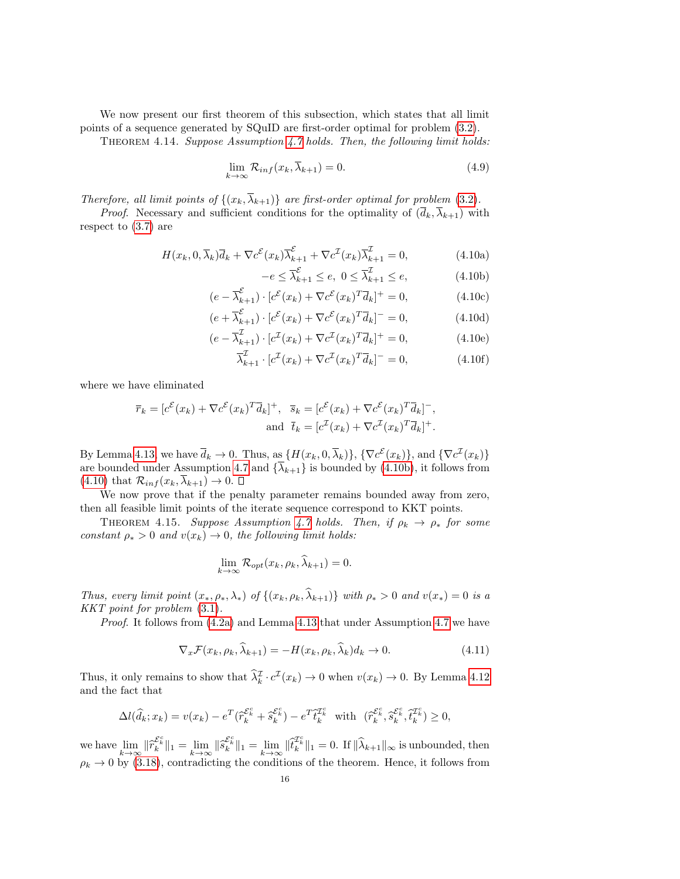We now present our first theorem of this subsection, which states that all limit points of a sequence generated by SQuID are first-order optimal for problem (3.2).

THEOREM 4.14. *Suppose Assumption 4.7 holds. Then, the following limit holds:*

$$\lim_{k\to\infty} \mathcal{R}_{inf}(x_k, \overline{\lambda}_{k+1}) = 0. \tag{4.9}$$

*Therefore, all limit points of $\{(x_k, \overline{\lambda}_{k+1})\}$ are first-order optimal for problem (3.2).*

*Proof.* Necessary and sufficient conditions for the optimality of $(\overline{d}_k, \overline{\lambda}_{k+1})$ with respect to (3.7) are

$$H(x_k, 0, \overline{\lambda}_k)\overline{d}_k + \nabla c^{\mathcal{E}}(x_k)\overline{\lambda}^{\mathcal{E}}_{k+1} + \nabla c^{\mathcal{I}}(x_k)\overline{\lambda}^{\mathcal{I}}_{k+1} = 0, \tag{4.10a}$$

$$-e \le \overline{\lambda}^{\mathcal{E}}_{k+1} \le e,\ \ 0 \le \overline{\lambda}^{\mathcal{I}}_{k+1} \le e, \tag{4.10b}$$

$$(e - \overline{\lambda}^{\mathcal{E}}_{k+1}) \cdot [c^{\mathcal{E}}(x_k) + \nabla c^{\mathcal{E}}(x_k)^T\overline{d}_k]^+ = 0, \tag{4.10c}$$

$$(e + \overline{\lambda}^{\mathcal{E}}_{k+1}) \cdot [c^{\mathcal{E}}(x_k) + \nabla c^{\mathcal{E}}(x_k)^T\overline{d}_k]^- = 0, \tag{4.10d}$$

$$(e - \overline{\lambda}^{\mathcal{I}}_{k+1}) \cdot [c^{\mathcal{I}}(x_k) + \nabla c^{\mathcal{I}}(x_k)^T\overline{d}_k]^+ = 0, \tag{4.10e}$$

$$\overline{\lambda}^{\mathcal{I}}_{k+1} \cdot [c^{\mathcal{I}}(x_k) + \nabla c^{\mathcal{I}}(x_k)^T\overline{d}_k]^- = 0, \tag{4.10f}$$

where we have eliminated

$$\overline{r}_k = [c^{\mathcal{E}}(x_k) + \nabla c^{\mathcal{E}}(x_k)^T\overline{d}_k]^+,\ \ \overline{s}_k = [c^{\mathcal{E}}(x_k) + \nabla c^{\mathcal{E}}(x_k)^T\overline{d}_k]^-,$$
$$\text{and}\ \ \overline{t}_k = [c^{\mathcal{I}}(x_k) + \nabla c^{\mathcal{I}}(x_k)^T\overline{d}_k]^+.$$

By Lemma 4.13, we have $\overline{d}_k \to 0$. Thus, as $\{H(x_k, 0, \overline{\lambda}_k)\}$, $\{\nabla c^{\mathcal{E}}(x_k)\}$, and $\{\nabla c^{\mathcal{I}}(x_k)\}$ are bounded under Assumption 4.7 and $\{\overline{\lambda}_{k+1}\}$ is bounded by (4.10b), it follows from (4.10) that $\mathcal{R}_{inf}(x_k, \overline{\lambda}_{k+1}) \to 0$. □

We now prove that if the penalty parameter remains bounded away from zero, then all feasible limit points of the iterate sequence correspond to KKT points.

THEOREM 4.15. *Suppose Assumption 4.7 holds. Then, if $\rho_k \to \rho_*$ for some constant $\rho_* > 0$ and $v(x_k) \to 0$, the following limit holds:*

$$\lim_{k\to\infty} \mathcal{R}_{opt}(x_k, \rho_k, \widehat{\lambda}_{k+1}) = 0.$$

*Thus, every limit point $(x_*, \rho_*, \lambda_*)$ of $\{(x_k, \rho_k, \widehat{\lambda}_{k+1})\}$ with $\rho_* > 0$ and $v(x_*) = 0$ is a KKT point for problem (3.1).*

*Proof.* It follows from (4.2a) and Lemma 4.13 that under Assumption 4.7 we have

$$\nabla_x \mathcal{F}(x_k, \rho_k, \widehat{\lambda}_{k+1}) = -H(x_k, \rho_k, \widehat{\lambda}_k)d_k \to 0. \tag{4.11}$$

Thus, it only remains to show that $\widehat{\lambda}^{\mathcal{I}}_k \cdot c^{\mathcal{I}}(x_k) \to 0$ when $v(x_k) \to 0$. By Lemma 4.12 and the fact that

$$\Delta l(\widehat{d}_k; x_k) = v(x_k) - e^T(\widehat{r}^{\mathcal{E}^c_k}_k + \widehat{s}^{\mathcal{E}^c_k}_k) - e^T\widehat{t}^{\mathcal{I}^c_k}_k \ \text{ with }\ (\widehat{r}^{\mathcal{E}^c_k}_k, \widehat{s}^{\mathcal{E}^c_k}_k, \widehat{t}^{\mathcal{I}^c_k}_k) \ge 0,$$

we have $\lim_{k\to\infty} \|\widehat{r}^{\mathcal{E}^c_k}_k\|_1 = \lim_{k\to\infty} \|\widehat{s}^{\mathcal{E}^c_k}_k\|_1 = \lim_{k\to\infty} \|\widehat{t}^{\mathcal{I}^c_k}_k\|_1 = 0$. If $\|\widehat{\lambda}_{k+1}\|_\infty$ is unbounded, then $\rho_k \to 0$ by (3.18), contradicting the conditions of the theorem. Hence, it follows from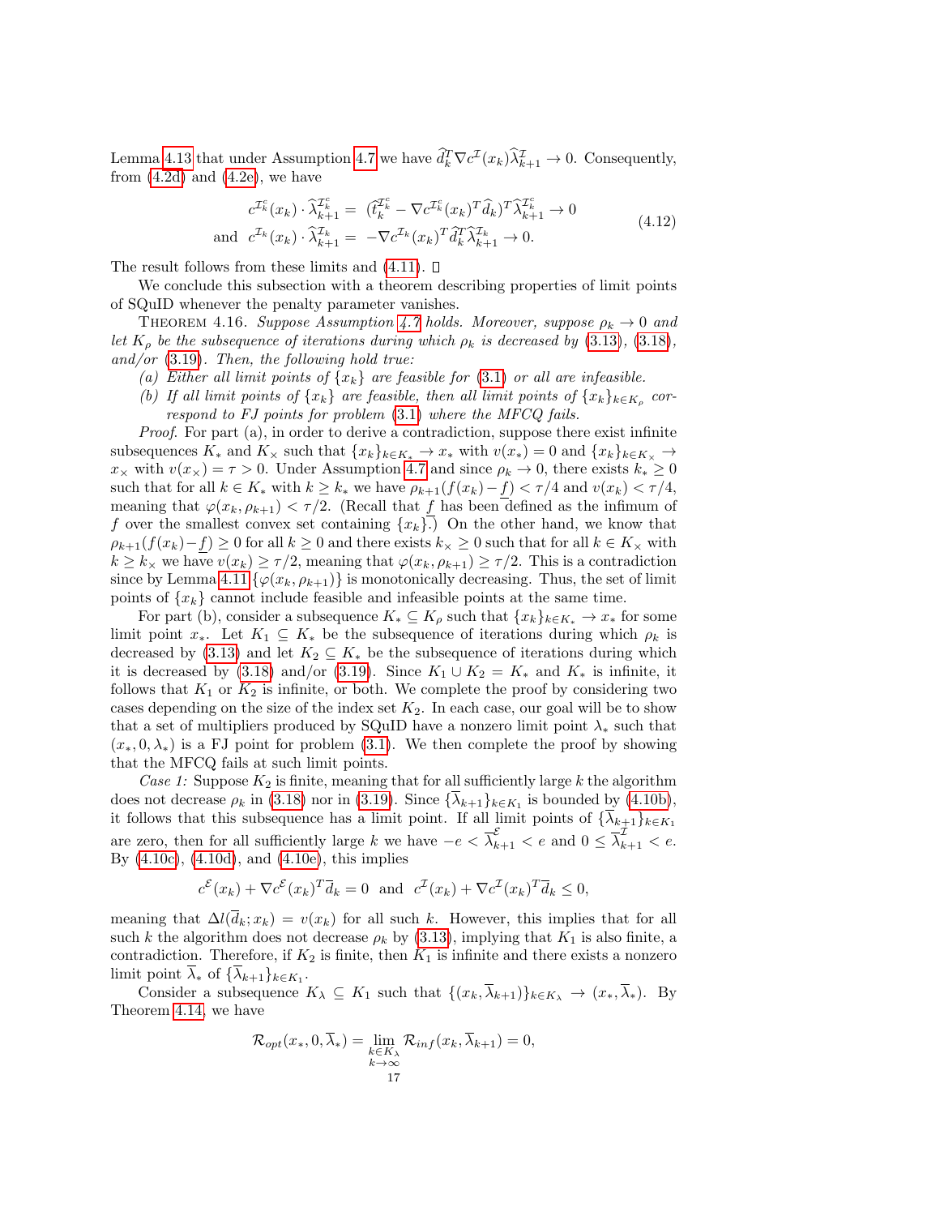Lemma 4.13 that under Assumption 4.7 we have $\widehat{d}_k^T \nabla c^{\mathcal{I}}(x_k)\widehat{\lambda}_{k+1}^{\mathcal{I}} \to 0$. Consequently, from (4.2d) and (4.2e), we have

$$
\begin{aligned}
c^{\mathcal{I}_k^c}(x_k) \cdot \widehat{\lambda}_{k+1}^{\mathcal{I}_k^c} &= \ (\widehat{t}_k^{\mathcal{I}_k^c} - \nabla c^{\mathcal{I}_k^c}(x_k)^T \widehat{d}_k)^T \widehat{\lambda}_{k+1}^{\mathcal{I}_k^c} \to 0 \\
\text{and} \ \ c^{\mathcal{I}_k}(x_k) \cdot \widehat{\lambda}_{k+1}^{\mathcal{I}_k} &= \ -\nabla c^{\mathcal{I}_k}(x_k)^T \widehat{d}_k^T \widehat{\lambda}_{k+1}^{\mathcal{I}_k} \to 0.
\end{aligned}
\tag{4.12}
$$

The result follows from these limits and (4.11). □

We conclude this subsection with a theorem describing properties of limit points of SQuID whenever the penalty parameter vanishes.

Theorem 4.16. *Suppose Assumption 4.7 holds. Moreover, suppose $\rho_k \to 0$ and let $K_\rho$ be the subsequence of iterations during which $\rho_k$ is decreased by (3.13), (3.18), and/or (3.19). Then, the following hold true:*

*(a) Either all limit points of $\{x_k\}$ are feasible for (3.1) or all are infeasible.*

*(b) If all limit points of $\{x_k\}$ are feasible, then all limit points of $\{x_k\}_{k \in K_\rho}$ correspond to FJ points for problem (3.1) where the MFCQ fails.*

*Proof.* For part (a), in order to derive a contradiction, suppose there exist infinite subsequences $K_*$ and $K_\times$ such that $\{x_k\}_{k\in K_*} \to x_*$ with $v(x_*) = 0$ and $\{x_k\}_{k\in K_\times} \to x_\times$ with $v(x_\times) = \tau > 0$. Under Assumption 4.7 and since $\rho_k \to 0$, there exists $k_* \geq 0$ such that for all $k \in K_*$ with $k \geq k_*$ we have $\rho_{k+1}(f(x_k) - \underline{f}) < \tau/4$ and $v(x_k) < \tau/4$, meaning that $\varphi(x_k, \rho_{k+1}) < \tau/2$. (Recall that $\underline{f}$ has been defined as the infimum of $f$ over the smallest convex set containing $\{x_k\}$.) On the other hand, we know that $\rho_{k+1}(f(x_k) - \underline{f}) \geq 0$ for all $k \geq 0$ and there exists $k_\times \geq 0$ such that for all $k \in K_\times$ with $k \geq k_\times$ we have $v(x_k) \geq \tau/2$, meaning that $\varphi(x_k, \rho_{k+1}) \geq \tau/2$. This is a contradiction since by Lemma 4.11 $\{\varphi(x_k, \rho_{k+1})\}$ is monotonically decreasing. Thus, the set of limit points of $\{x_k\}$ cannot include feasible and infeasible points at the same time.

For part (b), consider a subsequence $K_* \subseteq K_\rho$ such that $\{x_k\}_{k\in K_*} \to x_*$ for some limit point $x_*$. Let $K_1 \subseteq K_*$ be the subsequence of iterations during which $\rho_k$ is decreased by (3.13) and let $K_2 \subseteq K_*$ be the subsequence of iterations during which it is decreased by (3.18) and/or (3.19). Since $K_1 \cup K_2 = K_*$ and $K_*$ is infinite, it follows that $K_1$ or $K_2$ is infinite, or both. We complete the proof by considering two cases depending on the size of the index set $K_2$. In each case, our goal will be to show that a set of multipliers produced by SQuID have a nonzero limit point $\lambda_*$ such that $(x_*, 0, \lambda_*)$ is a FJ point for problem (3.1). We then complete the proof by showing that the MFCQ fails at such limit points.

*Case 1:* Suppose $K_2$ is finite, meaning that for all sufficiently large $k$ the algorithm does not decrease $\rho_k$ in (3.18) nor in (3.19). Since $\{\overline{\lambda}_{k+1}\}_{k\in K_1}$ is bounded by (4.10b), it follows that this subsequence has a limit point. If all limit points of $\{\overline{\lambda}_{k+1}\}_{k\in K_1}$ are zero, then for all sufficiently large $k$ we have $-e < \overline{\lambda}_{k+1}^{\mathcal{E}} < e$ and $0 \leq \overline{\lambda}_{k+1}^{\mathcal{I}} < e$. By (4.10c), (4.10d), and (4.10e), this implies

$$
c^{\mathcal{E}}(x_k) + \nabla c^{\mathcal{E}}(x_k)^T \overline{d}_k = 0 \ \text{ and } \ c^{\mathcal{I}}(x_k) + \nabla c^{\mathcal{I}}(x_k)^T \overline{d}_k \leq 0,
$$

meaning that $\Delta l(\overline{d}_k; x_k) = v(x_k)$ for all such $k$. However, this implies that for all such $k$ the algorithm does not decrease $\rho_k$ by (3.13), implying that $K_1$ is also finite, a contradiction. Therefore, if $K_2$ is finite, then $K_1$ is infinite and there exists a nonzero limit point $\overline{\lambda}_*$ of $\{\overline{\lambda}_{k+1}\}_{k\in K_1}$.

Consider a subsequence $K_\lambda \subseteq K_1$ such that $\{(x_k, \overline{\lambda}_{k+1})\}_{k\in K_\lambda} \to (x_*, \overline{\lambda}_*)$. By Theorem 4.14, we have

$$
\mathcal{R}_{opt}(x_*, 0, \overline{\lambda}_*) = \lim_{\substack{k\in K_\lambda \\ k\to\infty}} \mathcal{R}_{inf}(x_k, \overline{\lambda}_{k+1}) = 0,
$$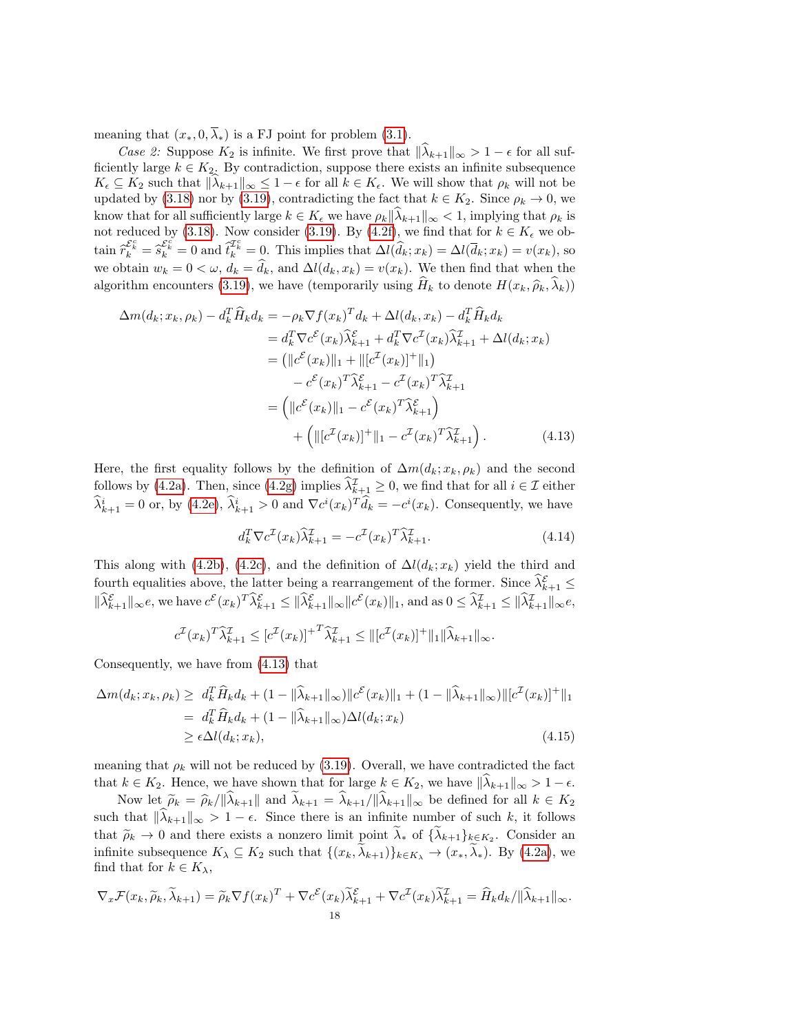meaning that $(x_*, 0, \overline{\lambda}_*)$ is a FJ point for problem (3.1).

*Case 2:* Suppose $K_2$ is infinite. We first prove that $\|\widehat{\lambda}_{k+1}\|_\infty > 1 - \epsilon$ for all sufficiently large $k \in K_2$. By contradiction, suppose there exists an infinite subsequence $K_\epsilon \subseteq K_2$ such that $\|\widehat{\lambda}_{k+1}\|_\infty \leq 1 - \epsilon$ for all $k \in K_\epsilon$. We will show that $\rho_k$ will not be updated by (3.18) nor by (3.19), contradicting the fact that $k \in K_2$. Since $\rho_k \to 0$, we know that for all sufficiently large $k \in K_\epsilon$ we have $\rho_k\|\widehat{\lambda}_{k+1}\|_\infty < 1$, implying that $\rho_k$ is not reduced by (3.18). Now consider (3.19). By (4.2f), we find that for $k \in K_\epsilon$ we obtain $\widehat{r}_k^{\mathcal{E}_k^c} = \widehat{s}_k^{\mathcal{E}_k^c} = 0$ and $\widehat{t}_k^{\mathcal{I}_k^c} = 0$. This implies that $\Delta l(\widehat{d}_k; x_k) = \Delta l(\overline{d}_k; x_k) = v(x_k)$, so we obtain $w_k = 0 < \omega$, $d_k = \widehat{d}_k$, and $\Delta l(d_k, x_k) = v(x_k)$. We then find that when the algorithm encounters (3.19), we have (temporarily using $\widehat{H}_k$ to denote $H(x_k, \widehat{\rho}_k, \widehat{\lambda}_k)$)

$$
\begin{aligned}
\Delta m(d_k; x_k, \rho_k) - d_k^T \widehat{H}_k d_k &= -\rho_k \nabla f(x_k)^T d_k + \Delta l(d_k, x_k) - d_k^T \widehat{H}_k d_k \\
&= d_k^T \nabla c^{\mathcal{E}}(x_k)\widehat{\lambda}_{k+1}^{\mathcal{E}} + d_k^T \nabla c^{\mathcal{I}}(x_k)\widehat{\lambda}_{k+1}^{\mathcal{I}} + \Delta l(d_k; x_k) \\
&= \left(\|c^{\mathcal{E}}(x_k)\|_1 + \|[c^{\mathcal{I}}(x_k)]^+\|_1\right) \\
&\quad - c^{\mathcal{E}}(x_k)^T \widehat{\lambda}_{k+1}^{\mathcal{E}} - c^{\mathcal{I}}(x_k)^T \widehat{\lambda}_{k+1}^{\mathcal{I}} \\
&= \left(\|c^{\mathcal{E}}(x_k)\|_1 - c^{\mathcal{E}}(x_k)^T \widehat{\lambda}_{k+1}^{\mathcal{E}}\right) \\
&\quad + \left(\|[c^{\mathcal{I}}(x_k)]^+\|_1 - c^{\mathcal{I}}(x_k)^T \widehat{\lambda}_{k+1}^{\mathcal{I}}\right).
\end{aligned} \tag{4.13}
$$

Here, the first equality follows by the definition of $\Delta m(d_k; x_k, \rho_k)$ and the second follows by (4.2a). Then, since (4.2g) implies $\widehat{\lambda}_{k+1}^{\mathcal{I}} \geq 0$, we find that for all $i \in \mathcal{I}$ either $\widehat{\lambda}_{k+1}^i = 0$ or, by (4.2e), $\widehat{\lambda}_{k+1}^i > 0$ and $\nabla c^i(x_k)^T \widehat{d}_k = -c^i(x_k)$. Consequently, we have

$$
d_k^T \nabla c^{\mathcal{I}}(x_k)\widehat{\lambda}_{k+1}^{\mathcal{I}} = -c^{\mathcal{I}}(x_k)^T \widehat{\lambda}_{k+1}^{\mathcal{I}}. \tag{4.14}
$$

This along with (4.2b), (4.2c), and the definition of $\Delta l(d_k; x_k)$ yield the third and fourth equalities above, the latter being a rearrangement of the former. Since $\widehat{\lambda}_{k+1}^{\mathcal{E}} \leq \|\widehat{\lambda}_{k+1}^{\mathcal{E}}\|_\infty e$, we have $c^{\mathcal{E}}(x_k)^T \widehat{\lambda}_{k+1}^{\mathcal{E}} \leq \|\widehat{\lambda}_{k+1}^{\mathcal{E}}\|_\infty \|c^{\mathcal{E}}(x_k)\|_1$, and as $0 \leq \widehat{\lambda}_{k+1}^{\mathcal{I}} \leq \|\widehat{\lambda}_{k+1}^{\mathcal{I}}\|_\infty e$,

$$
c^{\mathcal{I}}(x_k)^T \widehat{\lambda}_{k+1}^{\mathcal{I}} \leq [c^{\mathcal{I}}(x_k)]^{+T} \widehat{\lambda}_{k+1}^{\mathcal{I}} \leq \|[c^{\mathcal{I}}(x_k)]^+\|_1 \|\widehat{\lambda}_{k+1}\|_\infty.
$$

Consequently, we have from (4.13) that

$$
\begin{aligned}
\Delta m(d_k; x_k, \rho_k) &\geq d_k^T \widehat{H}_k d_k + (1 - \|\widehat{\lambda}_{k+1}\|_\infty)\|c^{\mathcal{E}}(x_k)\|_1 + (1 - \|\widehat{\lambda}_{k+1}\|_\infty)\|[c^{\mathcal{I}}(x_k)]^+\|_1 \\
&= d_k^T \widehat{H}_k d_k + (1 - \|\widehat{\lambda}_{k+1}\|_\infty)\Delta l(d_k; x_k) \\
&\geq \epsilon \Delta l(d_k; x_k),
\end{aligned} \tag{4.15}
$$

meaning that $\rho_k$ will not be reduced by (3.19). Overall, we have contradicted the fact that $k \in K_2$. Hence, we have shown that for large $k \in K_2$, we have $\|\widehat{\lambda}_{k+1}\|_\infty > 1 - \epsilon$.

Now let $\widetilde{\rho}_k = \widehat{\rho}_k / \|\widehat{\lambda}_{k+1}\|$ and $\widetilde{\lambda}_{k+1} = \widehat{\lambda}_{k+1}/\|\widehat{\lambda}_{k+1}\|_\infty$ be defined for all $k \in K_2$ such that $\|\widehat{\lambda}_{k+1}\|_\infty > 1 - \epsilon$. Since there is an infinite number of such $k$, it follows that $\widetilde{\rho}_k \to 0$ and there exists a nonzero limit point $\widetilde{\lambda}_*$ of $\{\widetilde{\lambda}_{k+1}\}_{k \in K_2}$. Consider an infinite subsequence $K_\lambda \subseteq K_2$ such that $\{(x_k, \widetilde{\lambda}_{k+1})\}_{k \in K_\lambda} \to (x_*, \widetilde{\lambda}_*)$. By (4.2a), we find that for $k \in K_\lambda$,

$$
\nabla_x \mathcal{F}(x_k, \widetilde{\rho}_k, \widetilde{\lambda}_{k+1}) = \widetilde{\rho}_k \nabla f(x_k)^T + \nabla c^{\mathcal{E}}(x_k)\widetilde{\lambda}_{k+1}^{\mathcal{E}} + \nabla c^{\mathcal{I}}(x_k)\widetilde{\lambda}_{k+1}^{\mathcal{I}} = \widehat{H}_k d_k / \|\widehat{\lambda}_{k+1}\|_\infty.
$$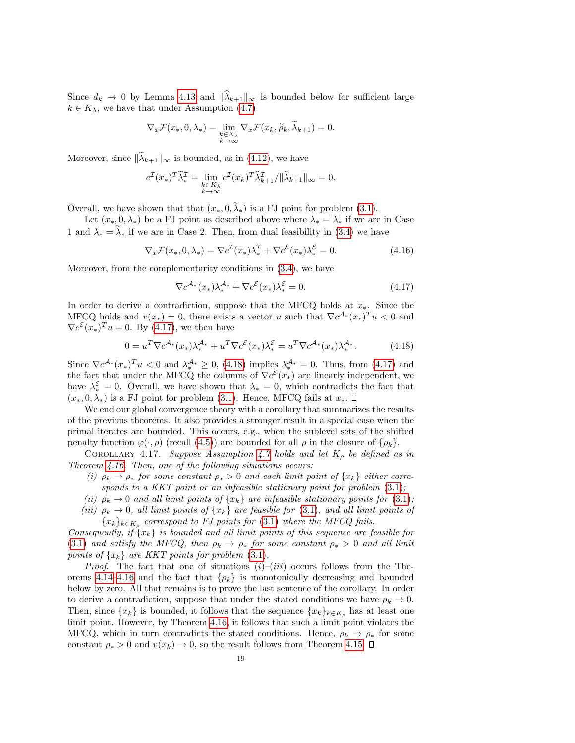Since $d_k \to 0$ by Lemma 4.13 and $\|\widehat{\lambda}_{k+1}\|_\infty$ is bounded below for sufficient large $k \in K_\lambda$, we have that under Assumption (4.7)

$$\nabla_x \mathcal{F}(x_*, 0, \lambda_*) = \lim_{\substack{k \in K_\lambda \\ k \to \infty}} \nabla_x \mathcal{F}(x_k, \widetilde{\rho}_k, \widetilde{\lambda}_{k+1}) = 0.$$

Moreover, since $\|\widetilde{\lambda}_{k+1}\|_\infty$ is bounded, as in (4.12), we have

$$c^{\mathcal{I}}(x_*)^T \widetilde{\lambda}_*^{\mathcal{I}} = \lim_{\substack{k \in K_\lambda \\ k \to \infty}} c^{\mathcal{I}}(x_k)^T \widehat{\lambda}_{k+1}^{\mathcal{I}} / \|\widehat{\lambda}_{k+1}\|_\infty = 0.$$

Overall, we have shown that that $(x_*, 0, \widetilde{\lambda}_*)$ is a FJ point for problem (3.1).

Let $(x_*, 0, \lambda_*)$ be a FJ point as described above where $\lambda_* = \overline{\lambda}_*$ if we are in Case 1 and $\lambda_* = \widetilde{\lambda}_*$ if we are in Case 2. Then, from dual feasibility in (3.4) we have

$$\nabla_x \mathcal{F}(x_*, 0, \lambda_*) = \nabla c^{\mathcal{I}}(x_*) \lambda_*^{\mathcal{I}} + \nabla c^{\mathcal{E}}(x_*) \lambda_*^{\mathcal{E}} = 0. \tag{4.16}$$

Moreover, from the complementarity conditions in (3.4), we have

$$\nabla c^{\mathcal{A}_*}(x_*) \lambda_*^{\mathcal{A}_*} + \nabla c^{\mathcal{E}}(x_*) \lambda_*^{\mathcal{E}} = 0. \tag{4.17}$$

In order to derive a contradiction, suppose that the MFCQ holds at $x_*$. Since the MFCQ holds and $v(x_*) = 0$, there exists a vector $u$ such that $\nabla c^{\mathcal{A}_*}(x_*)^T u < 0$ and $\nabla c^{\mathcal{E}}(x_*)^T u = 0$. By (4.17), we then have

$$0 = u^T \nabla c^{\mathcal{A}_*}(x_*) \lambda_*^{\mathcal{A}_*} + u^T \nabla c^{\mathcal{E}}(x_*) \lambda_*^{\mathcal{E}} = u^T \nabla c^{\mathcal{A}_*}(x_*) \lambda_*^{\mathcal{A}_*}. \tag{4.18}$$

Since $\nabla c^{\mathcal{A}_*}(x_*)^T u < 0$ and $\lambda_*^{\mathcal{A}_*} \geq 0$, (4.18) implies $\lambda_*^{\mathcal{A}_*} = 0$. Thus, from (4.17) and the fact that under the MFCQ the columns of $\nabla c^{\mathcal{E}}(x_*)$ are linearly independent, we have $\lambda_*^{\mathcal{E}} = 0$. Overall, we have shown that $\lambda_* = 0$, which contradicts the fact that $(x_*, 0, \lambda_*)$ is a FJ point for problem (3.1). Hence, MFCQ fails at $x_*$. ☐

We end our global convergence theory with a corollary that summarizes the results of the previous theorems. It also provides a stronger result in a special case when the primal iterates are bounded. This occurs, e.g., when the sublevel sets of the shifted penalty function $\varphi(\cdot, \rho)$ (recall (4.5)) are bounded for all $\rho$ in the closure of $\{\rho_k\}$.

Corollary 4.17. *Suppose Assumption 4.7 holds and let $K_\rho$ be defined as in Theorem 4.16. Then, one of the following situations occurs:*

*(i) $\rho_k \to \rho_*$ for some constant $\rho_* > 0$ and each limit point of $\{x_k\}$ either corresponds to a KKT point or an infeasible stationary point for problem (3.1);*

*(ii) $\rho_k \to 0$ and all limit points of $\{x_k\}$ are infeasible stationary points for (3.1);*

*(iii) $\rho_k \to 0$, all limit points of $\{x_k\}$ are feasible for (3.1), and all limit points of $\{x_k\}_{k \in K_\rho}$ correspond to FJ points for (3.1) where the MFCQ fails.*

*Consequently, if $\{x_k\}$ is bounded and all limit points of this sequence are feasible for (3.1) and satisfy the MFCQ, then $\rho_k \to \rho_*$ for some constant $\rho_* > 0$ and all limit points of $\{x_k\}$ are KKT points for problem (3.1).*

*Proof.* The fact that one of situations *(i)*–*(iii)* occurs follows from the Theorems 4.14–4.16 and the fact that $\{\rho_k\}$ is monotonically decreasing and bounded below by zero. All that remains is to prove the last sentence of the corollary. In order to derive a contradiction, suppose that under the stated conditions we have $\rho_k \to 0$. Then, since $\{x_k\}$ is bounded, it follows that the sequence $\{x_k\}_{k \in K_\rho}$ has at least one limit point. However, by Theorem 4.16, it follows that such a limit point violates the MFCQ, which in turn contradicts the stated conditions. Hence, $\rho_k \to \rho_*$ for some constant $\rho_* > 0$ and $v(x_k) \to 0$, so the result follows from Theorem 4.15. ☐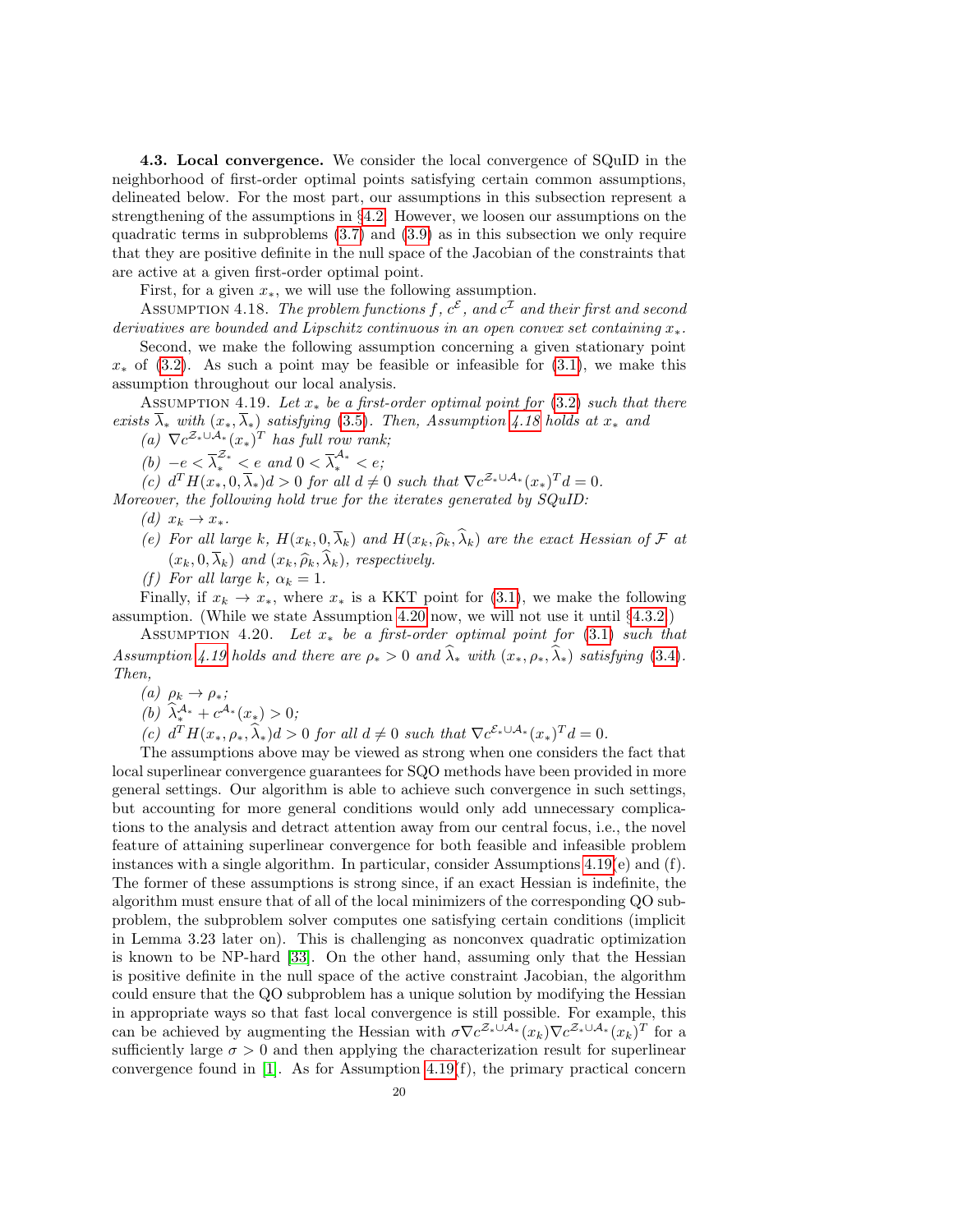**4.3. Local convergence.** We consider the local convergence of SQuID in the neighborhood of first-order optimal points satisfying certain common assumptions, delineated below. For the most part, our assumptions in this subsection represent a strengthening of the assumptions in §4.2. However, we loosen our assumptions on the quadratic terms in subproblems (3.7) and (3.9) as in this subsection we only require that they are positive definite in the null space of the Jacobian of the constraints that are active at a given first-order optimal point.

First, for a given $x_*$, we will use the following assumption.

ASSUMPTION 4.18. *The problem functions $f$, $c^{\mathcal{E}}$, and $c^{\mathcal{I}}$ and their first and second derivatives are bounded and Lipschitz continuous in an open convex set containing $x_*$.*

Second, we make the following assumption concerning a given stationary point $x_*$ of (3.2). As such a point may be feasible or infeasible for (3.1), we make this assumption throughout our local analysis.

ASSUMPTION 4.19. *Let $x_*$ be a first-order optimal point for (3.2) such that there exists $\overline{\lambda}_*$ with $(x_*, \overline{\lambda}_*)$ satisfying (3.5). Then, Assumption 4.18 holds at $x_*$ and*

*(a) $\nabla c^{\mathcal{Z}_* \cup \mathcal{A}_*}(x_*)^T$ has full row rank;*

*(b) $-e < \overline{\lambda}_*^{\mathcal{Z}_*} < e$ and $0 < \overline{\lambda}_*^{\mathcal{A}_*} < e$;*

*(c) $d^T H(x_*, 0, \overline{\lambda}_*) d > 0$ for all $d \neq 0$ such that $\nabla c^{\mathcal{Z}_* \cup \mathcal{A}_*}(x_*)^T d = 0$.*

*Moreover, the following hold true for the iterates generated by SQuID:*

*(d) $x_k \to x_*$.*

*(e) For all large $k$, $H(x_k, 0, \overline{\lambda}_k)$ and $H(x_k, \widehat{\rho}_k, \widehat{\lambda}_k)$ are the exact Hessian of $\mathcal{F}$ at $(x_k, 0, \overline{\lambda}_k)$ and $(x_k, \widehat{\rho}_k, \widehat{\lambda}_k)$, respectively.*

*(f) For all large $k$, $\alpha_k = 1$.*

Finally, if $x_k \to x_*$, where $x_*$ is a KKT point for (3.1), we make the following assumption. (While we state Assumption 4.20 now, we will not use it until §4.3.2.)

ASSUMPTION 4.20. *Let $x_*$ be a first-order optimal point for (3.1) such that Assumption 4.19 holds and there are $\rho_* > 0$ and $\widehat{\lambda}_*$ with $(x_*, \rho_*, \widehat{\lambda}_*)$ satisfying (3.4). Then,*

*(a) $\rho_k \to \rho_*$;*

*(b) $\widehat{\lambda}_*^{\mathcal{A}_*} + c^{\mathcal{A}_*}(x_*) > 0$;*

*(c) $d^T H(x_*, \rho_*, \widehat{\lambda}_*) d > 0$ for all $d \neq 0$ such that $\nabla c^{\mathcal{E}_* \cup \mathcal{A}_*}(x_*)^T d = 0$.*

The assumptions above may be viewed as strong when one considers the fact that local superlinear convergence guarantees for SQO methods have been provided in more general settings. Our algorithm is able to achieve such convergence in such settings, but accounting for more general conditions would only add unnecessary complications to the analysis and detract attention away from our central focus, i.e., the novel feature of attaining superlinear convergence for both feasible and infeasible problem instances with a single algorithm. In particular, consider Assumptions 4.19(e) and (f). The former of these assumptions is strong since, if an exact Hessian is indefinite, the algorithm must ensure that of all of the local minimizers of the corresponding QO subproblem, the subproblem solver computes one satisfying certain conditions (implicit in Lemma 3.23 later on). This is challenging as nonconvex quadratic optimization is known to be NP-hard [33]. On the other hand, assuming only that the Hessian is positive definite in the null space of the active constraint Jacobian, the algorithm could ensure that the QO subproblem has a unique solution by modifying the Hessian in appropriate ways so that fast local convergence is still possible. For example, this can be achieved by augmenting the Hessian with $\sigma \nabla c^{\mathcal{Z}_* \cup \mathcal{A}_*}(x_k) \nabla c^{\mathcal{Z}_* \cup \mathcal{A}_*}(x_k)^T$ for a sufficiently large $\sigma > 0$ and then applying the characterization result for superlinear convergence found in [1]. As for Assumption 4.19(f), the primary practical concern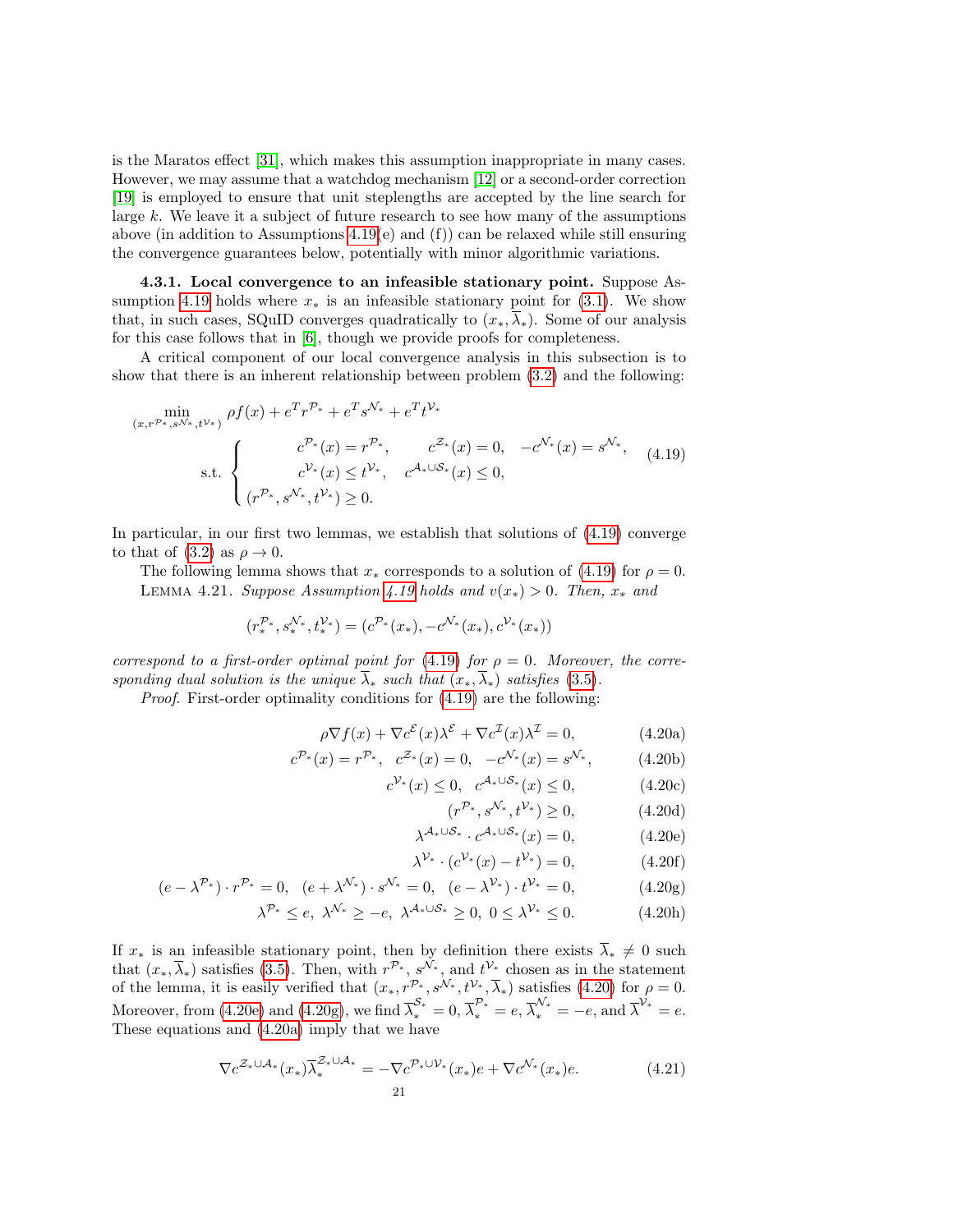is the Maratos effect [31], which makes this assumption inappropriate in many cases. However, we may assume that a watchdog mechanism [12] or a second-order correction [19] is employed to ensure that unit steplengths are accepted by the line search for large $k$. We leave it a subject of future research to see how many of the assumptions above (in addition to Assumptions 4.19(e) and (f)) can be relaxed while still ensuring the convergence guarantees below, potentially with minor algorithmic variations.

**4.3.1. Local convergence to an infeasible stationary point.** Suppose Assumption 4.19 holds where $x_*$ is an infeasible stationary point for (3.1). We show that, in such cases, SQuID converges quadratically to $(x_*, \overline{\lambda}_*)$. Some of our analysis for this case follows that in [6], though we provide proofs for completeness.

A critical component of our local convergence analysis in this subsection is to show that there is an inherent relationship between problem (3.2) and the following:

$$
\min_{(x, r^{\mathcal{P}_*}, s^{\mathcal{N}_*}, t^{\mathcal{V}_*})} \ \rho f(x) + e^T r^{\mathcal{P}_*} + e^T s^{\mathcal{N}_*} + e^T t^{\mathcal{V}_*}
$$

$$
\text{s.t.} \ \begin{cases} c^{\mathcal{P}_*}(x) = r^{\mathcal{P}_*}, \quad c^{\mathcal{Z}_*}(x) = 0, \quad -c^{\mathcal{N}_*}(x) = s^{\mathcal{N}_*}, \\ c^{\mathcal{V}_*}(x) \leq t^{\mathcal{V}_*}, \quad c^{\mathcal{A}_* \cup \mathcal{S}_*}(x) \leq 0, \\ (r^{\mathcal{P}_*}, s^{\mathcal{N}_*}, t^{\mathcal{V}_*}) \geq 0. \end{cases} \tag{4.19}
$$

In particular, in our first two lemmas, we establish that solutions of (4.19) converge to that of (3.2) as $\rho \to 0$.

The following lemma shows that $x_*$ corresponds to a solution of (4.19) for $\rho = 0$.

Lemma 4.21. *Suppose Assumption 4.19 holds and $v(x_*) > 0$. Then, $x_*$ and*

$$
(r_*^{\mathcal{P}_*}, s_*^{\mathcal{N}_*}, t_*^{\mathcal{V}_*}) = (c^{\mathcal{P}_*}(x_*), -c^{\mathcal{N}_*}(x_*), c^{\mathcal{V}_*}(x_*))
$$

*correspond to a first-order optimal point for (4.19) for $\rho = 0$. Moreover, the corresponding dual solution is the unique $\overline{\lambda}_*$ such that $(x_*, \overline{\lambda}_*)$ satisfies (3.5).*

*Proof.* First-order optimality conditions for (4.19) are the following:

$$
\rho \nabla f(x) + \nabla c^{\mathcal{E}}(x)\lambda^{\mathcal{E}} + \nabla c^{\mathcal{I}}(x)\lambda^{\mathcal{I}} = 0, \tag{4.20a}
$$

$$
c^{\mathcal{P}_*}(x) = r^{\mathcal{P}_*}, \quad c^{\mathcal{Z}_*}(x) = 0, \quad -c^{\mathcal{N}_*}(x) = s^{\mathcal{N}_*}, \tag{4.20b}
$$

$$
c^{\mathcal{V}_*}(x) \leq 0, \quad c^{\mathcal{A}_* \cup \mathcal{S}_*}(x) \leq 0, \tag{4.20c}
$$

$$
(r^{\mathcal{P}_*}, s^{\mathcal{N}_*}, t^{\mathcal{V}_*}) \geq 0, \tag{4.20d}
$$

$$
\lambda^{\mathcal{A}_* \cup \mathcal{S}_*} \cdot c^{\mathcal{A}_* \cup \mathcal{S}_*}(x) = 0, \tag{4.20e}
$$

$$
\lambda^{\mathcal{V}_*} \cdot (c^{\mathcal{V}_*}(x) - t^{\mathcal{V}_*}) = 0, \tag{4.20f}
$$

$$
(e - \lambda^{\mathcal{P}_*}) \cdot r^{\mathcal{P}_*} = 0, \quad (e + \lambda^{\mathcal{N}_*}) \cdot s^{\mathcal{N}_*} = 0, \quad (e - \lambda^{\mathcal{V}_*}) \cdot t^{\mathcal{V}_*} = 0, \tag{4.20g}
$$

$$
\lambda^{\mathcal{P}_*} \leq e, \ \lambda^{\mathcal{N}_*} \geq -e, \ \lambda^{\mathcal{A}_* \cup \mathcal{S}_*} \geq 0, \ 0 \leq \lambda^{\mathcal{V}_*} \leq 0. \tag{4.20h}
$$

If $x_*$ is an infeasible stationary point, then by definition there exists $\overline{\lambda}_* \neq 0$ such that $(x_*, \overline{\lambda}_*)$ satisfies (3.5). Then, with $r^{\mathcal{P}_*}$, $s^{\mathcal{N}_*}$, and $t^{\mathcal{V}_*}$ chosen as in the statement of the lemma, it is easily verified that $(x_*, r^{\mathcal{P}_*}, s^{\mathcal{N}_*}, t^{\mathcal{V}_*}, \overline{\lambda}_*)$ satisfies (4.20) for $\rho = 0$. Moreover, from (4.20e) and (4.20g), we find $\overline{\lambda}_*^{\mathcal{S}_*} = 0$, $\overline{\lambda}_*^{\mathcal{P}_*} = e$, $\overline{\lambda}_*^{\mathcal{N}_*} = -e$, and $\overline{\lambda}^{\mathcal{V}_*} = e$. These equations and (4.20a) imply that we have

$$
\nabla c^{\mathcal{Z}_* \cup \mathcal{A}_*}(x_*)\overline{\lambda}_*^{\mathcal{Z}_* \cup \mathcal{A}_*} = -\nabla c^{\mathcal{P}_* \cup \mathcal{V}_*}(x_*)e + \nabla c^{\mathcal{N}_*}(x_*)e. \tag{4.21}
$$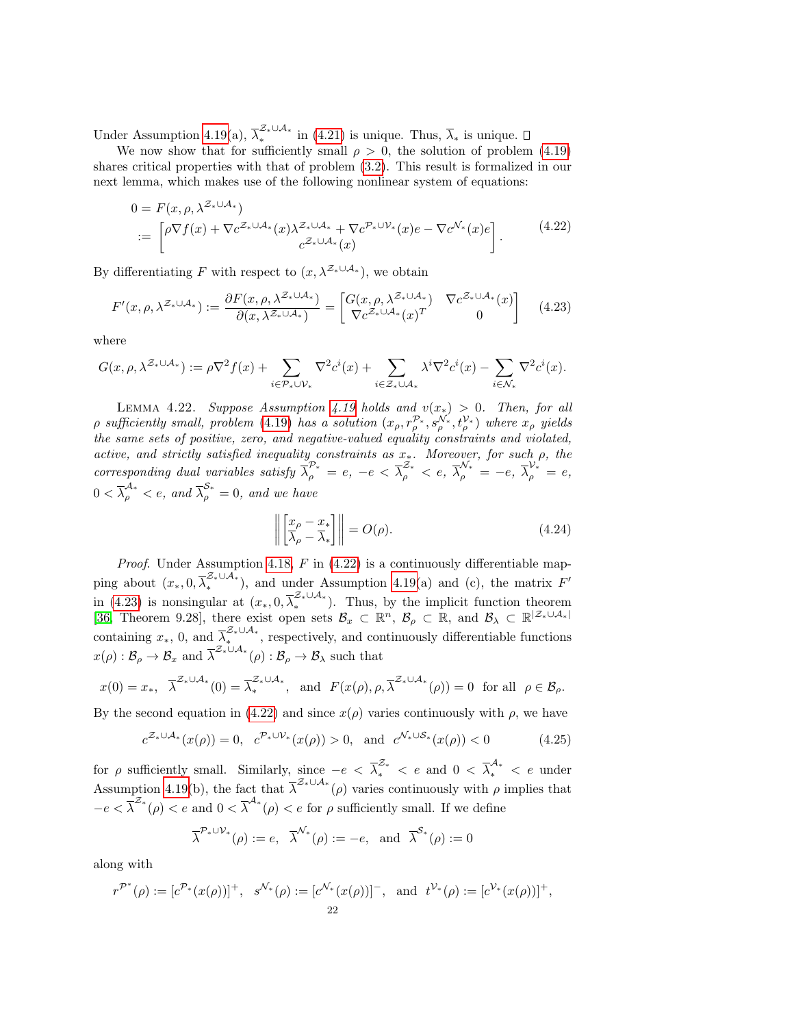Under Assumption 4.19(a), $\overline{\lambda}_*^{\mathcal{Z}_*\cup\mathcal{A}_*}$ in (4.21) is unique. Thus, $\overline{\lambda}_*$ is unique. □

We now show that for sufficiently small $\rho > 0$, the solution of problem (4.19) shares critical properties with that of problem (3.2). This result is formalized in our next lemma, which makes use of the following nonlinear system of equations:

$$
\begin{aligned}
0 &= F(x, \rho, \lambda^{\mathcal{Z}_*\cup\mathcal{A}_*}) \\
&:= \begin{bmatrix} \rho\nabla f(x) + \nabla c^{\mathcal{Z}_*\cup\mathcal{A}_*}(x)\lambda^{\mathcal{Z}_*\cup\mathcal{A}_*} + \nabla c^{\mathcal{P}_*\cup\mathcal{V}_*}(x)e - \nabla c^{\mathcal{N}_*}(x)e \\ c^{\mathcal{Z}_*\cup\mathcal{A}_*}(x) \end{bmatrix}.
\end{aligned} \tag{4.22}
$$

By differentiating $F$ with respect to $(x, \lambda^{\mathcal{Z}_*\cup\mathcal{A}_*})$, we obtain

$$
F'(x, \rho, \lambda^{\mathcal{Z}_*\cup\mathcal{A}_*}) := \frac{\partial F(x, \rho, \lambda^{\mathcal{Z}_*\cup\mathcal{A}_*})}{\partial(x, \lambda^{\mathcal{Z}_*\cup\mathcal{A}_*})} = \begin{bmatrix} G(x, \rho, \lambda^{\mathcal{Z}_*\cup\mathcal{A}_*}) & \nabla c^{\mathcal{Z}_*\cup\mathcal{A}_*}(x) \\ \nabla c^{\mathcal{Z}_*\cup\mathcal{A}_*}(x)^T & 0 \end{bmatrix} \tag{4.23}
$$

where

$$
G(x, \rho, \lambda^{\mathcal{Z}_*\cup\mathcal{A}_*}) := \rho\nabla^2 f(x) + \sum_{i\in\mathcal{P}_*\cup\mathcal{V}_*} \nabla^2 c^i(x) + \sum_{i\in\mathcal{Z}_*\cup\mathcal{A}_*} \lambda^i \nabla^2 c^i(x) - \sum_{i\in\mathcal{N}_*} \nabla^2 c^i(x).
$$

Lemma 4.22. *Suppose Assumption 4.19 holds and $v(x_*) > 0$. Then, for all $\rho$ sufficiently small, problem (4.19) has a solution $(x_\rho, r_\rho^{\mathcal{P}_*}, s_\rho^{\mathcal{N}_*}, t_\rho^{\mathcal{V}_*})$ where $x_\rho$ yields the same sets of positive, zero, and negative-valued equality constraints and violated, active, and strictly satisfied inequality constraints as $x_*$. Moreover, for such $\rho$, the corresponding dual variables satisfy $\overline{\lambda}_\rho^{\mathcal{P}_*} = e$, $-e < \overline{\lambda}_\rho^{\mathcal{Z}_*} < e$, $\overline{\lambda}_\rho^{\mathcal{N}_*} = -e$, $\overline{\lambda}_\rho^{\mathcal{V}_*} = e$, $0 < \overline{\lambda}_\rho^{\mathcal{A}_*} < e$, and $\overline{\lambda}_\rho^{\mathcal{S}_*} = 0$, and we have*

$$
\left\| \begin{bmatrix} x_\rho - x_* \\ \overline{\lambda}_\rho - \overline{\lambda}_* \end{bmatrix} \right\| = O(\rho). \tag{4.24}
$$

*Proof.* Under Assumption 4.18, $F$ in (4.22) is a continuously differentiable mapping about $(x_*, 0, \overline{\lambda}_*^{\mathcal{Z}_*\cup\mathcal{A}_*})$, and under Assumption 4.19(a) and (c), the matrix $F'$ in (4.23) is nonsingular at $(x_*, 0, \overline{\lambda}_*^{\mathcal{Z}_*\cup\mathcal{A}_*})$. Thus, by the implicit function theorem [36, Theorem 9.28], there exist open sets $\mathcal{B}_x \subset \mathbb{R}^n$, $\mathcal{B}_\rho \subset \mathbb{R}$, and $\mathcal{B}_\lambda \subset \mathbb{R}^{|\mathcal{Z}_*\cup\mathcal{A}_*|}$ containing $x_*$, 0, and $\overline{\lambda}_*^{\mathcal{Z}_*\cup\mathcal{A}_*}$, respectively, and continuously differentiable functions $x(\rho) : \mathcal{B}_\rho \to \mathcal{B}_x$ and $\overline{\lambda}^{\mathcal{Z}_*\cup\mathcal{A}_*}(\rho) : \mathcal{B}_\rho \to \mathcal{B}_\lambda$ such that

$$
x(0) = x_*, \quad \overline{\lambda}^{\mathcal{Z}_*\cup\mathcal{A}_*}(0) = \overline{\lambda}_*^{\mathcal{Z}_*\cup\mathcal{A}_*}, \quad \text{and} \quad F(x(\rho), \rho, \overline{\lambda}^{\mathcal{Z}_*\cup\mathcal{A}_*}(\rho)) = 0 \ \text{ for all } \ \rho \in \mathcal{B}_\rho.
$$

By the second equation in (4.22) and since $x(\rho)$ varies continuously with $\rho$, we have

$$
c^{\mathcal{Z}_*\cup\mathcal{A}_*}(x(\rho)) = 0, \quad c^{\mathcal{P}_*\cup\mathcal{V}_*}(x(\rho)) > 0, \quad \text{and} \quad c^{\mathcal{N}_*\cup\mathcal{S}_*}(x(\rho)) < 0 \tag{4.25}
$$

for $\rho$ sufficiently small. Similarly, since $-e < \overline{\lambda}_*^{\mathcal{Z}_*} < e$ and $0 < \overline{\lambda}_*^{\mathcal{A}_*} < e$ under Assumption 4.19(b), the fact that $\overline{\lambda}^{\mathcal{Z}_*\cup\mathcal{A}_*}(\rho)$ varies continuously with $\rho$ implies that $-e < \overline{\lambda}^{\mathcal{Z}_*}(\rho) < e$ and $0 < \overline{\lambda}^{\mathcal{A}_*}(\rho) < e$ for $\rho$ sufficiently small. If we define

$$
\overline{\lambda}^{\mathcal{P}_*\cup\mathcal{V}_*}(\rho) := e, \quad \overline{\lambda}^{\mathcal{N}_*}(\rho) := -e, \quad \text{and} \quad \overline{\lambda}^{\mathcal{S}_*}(\rho) := 0
$$

along with

$$
r^{\mathcal{P}^*}(\rho) := [c^{\mathcal{P}_*}(x(\rho))]^+, \quad s^{\mathcal{N}_*}(\rho) := [c^{\mathcal{N}_*}(x(\rho))]^-, \quad \text{and} \quad t^{\mathcal{V}_*}(\rho) := [c^{\mathcal{V}_*}(x(\rho))]^+,
$$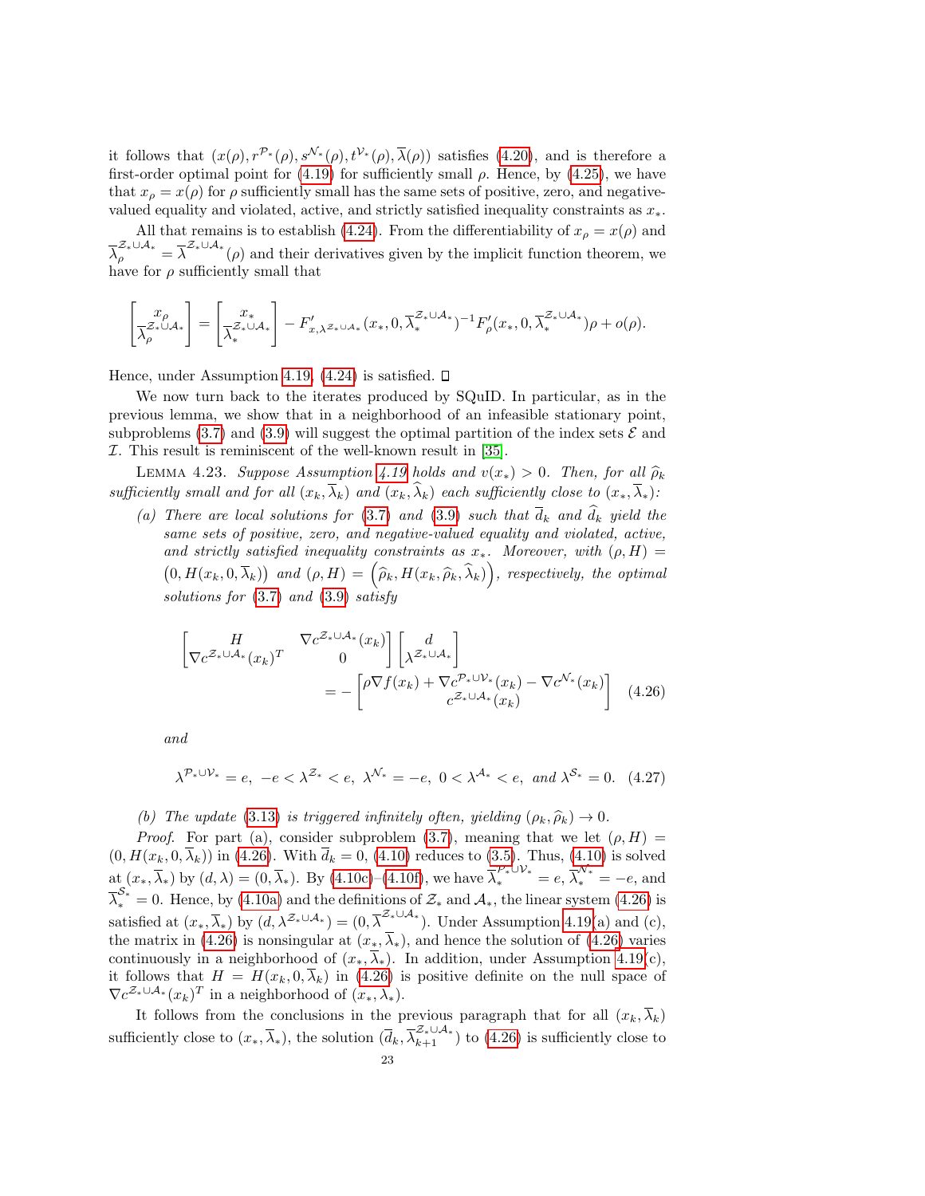it follows that $(x(\rho), r^{\mathcal{P}_*}(\rho), s^{\mathcal{N}_*}(\rho), t^{\mathcal{V}_*}(\rho), \overline{\lambda}(\rho))$ satisfies (4.20), and is therefore a first-order optimal point for (4.19) for sufficiently small $\rho$. Hence, by (4.25), we have that $x_\rho = x(\rho)$ for $\rho$ sufficiently small has the same sets of positive, zero, and negative-valued equality and violated, active, and strictly satisfied inequality constraints as $x_*$.

All that remains is to establish (4.24). From the differentiability of $x_\rho = x(\rho)$ and $\overline{\lambda}_\rho^{\mathcal{Z}_*\cup\mathcal{A}_*} = \overline{\lambda}^{\mathcal{Z}_*\cup\mathcal{A}_*}(\rho)$ and their derivatives given by the implicit function theorem, we have for $\rho$ sufficiently small that

$$
\begin{bmatrix} x_\rho \\ \overline{\lambda}_\rho^{\mathcal{Z}_*\cup\mathcal{A}_*} \end{bmatrix} = \begin{bmatrix} x_* \\ \overline{\lambda}_*^{\mathcal{Z}_*\cup\mathcal{A}_*} \end{bmatrix} - F'_{x,\lambda^{\mathcal{Z}_*\cup\mathcal{A}_*}}(x_*, 0, \overline{\lambda}_*^{\mathcal{Z}_*\cup\mathcal{A}_*})^{-1} F'_\rho(x_*, 0, \overline{\lambda}_*^{\mathcal{Z}_*\cup\mathcal{A}_*})\rho + o(\rho).
$$

Hence, under Assumption 4.19, (4.24) is satisfied. □

We now turn back to the iterates produced by SQuID. In particular, as in the previous lemma, we show that in a neighborhood of an infeasible stationary point, subproblems (3.7) and (3.9) will suggest the optimal partition of the index sets $\mathcal{E}$ and $\mathcal{I}$. This result is reminiscent of the well-known result in [35].

Lemma 4.23. *Suppose Assumption 4.19 holds and $v(x_*) > 0$. Then, for all $\widehat{\rho}_k$ sufficiently small and for all $(x_k, \overline{\lambda}_k)$ and $(x_k, \widehat{\lambda}_k)$ each sufficiently close to $(x_*, \overline{\lambda}_*)$:*

*(a) There are local solutions for (3.7) and (3.9) such that $\overline{d}_k$ and $\widehat{d}_k$ yield the same sets of positive, zero, and negative-valued equality and violated, active, and strictly satisfied inequality constraints as $x_*$. Moreover, with $(\rho, H) = \big(0, H(x_k, 0, \overline{\lambda}_k)\big)$ and $(\rho, H) = \Big(\widehat{\rho}_k, H(x_k, \widehat{\rho}_k, \widehat{\lambda}_k)\Big)$, respectively, the optimal solutions for (3.7) and (3.9) satisfy*

$$
\begin{bmatrix} H & \nabla c^{\mathcal{Z}_*\cup\mathcal{A}_*}(x_k) \\ \nabla c^{\mathcal{Z}_*\cup\mathcal{A}_*}(x_k)^T & 0 \end{bmatrix} \begin{bmatrix} d \\ \lambda^{\mathcal{Z}_*\cup\mathcal{A}_*} \end{bmatrix}
= -\begin{bmatrix} \rho\nabla f(x_k) + \nabla c^{\mathcal{P}_*\cup\mathcal{V}_*}(x_k) - \nabla c^{\mathcal{N}_*}(x_k) \\ c^{\mathcal{Z}_*\cup\mathcal{A}_*}(x_k) \end{bmatrix} \quad (4.26)
$$

*and*

$$
\lambda^{\mathcal{P}_*\cup\mathcal{V}_*} = e,\ -e < \lambda^{\mathcal{Z}_*} < e,\ \lambda^{\mathcal{N}_*} = -e,\ 0 < \lambda^{\mathcal{A}_*} < e,\ \text{and } \lambda^{\mathcal{S}_*} = 0. \quad (4.27)
$$

*(b) The update (3.13) is triggered infinitely often, yielding $(\rho_k, \widehat{\rho}_k) \to 0$.*

*Proof.* For part (a), consider subproblem (3.7), meaning that we let $(\rho, H) = (0, H(x_k, 0, \overline{\lambda}_k))$ in (4.26). With $\overline{d}_k = 0$, (4.10) reduces to (3.5). Thus, (4.10) is solved at $(x_*, \overline{\lambda}_*)$ by $(d, \lambda) = (0, \overline{\lambda}_*)$. By (4.10c)–(4.10f), we have $\overline{\lambda}_*^{\mathcal{P}_*\cup\mathcal{V}_*} = e$, $\overline{\lambda}_*^{\mathcal{N}_*} = -e$, and $\overline{\lambda}_*^{\mathcal{S}_*} = 0$. Hence, by (4.10a) and the definitions of $\mathcal{Z}_*$ and $\mathcal{A}_*$, the linear system (4.26) is satisfied at $(x_*, \overline{\lambda}_*)$ by $(d, \lambda^{\mathcal{Z}_*\cup\mathcal{A}_*}) = (0, \overline{\lambda}^{\mathcal{Z}_*\cup\mathcal{A}_*})$. Under Assumption 4.19(a) and (c), the matrix in (4.26) is nonsingular at $(x_*, \overline{\lambda}_*)$, and hence the solution of (4.26) varies continuously in a neighborhood of $(x_*, \overline{\lambda}_*)$. In addition, under Assumption 4.19(c), it follows that $H = H(x_k, 0, \overline{\lambda}_k)$ in (4.26) is positive definite on the null space of $\nabla c^{\mathcal{Z}_*\cup\mathcal{A}_*}(x_k)^T$ in a neighborhood of $(x_*, \lambda_*)$.

It follows from the conclusions in the previous paragraph that for all $(x_k, \overline{\lambda}_k)$ sufficiently close to $(x_*, \overline{\lambda}_*)$, the solution $(\overline{d}_k, \overline{\lambda}_{k+1}^{\mathcal{Z}_*\cup\mathcal{A}_*})$ to (4.26) is sufficiently close to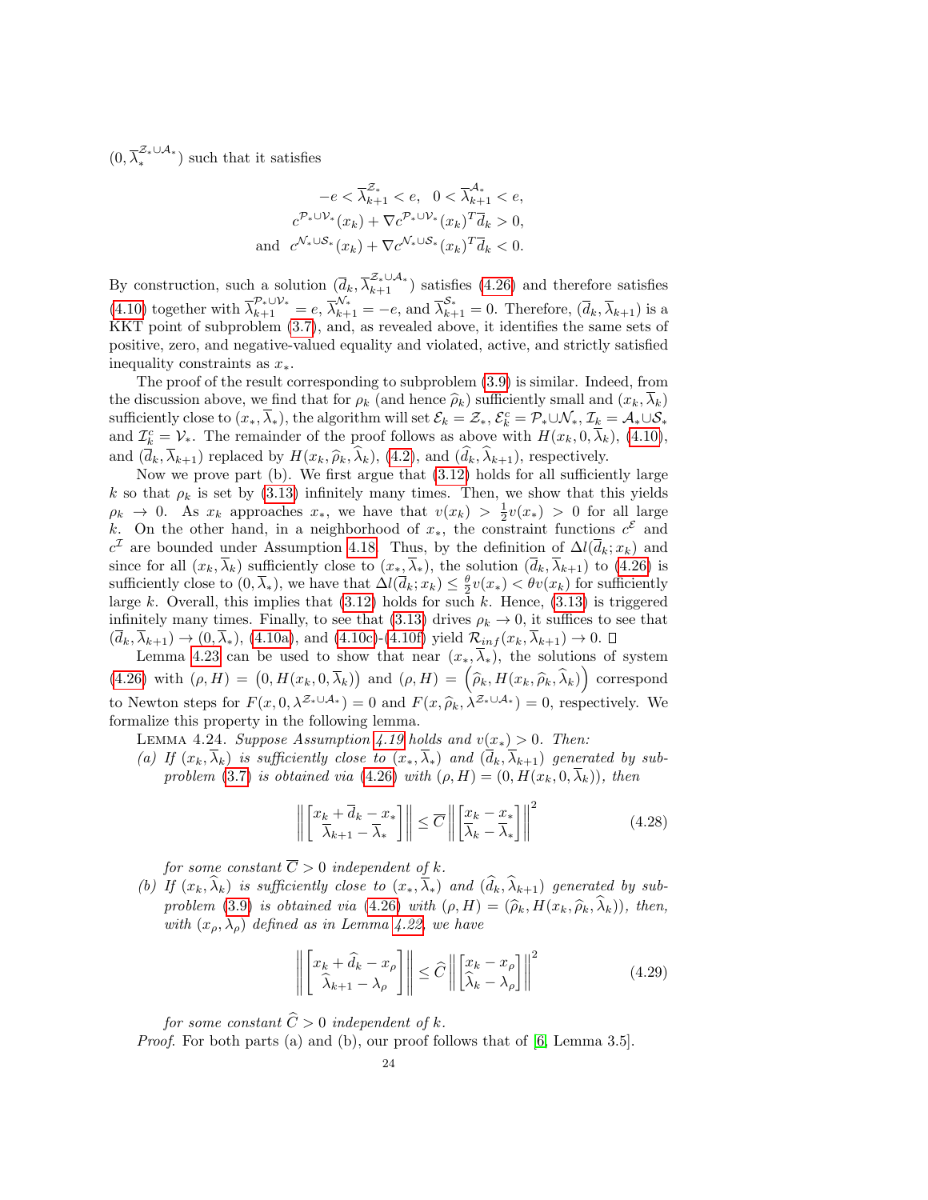$(0, \overline{\lambda}_*^{\mathcal{Z}_* \cup \mathcal{A}_*})$ such that it satisfies

$$
\begin{aligned}
-e < \overline{\lambda}_{k+1}^{\mathcal{Z}_*} < e, \quad 0 < \overline{\lambda}_{k+1}^{\mathcal{A}_*} < e,\\
c^{\mathcal{P}_* \cup \mathcal{V}_*}(x_k) + \nabla c^{\mathcal{P}_* \cup \mathcal{V}_*}(x_k)^T \overline{d}_k > 0,\\
\text{and } \; c^{\mathcal{N}_* \cup \mathcal{S}_*}(x_k) + \nabla c^{\mathcal{N}_* \cup \mathcal{S}_*}(x_k)^T \overline{d}_k < 0.
\end{aligned}
$$

By construction, such a solution $(\overline{d}_k, \overline{\lambda}_{k+1}^{\mathcal{Z}_* \cup \mathcal{A}_*})$ satisfies (4.26) and therefore satisfies (4.10) together with $\overline{\lambda}_{k+1}^{\mathcal{P}_* \cup \mathcal{V}_*} = e$, $\overline{\lambda}_{k+1}^{\mathcal{N}_*} = -e$, and $\overline{\lambda}_{k+1}^{\mathcal{S}_*} = 0$. Therefore, $(\overline{d}_k, \overline{\lambda}_{k+1})$ is a KKT point of subproblem (3.7), and, as revealed above, it identifies the same sets of positive, zero, and negative-valued equality and violated, active, and strictly satisfied inequality constraints as $x_*$.

The proof of the result corresponding to subproblem (3.9) is similar. Indeed, from the discussion above, we find that for $\rho_k$ (and hence $\widehat{\rho}_k$) sufficiently small and $(x_k, \overline{\lambda}_k)$ sufficiently close to $(x_*, \overline{\lambda}_*)$, the algorithm will set $\mathcal{E}_k = \mathcal{Z}_*$, $\mathcal{E}_k^c = \mathcal{P}_* \cup \mathcal{N}_*$, $\mathcal{I}_k = \mathcal{A}_* \cup \mathcal{S}_*$ and $\mathcal{I}_k^c = \mathcal{V}_*$. The remainder of the proof follows as above with $H(x_k, 0, \overline{\lambda}_k)$, (4.10), and $(\overline{d}_k, \overline{\lambda}_{k+1})$ replaced by $H(x_k, \widehat{\rho}_k, \widehat{\lambda}_k)$, (4.2), and $(\widehat{d}_k, \widehat{\lambda}_{k+1})$, respectively.

Now we prove part (b). We first argue that (3.12) holds for all sufficiently large $k$ so that $\rho_k$ is set by (3.13) infinitely many times. Then, we show that this yields $\rho_k \to 0$. As $x_k$ approaches $x_*$, we have that $v(x_k) > \frac{1}{2} v(x_*) > 0$ for all large $k$. On the other hand, in a neighborhood of $x_*$, the constraint functions $c^{\mathcal{E}}$ and $c^{\mathcal{I}}$ are bounded under Assumption 4.18. Thus, by the definition of $\Delta l(\overline{d}_k; x_k)$ and since for all $(x_k, \overline{\lambda}_k)$ sufficiently close to $(x_*, \overline{\lambda}_*)$, the solution $(\overline{d}_k, \overline{\lambda}_{k+1})$ to (4.26) is sufficiently close to $(0, \overline{\lambda}_*)$, we have that $\Delta l(\overline{d}_k; x_k) \le \frac{\theta}{2} v(x_*) < \theta v(x_k)$ for sufficiently large $k$. Overall, this implies that (3.12) holds for such $k$. Hence, (3.13) is triggered infinitely many times. Finally, to see that (3.13) drives $\rho_k \to 0$, it suffices to see that $(\overline{d}_k, \overline{\lambda}_{k+1}) \to (0, \overline{\lambda}_*)$, (4.10a), and (4.10c)-(4.10f) yield $\mathcal{R}_{inf}(x_k, \overline{\lambda}_{k+1}) \to 0$. $\square$

Lemma 4.23 can be used to show that near $(x_*, \overline{\lambda}_*)$, the solutions of system (4.26) with $(\rho, H) = \big(0, H(x_k, 0, \overline{\lambda}_k)\big)$ and $(\rho, H) = \Big(\widehat{\rho}_k, H(x_k, \widehat{\rho}_k, \widehat{\lambda}_k)\Big)$ correspond to Newton steps for $F(x, 0, \lambda^{\mathcal{Z}_* \cup \mathcal{A}_*}) = 0$ and $F(x, \widehat{\rho}_k, \lambda^{\mathcal{Z}_* \cup \mathcal{A}_*}) = 0$, respectively. We formalize this property in the following lemma.

Lemma 4.24. *Suppose Assumption 4.19 holds and $v(x_*) > 0$. Then:*

*(a) If $(x_k, \overline{\lambda}_k)$ is sufficiently close to $(x_*, \overline{\lambda}_*)$ and $(\overline{d}_k, \overline{\lambda}_{k+1})$ generated by subproblem (3.7) is obtained via (4.26) with $(\rho, H) = (0, H(x_k, 0, \overline{\lambda}_k))$, then*

$$
\left\| \begin{bmatrix} x_k + \overline{d}_k - x_* \\ \overline{\lambda}_{k+1} - \overline{\lambda}_* \end{bmatrix} \right\| \le \overline{C} \left\| \begin{bmatrix} x_k - x_* \\ \overline{\lambda}_k - \overline{\lambda}_* \end{bmatrix} \right\|^2 \tag{4.28}
$$

*for some constant $\overline{C} > 0$ independent of $k$.*

*(b) If $(x_k, \widehat{\lambda}_k)$ is sufficiently close to $(x_*, \overline{\lambda}_*)$ and $(\widehat{d}_k, \widehat{\lambda}_{k+1})$ generated by subproblem (3.9) is obtained via (4.26) with $(\rho, H) = (\widehat{\rho}_k, H(x_k, \widehat{\rho}_k, \widehat{\lambda}_k))$, then, with $(x_\rho, \lambda_\rho)$ defined as in Lemma 4.22, we have*

$$
\left\| \begin{bmatrix} x_k + \widehat{d}_k - x_\rho \\ \widehat{\lambda}_{k+1} - \lambda_\rho \end{bmatrix} \right\| \le \widehat{C} \left\| \begin{bmatrix} x_k - x_\rho \\ \widehat{\lambda}_k - \lambda_\rho \end{bmatrix} \right\|^2 \tag{4.29}
$$

*for some constant $\widehat{C} > 0$ independent of $k$.*

*Proof.* For both parts (a) and (b), our proof follows that of [6, Lemma 3.5].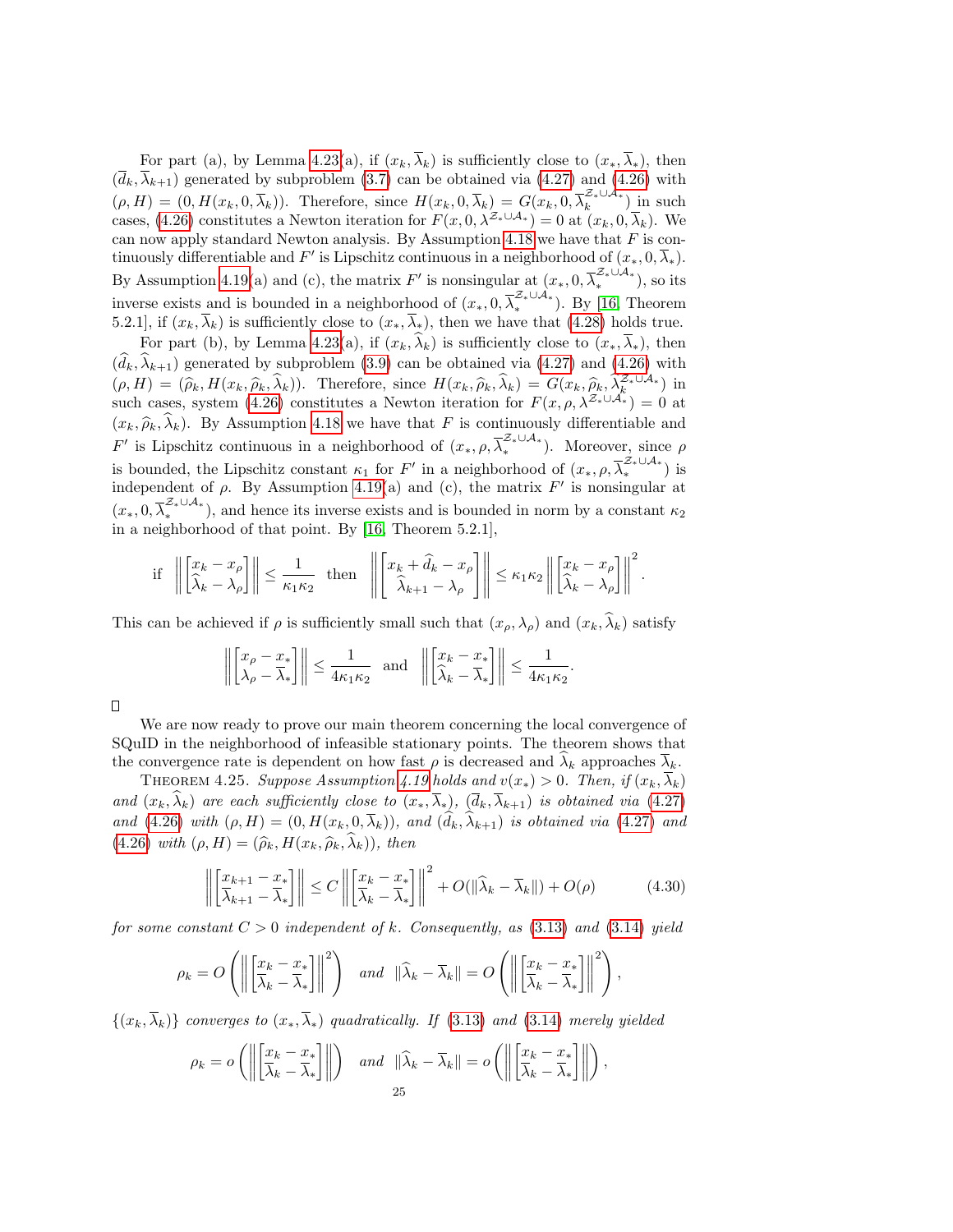For part (a), by Lemma 4.23(a), if $(x_k, \overline{\lambda}_k)$ is sufficiently close to $(x_*, \overline{\lambda}_*)$, then $(\overline{d}_k, \overline{\lambda}_{k+1})$ generated by subproblem (3.7) can be obtained via (4.27) and (4.26) with $(\rho, H) = (0, H(x_k, 0, \overline{\lambda}_k))$. Therefore, since $H(x_k, 0, \overline{\lambda}_k) = G(x_k, 0, \overline{\lambda}_k^{\mathcal{Z}_* \cup \mathcal{A}_*})$ in such cases, (4.26) constitutes a Newton iteration for $F(x, 0, \lambda^{\mathcal{Z}_* \cup \mathcal{A}_*}) = 0$ at $(x_k, 0, \overline{\lambda}_k)$. We can now apply standard Newton analysis. By Assumption 4.18 we have that $F$ is continuously differentiable and $F'$ is Lipschitz continuous in a neighborhood of $(x_*, 0, \overline{\lambda}_*)$. By Assumption 4.19(a) and (c), the matrix $F'$ is nonsingular at $(x_*, 0, \overline{\lambda}_*^{\mathcal{Z}_* \cup \mathcal{A}_*})$, so its inverse exists and is bounded in a neighborhood of $(x_*, 0, \overline{\lambda}_*^{\mathcal{Z}_* \cup \mathcal{A}_*})$. By [16, Theorem 5.2.1], if $(x_k, \overline{\lambda}_k)$ is sufficiently close to $(x_*, \overline{\lambda}_*)$, then we have that (4.28) holds true.

For part (b), by Lemma 4.23(a), if $(x_k, \widehat{\lambda}_k)$ is sufficiently close to $(x_*, \overline{\lambda}_*)$, then $(\widehat{d}_k, \widehat{\lambda}_{k+1})$ generated by subproblem (3.9) can be obtained via (4.27) and (4.26) with $(\rho, H) = (\widehat{\rho}_k, H(x_k, \widehat{\rho}_k, \widehat{\lambda}_k))$. Therefore, since $H(x_k, \widehat{\rho}_k, \widehat{\lambda}_k) = G(x_k, \widehat{\rho}_k, \widehat{\lambda}_k^{\mathcal{Z}_* \cup \mathcal{A}_*})$ in such cases, system (4.26) constitutes a Newton iteration for $F(x, \rho, \lambda^{\mathcal{Z}_* \cup \mathcal{A}_*}) = 0$ at $(x_k, \widehat{\rho}_k, \widehat{\lambda}_k)$. By Assumption 4.18 we have that $F$ is continuously differentiable and $F'$ is Lipschitz continuous in a neighborhood of $(x_*, \rho, \overline{\lambda}_*^{\mathcal{Z}_* \cup \mathcal{A}_*})$. Moreover, since $\rho$ is bounded, the Lipschitz constant $\kappa_1$ for $F'$ in a neighborhood of $(x_*, \rho, \overline{\lambda}_*^{\mathcal{Z}_* \cup \mathcal{A}_*})$ is independent of $\rho$. By Assumption 4.19(a) and (c), the matrix $F'$ is nonsingular at $(x_*, 0, \overline{\lambda}_*^{\mathcal{Z}_* \cup \mathcal{A}_*})$, and hence its inverse exists and is bounded in norm by a constant $\kappa_2$ in a neighborhood of that point. By [16, Theorem 5.2.1],

$$\text{if } \left\| \begin{bmatrix} x_k - x_\rho \\ \widehat{\lambda}_k - \lambda_\rho \end{bmatrix} \right\| \leq \frac{1}{\kappa_1 \kappa_2} \text{ then } \left\| \begin{bmatrix} x_k + \widehat{d}_k - x_\rho \\ \widehat{\lambda}_{k+1} - \lambda_\rho \end{bmatrix} \right\| \leq \kappa_1 \kappa_2 \left\| \begin{bmatrix} x_k - x_\rho \\ \widehat{\lambda}_k - \lambda_\rho \end{bmatrix} \right\|^2.$$

This can be achieved if $\rho$ is sufficiently small such that $(x_\rho, \lambda_\rho)$ and $(x_k, \widehat{\lambda}_k)$ satisfy

$$\left\| \begin{bmatrix} x_\rho - x_* \\ \lambda_\rho - \overline{\lambda}_* \end{bmatrix} \right\| \leq \frac{1}{4\kappa_1 \kappa_2} \quad \text{and} \quad \left\| \begin{bmatrix} x_k - x_* \\ \widehat{\lambda}_k - \overline{\lambda}_* \end{bmatrix} \right\| \leq \frac{1}{4\kappa_1 \kappa_2}.$$

□

We are now ready to prove our main theorem concerning the local convergence of SQuID in the neighborhood of infeasible stationary points. The theorem shows that the convergence rate is dependent on how fast $\rho$ is decreased and $\widehat{\lambda}_k$ approaches $\overline{\lambda}_k$.

THEOREM 4.25. *Suppose Assumption 4.19 holds and $v(x_*) > 0$. Then, if $(x_k, \overline{\lambda}_k)$ and $(x_k, \widehat{\lambda}_k)$ are each sufficiently close to $(x_*, \overline{\lambda}_*)$, $(\overline{d}_k, \overline{\lambda}_{k+1})$ is obtained via (4.27) and (4.26) with $(\rho, H) = (0, H(x_k, 0, \overline{\lambda}_k))$, and $(\widehat{d}_k, \widehat{\lambda}_{k+1})$ is obtained via (4.27) and (4.26) with $(\rho, H) = (\widehat{\rho}_k, H(x_k, \widehat{\rho}_k, \widehat{\lambda}_k))$, then*

$$\left\| \begin{bmatrix} x_{k+1} - x_* \\ \overline{\lambda}_{k+1} - \overline{\lambda}_* \end{bmatrix} \right\| \leq C \left\| \begin{bmatrix} x_k - x_* \\ \overline{\lambda}_k - \overline{\lambda}_* \end{bmatrix} \right\|^2 + O(\|\widehat{\lambda}_k - \overline{\lambda}_k\|) + O(\rho) \tag{4.30}$$

*for some constant $C > 0$ independent of $k$. Consequently, as (3.13) and (3.14) yield*

$$\rho_k = O\left( \left\| \begin{bmatrix} x_k - x_* \\ \overline{\lambda}_k - \overline{\lambda}_* \end{bmatrix} \right\|^2 \right) \quad \text{and} \quad \|\widehat{\lambda}_k - \overline{\lambda}_k\| = O\left( \left\| \begin{bmatrix} x_k - x_* \\ \overline{\lambda}_k - \overline{\lambda}_* \end{bmatrix} \right\|^2 \right),$$

*$\{(x_k, \overline{\lambda}_k)\}$ converges to $(x_*, \overline{\lambda}_*)$ quadratically. If (3.13) and (3.14) merely yielded*

$$\rho_k = o\left( \left\| \begin{bmatrix} x_k - x_* \\ \overline{\lambda}_k - \overline{\lambda}_* \end{bmatrix} \right\| \right) \quad \text{and} \quad \|\widehat{\lambda}_k - \overline{\lambda}_k\| = o\left( \left\| \begin{bmatrix} x_k - x_* \\ \overline{\lambda}_k - \overline{\lambda}_* \end{bmatrix} \right\| \right),$$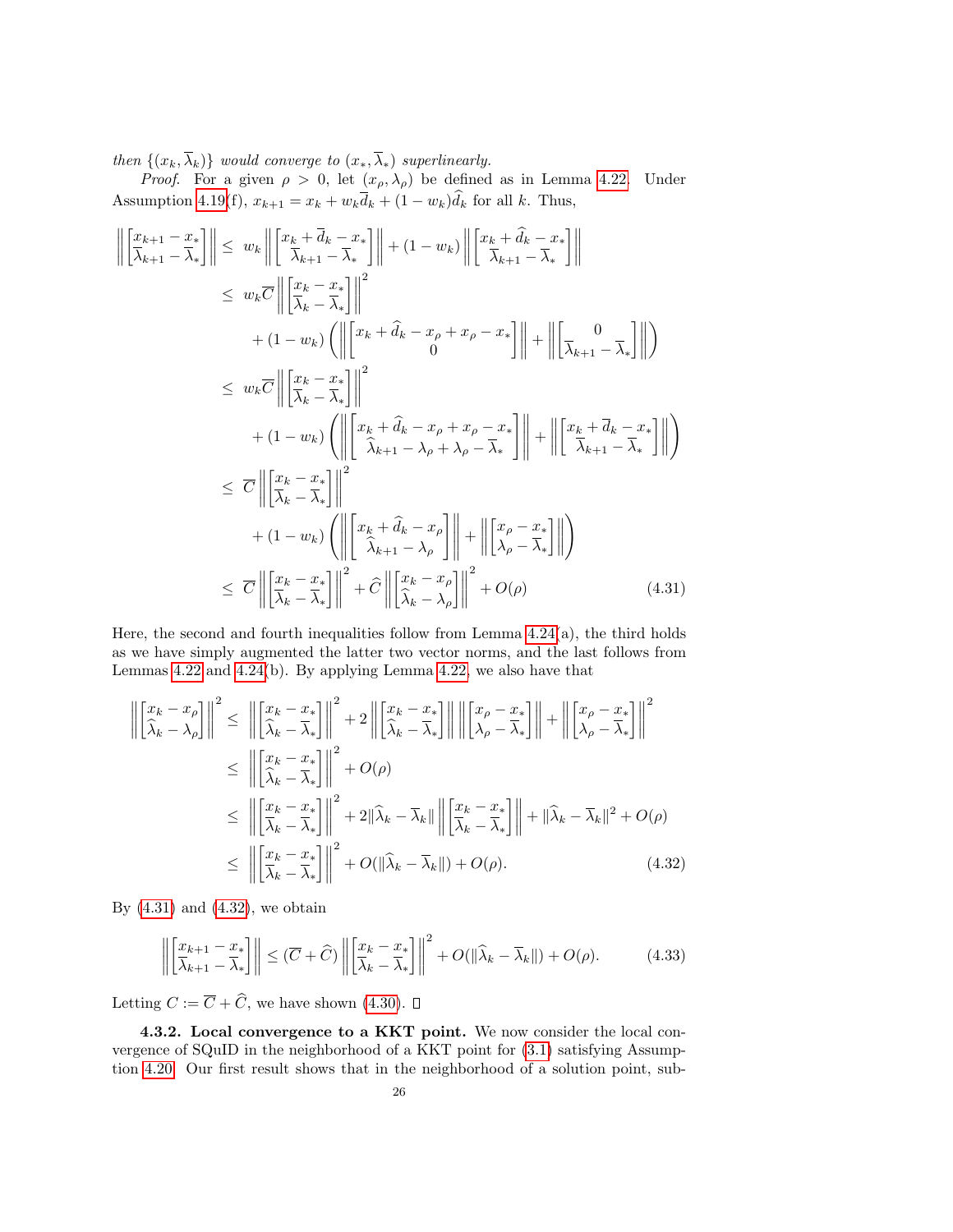*then* $\{(x_k, \overline{\lambda}_k)\}$ *would converge to* $(x_*, \overline{\lambda}_*)$ *superlinearly.*

*Proof.* For a given $\rho > 0$, let $(x_\rho, \lambda_\rho)$ be defined as in Lemma 4.22. Under Assumption 4.19(f), $x_{k+1} = x_k + w_k \overline{d}_k + (1 - w_k)\widehat{d}_k$ for all $k$. Thus,

$$
\begin{aligned}
\left\| \begin{bmatrix} x_{k+1} - x_* \\ \overline{\lambda}_{k+1} - \overline{\lambda}_* \end{bmatrix} \right\| &\leq \; w_k \left\| \begin{bmatrix} x_k + \overline{d}_k - x_* \\ \overline{\lambda}_{k+1} - \overline{\lambda}_* \end{bmatrix} \right\| + (1 - w_k) \left\| \begin{bmatrix} x_k + \widehat{d}_k - x_* \\ \overline{\lambda}_{k+1} - \overline{\lambda}_* \end{bmatrix} \right\| \\
&\leq \; w_k \overline{C} \left\| \begin{bmatrix} x_k - x_* \\ \overline{\lambda}_k - \overline{\lambda}_* \end{bmatrix} \right\|^2 \\
&\quad + (1 - w_k) \left( \left\| \begin{bmatrix} x_k + \widehat{d}_k - x_\rho + x_\rho - x_* \\ 0 \end{bmatrix} \right\| + \left\| \begin{bmatrix} 0 \\ \overline{\lambda}_{k+1} - \overline{\lambda}_* \end{bmatrix} \right\| \right) \\
&\leq \; w_k \overline{C} \left\| \begin{bmatrix} x_k - x_* \\ \overline{\lambda}_k - \overline{\lambda}_* \end{bmatrix} \right\|^2 \\
&\quad + (1 - w_k) \left( \left\| \begin{bmatrix} x_k + \widehat{d}_k - x_\rho + x_\rho - x_* \\ \widehat{\lambda}_{k+1} - \lambda_\rho + \lambda_\rho - \overline{\lambda}_* \end{bmatrix} \right\| + \left\| \begin{bmatrix} x_k + \overline{d}_k - x_* \\ \overline{\lambda}_{k+1} - \overline{\lambda}_* \end{bmatrix} \right\| \right) \\
&\leq \; \overline{C} \left\| \begin{bmatrix} x_k - x_* \\ \overline{\lambda}_k - \overline{\lambda}_* \end{bmatrix} \right\|^2 \\
&\quad + (1 - w_k) \left( \left\| \begin{bmatrix} x_k + \widehat{d}_k - x_\rho \\ \widehat{\lambda}_{k+1} - \lambda_\rho \end{bmatrix} \right\| + \left\| \begin{bmatrix} x_\rho - x_* \\ \lambda_\rho - \overline{\lambda}_* \end{bmatrix} \right\| \right) \\
&\leq \; \overline{C} \left\| \begin{bmatrix} x_k - x_* \\ \overline{\lambda}_k - \overline{\lambda}_* \end{bmatrix} \right\|^2 + \widehat{C} \left\| \begin{bmatrix} x_k - x_\rho \\ \widehat{\lambda}_k - \lambda_\rho \end{bmatrix} \right\|^2 + O(\rho) \qquad (4.31)
\end{aligned}
$$

Here, the second and fourth inequalities follow from Lemma 4.24(a), the third holds as we have simply augmented the latter two vector norms, and the last follows from Lemmas 4.22 and 4.24(b). By applying Lemma 4.22, we also have that

$$
\begin{aligned}
\left\| \begin{bmatrix} x_k - x_\rho \\ \widehat{\lambda}_k - \lambda_\rho \end{bmatrix} \right\|^2 &\leq \; \left\| \begin{bmatrix} x_k - x_* \\ \widehat{\lambda}_k - \overline{\lambda}_* \end{bmatrix} \right\|^2 + 2 \left\| \begin{bmatrix} x_k - x_* \\ \widehat{\lambda}_k - \overline{\lambda}_* \end{bmatrix} \right\| \left\| \begin{bmatrix} x_\rho - x_* \\ \lambda_\rho - \overline{\lambda}_* \end{bmatrix} \right\| + \left\| \begin{bmatrix} x_\rho - x_* \\ \lambda_\rho - \overline{\lambda}_* \end{bmatrix} \right\|^2 \\
&\leq \; \left\| \begin{bmatrix} x_k - x_* \\ \widehat{\lambda}_k - \overline{\lambda}_* \end{bmatrix} \right\|^2 + O(\rho) \\
&\leq \; \left\| \begin{bmatrix} x_k - x_* \\ \overline{\lambda}_k - \overline{\lambda}_* \end{bmatrix} \right\|^2 + 2\|\widehat{\lambda}_k - \overline{\lambda}_k\| \left\| \begin{bmatrix} x_k - x_* \\ \overline{\lambda}_k - \overline{\lambda}_* \end{bmatrix} \right\| + \|\widehat{\lambda}_k - \overline{\lambda}_k\|^2 + O(\rho) \\
&\leq \; \left\| \begin{bmatrix} x_k - x_* \\ \overline{\lambda}_k - \overline{\lambda}_* \end{bmatrix} \right\|^2 + O(\|\widehat{\lambda}_k - \overline{\lambda}_k\|) + O(\rho). \qquad (4.32)
\end{aligned}
$$

By (4.31) and (4.32), we obtain

$$
\left\| \begin{bmatrix} x_{k+1} - x_* \\ \overline{\lambda}_{k+1} - \overline{\lambda}_* \end{bmatrix} \right\| \leq (\overline{C} + \widehat{C}) \left\| \begin{bmatrix} x_k - x_* \\ \overline{\lambda}_k - \overline{\lambda}_* \end{bmatrix} \right\|^2 + O(\|\widehat{\lambda}_k - \overline{\lambda}_k\|) + O(\rho). \qquad (4.33)
$$

Letting $C := \overline{C} + \widehat{C}$, we have shown (4.30). $\square$

**4.3.2. Local convergence to a KKT point.** We now consider the local convergence of SQuID in the neighborhood of a KKT point for (3.1) satisfying Assumption 4.20. Our first result shows that in the neighborhood of a solution point, sub-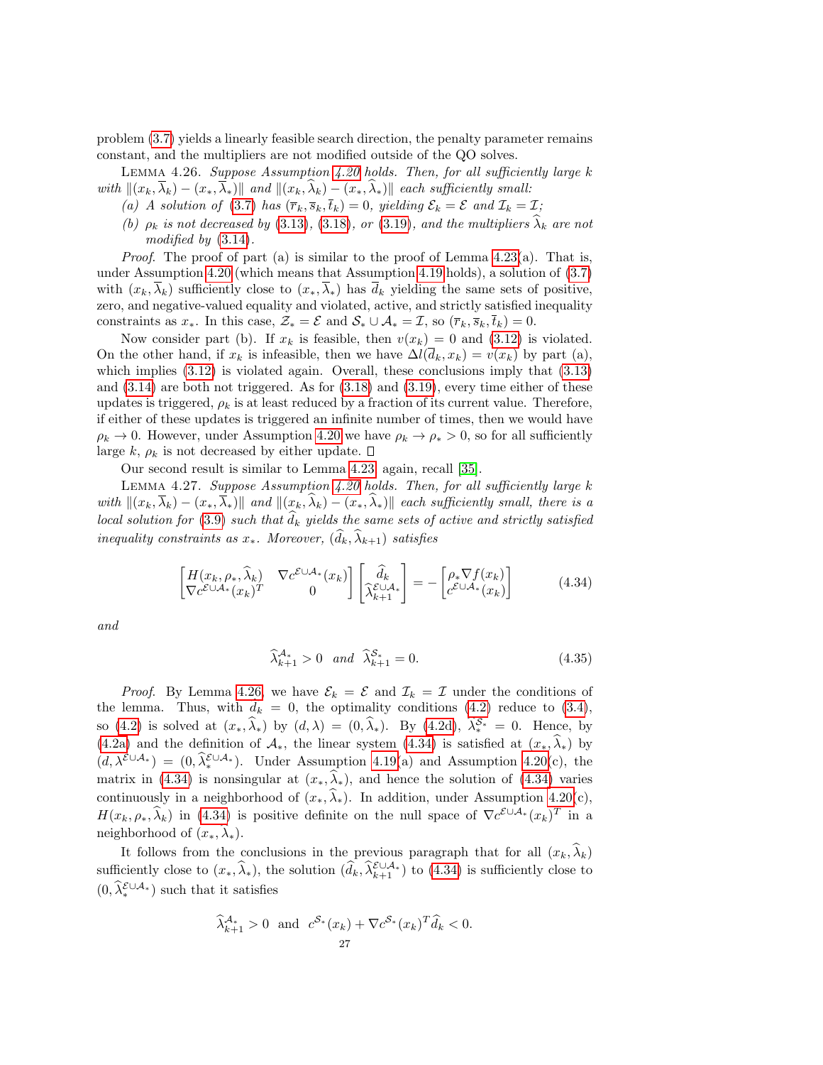problem (3.7) yields a linearly feasible search direction, the penalty parameter remains constant, and the multipliers are not modified outside of the QO solves.

Lemma 4.26. *Suppose Assumption 4.20 holds. Then, for all sufficiently large $k$ with $\|(x_k, \overline{\lambda}_k) - (x_*, \overline{\lambda}_*)\|$ and $\|(x_k, \widehat{\lambda}_k) - (x_*, \widehat{\lambda}_*)\|$ each sufficiently small:*

*(a) A solution of (3.7) has $(\overline{r}_k, \overline{s}_k, \overline{t}_k) = 0$, yielding $\mathcal{E}_k = \mathcal{E}$ and $\mathcal{I}_k = \mathcal{I}$;*

*(b) $\rho_k$ is not decreased by (3.13), (3.18), or (3.19), and the multipliers $\widehat{\lambda}_k$ are not modified by (3.14).*

*Proof.* The proof of part (a) is similar to the proof of Lemma 4.23(a). That is, under Assumption 4.20 (which means that Assumption 4.19 holds), a solution of (3.7) with $(x_k, \overline{\lambda}_k)$ sufficiently close to $(x_*, \overline{\lambda}_*)$ has $\overline{d}_k$ yielding the same sets of positive, zero, and negative-valued equality and violated, active, and strictly satisfied inequality constraints as $x_*$. In this case, $\mathcal{Z}_* = \mathcal{E}$ and $\mathcal{S}_* \cup \mathcal{A}_* = \mathcal{I}$, so $(\overline{r}_k, \overline{s}_k, \overline{t}_k) = 0$.

Now consider part (b). If $x_k$ is feasible, then $v(x_k) = 0$ and (3.12) is violated. On the other hand, if $x_k$ is infeasible, then we have $\Delta l(\overline{d}_k, x_k) = v(x_k)$ by part (a), which implies (3.12) is violated again. Overall, these conclusions imply that (3.13) and (3.14) are both not triggered. As for (3.18) and (3.19), every time either of these updates is triggered, $\rho_k$ is at least reduced by a fraction of its current value. Therefore, if either of these updates is triggered an infinite number of times, then we would have $\rho_k \to 0$. However, under Assumption 4.20 we have $\rho_k \to \rho_* > 0$, so for all sufficiently large $k$, $\rho_k$ is not decreased by either update. □

Our second result is similar to Lemma 4.23; again, recall [35].

Lemma 4.27. *Suppose Assumption 4.20 holds. Then, for all sufficiently large $k$ with $\|(x_k, \overline{\lambda}_k) - (x_*, \overline{\lambda}_*)\|$ and $\|(x_k, \widehat{\lambda}_k) - (x_*, \widehat{\lambda}_*)\|$ each sufficiently small, there is a local solution for (3.9) such that $\widehat{d}_k$ yields the same sets of active and strictly satisfied inequality constraints as $x_*$. Moreover, $(\widehat{d}_k, \widehat{\lambda}_{k+1})$ satisfies*

$$\begin{bmatrix} H(x_k, \rho_*, \widehat{\lambda}_k) & \nabla c^{\mathcal{E}\cup\mathcal{A}_*}(x_k) \\ \nabla c^{\mathcal{E}\cup\mathcal{A}_*}(x_k)^T & 0 \end{bmatrix} \begin{bmatrix} \widehat{d}_k \\ \widehat{\lambda}_{k+1}^{\mathcal{E}\cup\mathcal{A}_*} \end{bmatrix} = - \begin{bmatrix} \rho_* \nabla f(x_k) \\ c^{\mathcal{E}\cup\mathcal{A}_*}(x_k) \end{bmatrix} \tag{4.34}$$

*and*

$$\widehat{\lambda}_{k+1}^{\mathcal{A}_*} > 0 \quad \text{and} \quad \widehat{\lambda}_{k+1}^{\mathcal{S}_*} = 0. \tag{4.35}$$

*Proof.* By Lemma 4.26, we have $\mathcal{E}_k = \mathcal{E}$ and $\mathcal{I}_k = \mathcal{I}$ under the conditions of the lemma. Thus, with $\overline{d}_k = 0$, the optimality conditions (4.2) reduce to (3.4), so (4.2) is solved at $(x_*, \widehat{\lambda}_*)$ by $(d, \lambda) = (0, \widehat{\lambda}_*)$. By (4.2d), $\lambda_*^{\mathcal{S}_*} = 0$. Hence, by (4.2a) and the definition of $\mathcal{A}_*$, the linear system (4.34) is satisfied at $(x_*, \widehat{\lambda}_*)$ by $(d, \lambda^{\mathcal{E}\cup\mathcal{A}_*}) = (0, \widehat{\lambda}_*^{\mathcal{E}\cup\mathcal{A}_*})$. Under Assumption 4.19(a) and Assumption 4.20(c), the matrix in (4.34) is nonsingular at $(x_*, \widehat{\lambda}_*)$, and hence the solution of (4.34) varies continuously in a neighborhood of $(x_*, \widehat{\lambda}_*)$. In addition, under Assumption 4.20(c), $H(x_k, \rho_*, \widehat{\lambda}_k)$ in (4.34) is positive definite on the null space of $\nabla c^{\mathcal{E}\cup\mathcal{A}_*}(x_k)^T$ in a neighborhood of $(x_*, \lambda_*)$.

It follows from the conclusions in the previous paragraph that for all $(x_k, \widehat{\lambda}_k)$ sufficiently close to $(x_*, \widehat{\lambda}_*)$, the solution $(\widehat{d}_k, \widehat{\lambda}_{k+1}^{\mathcal{E}\cup\mathcal{A}_*})$ to (4.34) is sufficiently close to $(0, \widehat{\lambda}_*^{\mathcal{E}\cup\mathcal{A}_*})$ such that it satisfies

$$\widehat{\lambda}_{k+1}^{\mathcal{A}_*} > 0 \;\text{ and }\; c^{\mathcal{S}_*}(x_k) + \nabla c^{\mathcal{S}_*}(x_k)^T \widehat{d}_k < 0.$$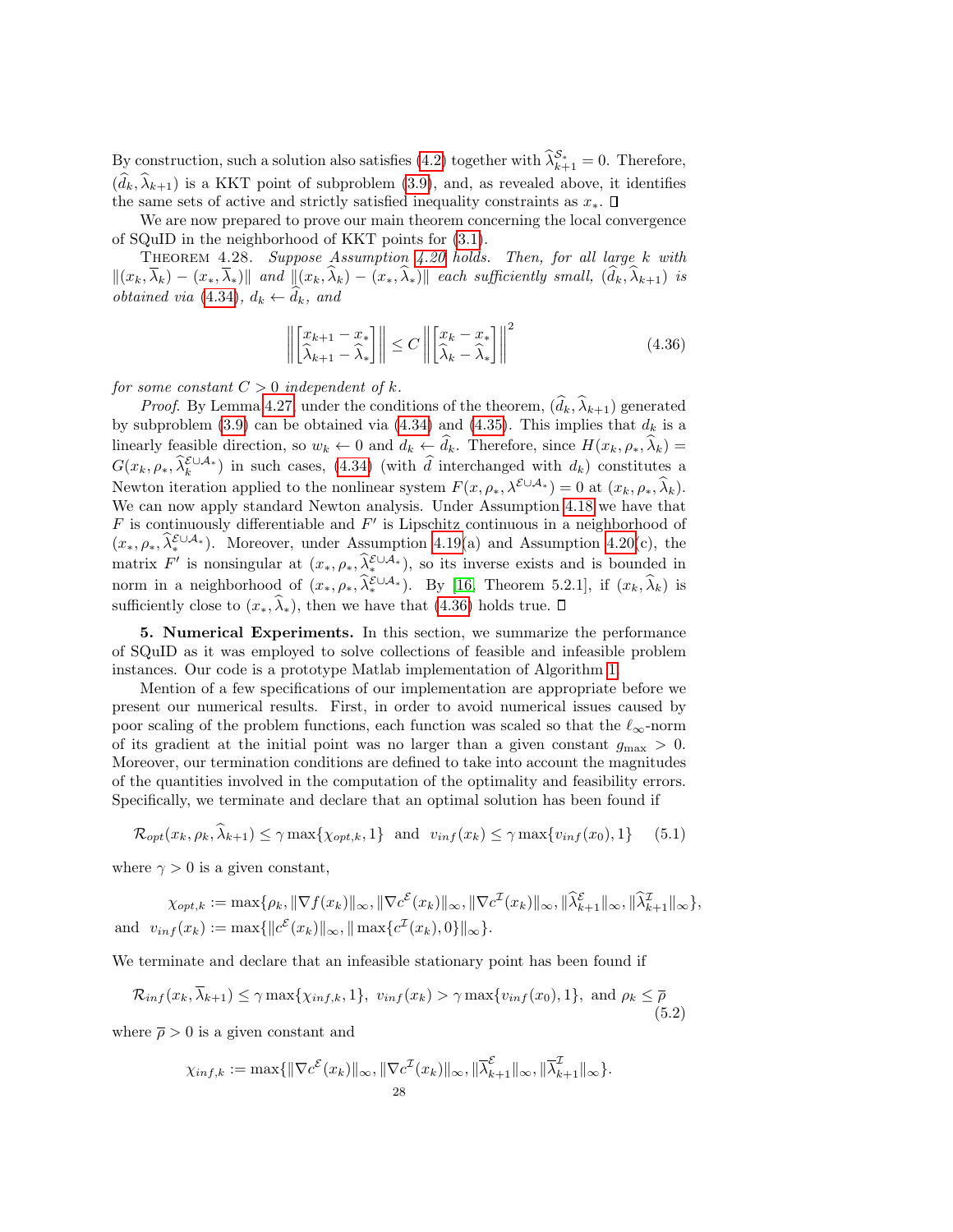By construction, such a solution also satisfies (4.2) together with $\widehat{\lambda}_{k+1}^{\mathcal{S}_*} = 0$. Therefore, $(\widehat{d}_k, \widehat{\lambda}_{k+1})$ is a KKT point of subproblem (3.9), and, as revealed above, it identifies the same sets of active and strictly satisfied inequality constraints as $x_*$. ☐

We are now prepared to prove our main theorem concerning the local convergence of SQuID in the neighborhood of KKT points for (3.1).

Theorem 4.28. *Suppose Assumption 4.20 holds. Then, for all large $k$ with $\|(x_k, \overline{\lambda}_k) - (x_*, \overline{\lambda}_*)\|$ and $\|(x_k, \widehat{\lambda}_k) - (x_*, \widehat{\lambda}_*)\|$ each sufficiently small, $(\widehat{d}_k, \widehat{\lambda}_{k+1})$ is obtained via (4.34), $d_k \leftarrow \widehat{d}_k$, and*

$$\left\| \begin{bmatrix} x_{k+1} - x_* \\ \widehat{\lambda}_{k+1} - \widehat{\lambda}_* \end{bmatrix} \right\| \leq C \left\| \begin{bmatrix} x_k - x_* \\ \widehat{\lambda}_k - \widehat{\lambda}_* \end{bmatrix} \right\|^2 \tag{4.36}$$

*for some constant $C > 0$ independent of $k$.*

*Proof.* By Lemma 4.27, under the conditions of the theorem, $(\widehat{d}_k, \widehat{\lambda}_{k+1})$ generated by subproblem (3.9) can be obtained via (4.34) and (4.35). This implies that $d_k$ is a linearly feasible direction, so $w_k \leftarrow 0$ and $d_k \leftarrow \widehat{d}_k$. Therefore, since $H(x_k, \rho_*, \widehat{\lambda}_k) = G(x_k, \rho_*, \widehat{\lambda}_k^{\mathcal{E} \cup \mathcal{A}_*})$ in such cases, (4.34) (with $\widehat{d}$ interchanged with $d_k$) constitutes a Newton iteration applied to the nonlinear system $F(x, \rho_*, \lambda^{\mathcal{E} \cup \mathcal{A}_*}) = 0$ at $(x_k, \rho_*, \widehat{\lambda}_k)$. We can now apply standard Newton analysis. Under Assumption 4.18 we have that $F$ is continuously differentiable and $F'$ is Lipschitz continuous in a neighborhood of $(x_*, \rho_*, \widehat{\lambda}_*^{\mathcal{E} \cup \mathcal{A}_*})$. Moreover, under Assumption 4.19(a) and Assumption 4.20(c), the matrix $F'$ is nonsingular at $(x_*, \rho_*, \widehat{\lambda}_*^{\mathcal{E} \cup \mathcal{A}_*})$, so its inverse exists and is bounded in norm in a neighborhood of $(x_*, \rho_*, \widehat{\lambda}_*^{\mathcal{E} \cup \mathcal{A}_*})$. By [16, Theorem 5.2.1], if $(x_k, \widehat{\lambda}_k)$ is sufficiently close to $(x_*, \widehat{\lambda}_*)$, then we have that (4.36) holds true. ☐

**5. Numerical Experiments.** In this section, we summarize the performance of SQuID as it was employed to solve collections of feasible and infeasible problem instances. Our code is a prototype Matlab implementation of Algorithm 1.

Mention of a few specifications of our implementation are appropriate before we present our numerical results. First, in order to avoid numerical issues caused by poor scaling of the problem functions, each function was scaled so that the $\ell_\infty$-norm of its gradient at the initial point was no larger than a given constant $g_{\max} > 0$. Moreover, our termination conditions are defined to take into account the magnitudes of the quantities involved in the computation of the optimality and feasibility errors. Specifically, we terminate and declare that an optimal solution has been found if

$$\mathcal{R}_{opt}(x_k, \rho_k, \widehat{\lambda}_{k+1}) \leq \gamma \max\{\chi_{opt,k}, 1\} \ \text{ and } \ v_{inf}(x_k) \leq \gamma \max\{v_{inf}(x_0), 1\} \tag{5.1}$$

where $\gamma > 0$ is a given constant,

$$\chi_{opt,k} := \max\{\rho_k, \|\nabla f(x_k)\|_\infty, \|\nabla c^{\mathcal{E}}(x_k)\|_\infty, \|\nabla c^{\mathcal{I}}(x_k)\|_\infty, \|\widehat{\lambda}_{k+1}^{\mathcal{E}}\|_\infty, \|\widehat{\lambda}_{k+1}^{\mathcal{I}}\|_\infty\},$$

and $\ v_{inf}(x_k) := \max\{\|c^{\mathcal{E}}(x_k)\|_\infty, \|\max\{c^{\mathcal{I}}(x_k), 0\}\|_\infty\}.$

We terminate and declare that an infeasible stationary point has been found if

$$\mathcal{R}_{inf}(x_k, \overline{\lambda}_{k+1}) \leq \gamma \max\{\chi_{inf,k}, 1\}, \ v_{inf}(x_k) > \gamma \max\{v_{inf}(x_0), 1\}, \ \text{and } \rho_k \leq \overline{\rho} \tag{5.2}$$

where $\overline{\rho} > 0$ is a given constant and

$$\chi_{inf,k} := \max\{\|\nabla c^{\mathcal{E}}(x_k)\|_\infty, \|\nabla c^{\mathcal{I}}(x_k)\|_\infty, \|\overline{\lambda}_{k+1}^{\mathcal{E}}\|_\infty, \|\overline{\lambda}_{k+1}^{\mathcal{I}}\|_\infty\}.$$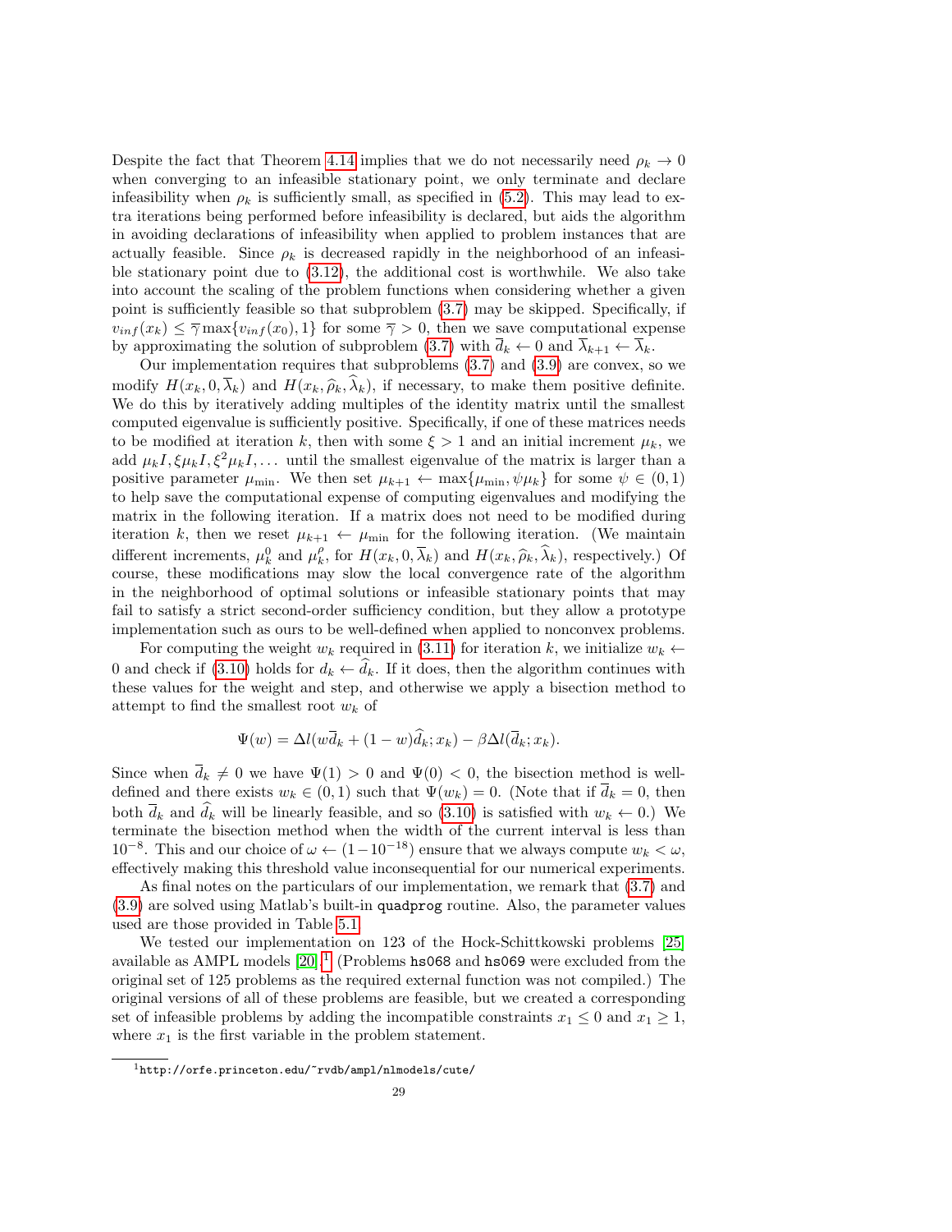Despite the fact that Theorem 4.14 implies that we do not necessarily need $\rho_k \to 0$ when converging to an infeasible stationary point, we only terminate and declare infeasibility when $\rho_k$ is sufficiently small, as specified in (5.2). This may lead to extra iterations being performed before infeasibility is declared, but aids the algorithm in avoiding declarations of infeasibility when applied to problem instances that are actually feasible. Since $\rho_k$ is decreased rapidly in the neighborhood of an infeasible stationary point due to (3.12), the additional cost is worthwhile. We also take into account the scaling of the problem functions when considering whether a given point is sufficiently feasible so that subproblem (3.7) may be skipped. Specifically, if $v_{inf}(x_k) \leq \overline{\gamma} \max\{v_{inf}(x_0), 1\}$ for some $\overline{\gamma} > 0$, then we save computational expense by approximating the solution of subproblem (3.7) with $\overline{d}_k \leftarrow 0$ and $\overline{\lambda}_{k+1} \leftarrow \overline{\lambda}_k$.

Our implementation requires that subproblems (3.7) and (3.9) are convex, so we modify $H(x_k, 0, \overline{\lambda}_k)$ and $H(x_k, \widehat{\rho}_k, \widehat{\lambda}_k)$, if necessary, to make them positive definite. We do this by iteratively adding multiples of the identity matrix until the smallest computed eigenvalue is sufficiently positive. Specifically, if one of these matrices needs to be modified at iteration $k$, then with some $\xi > 1$ and an initial increment $\mu_k$, we add $\mu_k I, \xi\mu_k I, \xi^2\mu_k I, \ldots$ until the smallest eigenvalue of the matrix is larger than a positive parameter $\mu_{\min}$. We then set $\mu_{k+1} \leftarrow \max\{\mu_{\min}, \psi\mu_k\}$ for some $\psi \in (0,1)$ to help save the computational expense of computing eigenvalues and modifying the matrix in the following iteration. If a matrix does not need to be modified during iteration $k$, then we reset $\mu_{k+1} \leftarrow \mu_{\min}$ for the following iteration. (We maintain different increments, $\mu_k^0$ and $\mu_k^\rho$, for $H(x_k, 0, \overline{\lambda}_k)$ and $H(x_k, \widehat{\rho}_k, \widehat{\lambda}_k)$, respectively.) Of course, these modifications may slow the local convergence rate of the algorithm in the neighborhood of optimal solutions or infeasible stationary points that may fail to satisfy a strict second-order sufficiency condition, but they allow a prototype implementation such as ours to be well-defined when applied to nonconvex problems.

For computing the weight $w_k$ required in (3.11) for iteration $k$, we initialize $w_k \leftarrow 0$ and check if (3.10) holds for $d_k \leftarrow \widehat{d}_k$. If it does, then the algorithm continues with these values for the weight and step, and otherwise we apply a bisection method to attempt to find the smallest root $w_k$ of

$$\Psi(w) = \Delta l(w\overline{d}_k + (1-w)\widehat{d}_k; x_k) - \beta\Delta l(\overline{d}_k; x_k).$$

Since when $\overline{d}_k \neq 0$ we have $\Psi(1) > 0$ and $\Psi(0) < 0$, the bisection method is well-defined and there exists $w_k \in (0,1)$ such that $\Psi(w_k) = 0$. (Note that if $\overline{d}_k = 0$, then both $\overline{d}_k$ and $\widehat{d}_k$ will be linearly feasible, and so (3.10) is satisfied with $w_k \leftarrow 0$.) We terminate the bisection method when the width of the current interval is less than $10^{-8}$. This and our choice of $\omega \leftarrow (1 - 10^{-18})$ ensure that we always compute $w_k < \omega$, effectively making this threshold value inconsequential for our numerical experiments.

As final notes on the particulars of our implementation, we remark that (3.7) and (3.9) are solved using Matlab's built-in `quadprog` routine. Also, the parameter values used are those provided in Table 5.1.

We tested our implementation on 123 of the Hock-Schittkowski problems [25] available as AMPL models [20].[1] (Problems `hs068` and `hs069` were excluded from the original set of 125 problems as the required external function was not compiled.) The original versions of all of these problems are feasible, but we created a corresponding set of infeasible problems by adding the incompatible constraints $x_1 \leq 0$ and $x_1 \geq 1$, where $x_1$ is the first variable in the problem statement.

[1] `http://orfe.princeton.edu/~rvdb/ampl/nlmodels/cute/`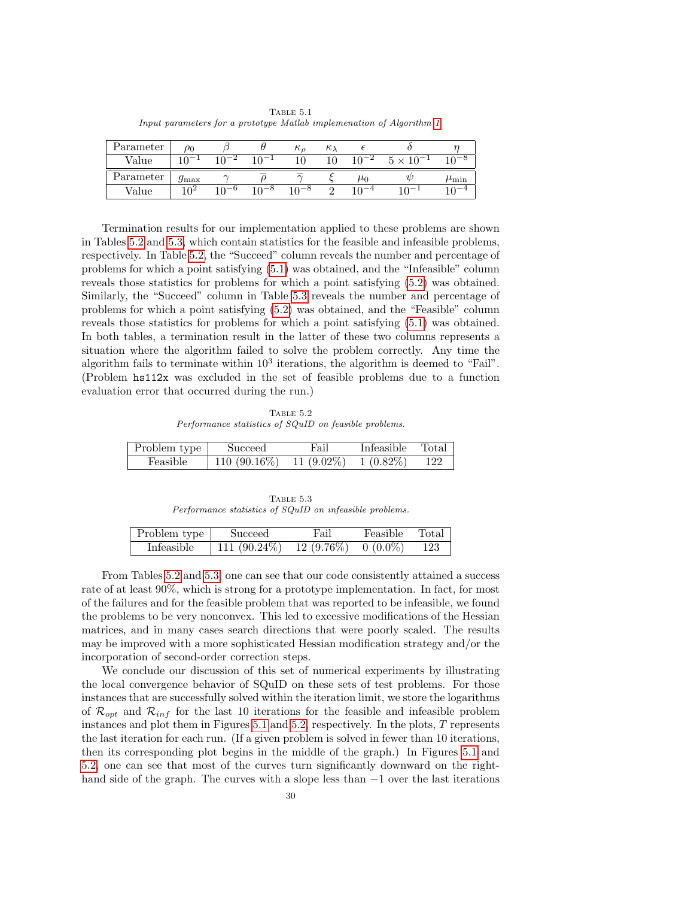Table 5.1
*Input parameters for a prototype Matlab implemenation of Algorithm 1*

| Parameter | $\rho_0$ | $\beta$ | $\theta$ | $\kappa_\rho$ | $\kappa_\lambda$ | $\epsilon$ | $\delta$ | $\eta$ |
|---|---|---|---|---|---|---|---|---|
| Value | $10^{-1}$ | $10^{-2}$ | $10^{-1}$ | 10 | 10 | $10^{-2}$ | $5 \times 10^{-1}$ | $10^{-8}$ |
| Parameter | $g_{\max}$ | $\gamma$ | $\overline{\rho}$ | $\overline{\gamma}$ | $\xi$ | $\mu_0$ | $\psi$ | $\mu_{\min}$ |
| Value | $10^{2}$ | $10^{-6}$ | $10^{-8}$ | $10^{-8}$ | 2 | $10^{-4}$ | $10^{-1}$ | $10^{-4}$ |

Termination results for our implementation applied to these problems are shown in Tables 5.2 and 5.3, which contain statistics for the feasible and infeasible problems, respectively. In Table 5.2, the "Succeed" column reveals the number and percentage of problems for which a point satisfying (5.1) was obtained, and the "Infeasible" column reveals those statistics for problems for which a point satisfying (5.2) was obtained. Similarly, the "Succeed" column in Table 5.3 reveals the number and percentage of problems for which a point satisfying (5.2) was obtained, and the "Feasible" column reveals those statistics for problems for which a point satisfying (5.1) was obtained. In both tables, a termination result in the latter of these two columns represents a situation where the algorithm failed to solve the problem correctly. Any time the algorithm fails to terminate within $10^3$ iterations, the algorithm is deemed to "Fail". (Problem hs112x was excluded in the set of feasible problems due to a function evaluation error that occurred during the run.)

Table 5.2
*Performance statistics of SQuID on feasible problems.*

| Problem type | Succeed | Fail | Infeasible | Total |
|---|---|---|---|---|
| Feasible | 110 (90.16%) | 11 (9.02%) | 1 (0.82%) | 122 |

Table 5.3
*Performance statistics of SQuID on infeasible problems.*

| Problem type | Succeed | Fail | Feasible | Total |
|---|---|---|---|---|
| Infeasible | 111 (90.24%) | 12 (9.76%) | 0 (0.0%) | 123 |

From Tables 5.2 and 5.3, one can see that our code consistently attained a success rate of at least 90%, which is strong for a prototype implementation. In fact, for most of the failures and for the feasible problem that was reported to be infeasible, we found the problems to be very nonconvex. This led to excessive modifications of the Hessian matrices, and in many cases search directions that were poorly scaled. The results may be improved with a more sophisticated Hessian modification strategy and/or the incorporation of second-order correction steps.

We conclude our discussion of this set of numerical experiments by illustrating the local convergence behavior of SQuID on these sets of test problems. For those instances that are successfully solved within the iteration limit, we store the logarithms of $\mathcal{R}_{opt}$ and $\mathcal{R}_{inf}$ for the last 10 iterations for the feasible and infeasible problem instances and plot them in Figures 5.1 and 5.2, respectively. In the plots, $T$ represents the last iteration for each run. (If a given problem is solved in fewer than 10 iterations, then its corresponding plot begins in the middle of the graph.) In Figures 5.1 and 5.2, one can see that most of the curves turn significantly downward on the right-hand side of the graph. The curves with a slope less than $-1$ over the last iterations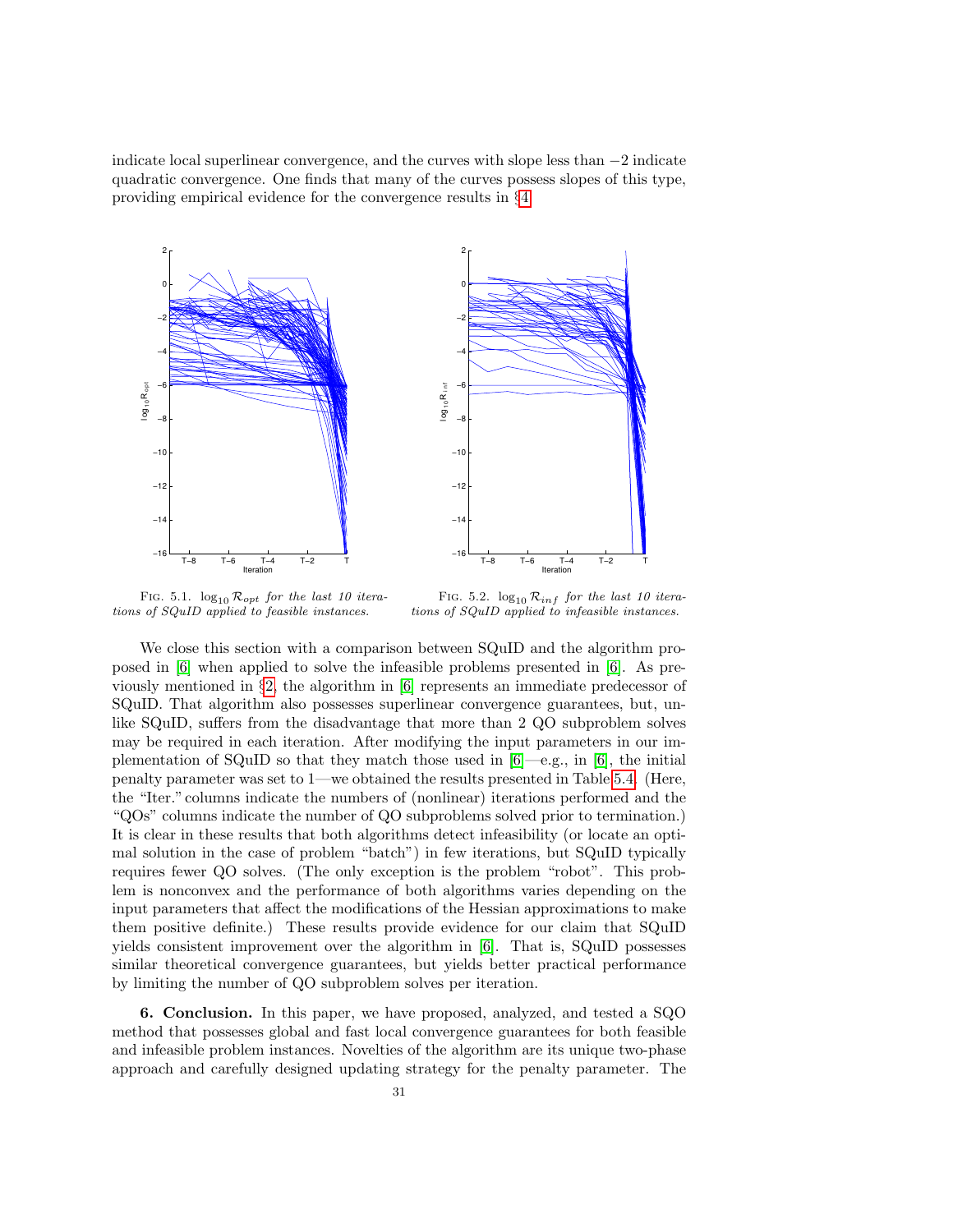indicate local superlinear convergence, and the curves with slope less than $-2$ indicate quadratic convergence. One finds that many of the curves possess slopes of this type, providing empirical evidence for the convergence results in §4.

FIG. 5.1. $\log_{10} \mathcal{R}_{opt}$ *for the last 10 iterations of SQuID applied to feasible instances.*

FIG. 5.2. $\log_{10} \mathcal{R}_{inf}$ *for the last 10 iterations of SQuID applied to infeasible instances.*

We close this section with a comparison between SQuID and the algorithm proposed in [6] when applied to solve the infeasible problems presented in [6]. As previously mentioned in §2, the algorithm in [6] represents an immediate predecessor of SQuID. That algorithm also possesses superlinear convergence guarantees, but, unlike SQuID, suffers from the disadvantage that more than 2 QO subproblem solves may be required in each iteration. After modifying the input parameters in our implementation of SQuID so that they match those used in [6]—e.g., in [6], the initial penalty parameter was set to 1—we obtained the results presented in Table 5.4. (Here, the "Iter." columns indicate the numbers of (nonlinear) iterations performed and the "QOs" columns indicate the number of QO subproblems solved prior to termination.) It is clear in these results that both algorithms detect infeasibility (or locate an optimal solution in the case of problem "batch") in few iterations, but SQuID typically requires fewer QO solves. (The only exception is the problem "robot". This problem is nonconvex and the performance of both algorithms varies depending on the input parameters that affect the modifications of the Hessian approximations to make them positive definite.) These results provide evidence for our claim that SQuID yields consistent improvement over the algorithm in [6]. That is, SQuID possesses similar theoretical convergence guarantees, but yields better practical performance by limiting the number of QO subproblem solves per iteration.

**6. Conclusion.** In this paper, we have proposed, analyzed, and tested a SQO method that possesses global and fast local convergence guarantees for both feasible and infeasible problem instances. Novelties of the algorithm are its unique two-phase approach and carefully designed updating strategy for the penalty parameter. The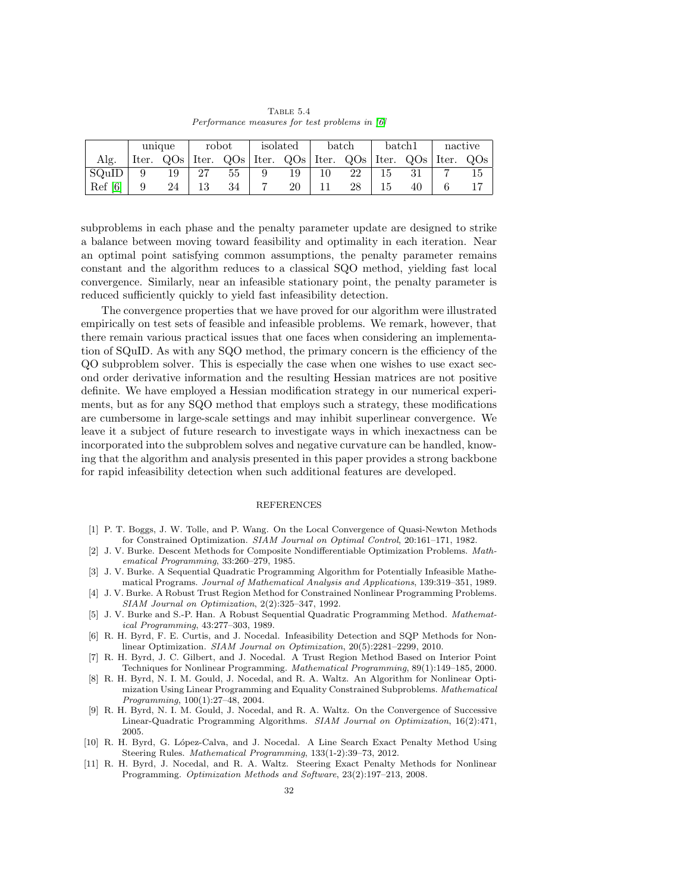Table 5.4
*Performance measures for test problems in [6]*

| | unique | | robot | | isolated | | batch | | batch1 | | nactive | |
|---|---|---|---|---|---|---|---|---|---|---|---|---|
| Alg. | Iter. | QOs | Iter. | QOs | Iter. | QOs | Iter. | QOs | Iter. | QOs | Iter. | QOs |
| SQuID | 9 | 19 | 27 | 55 | 9 | 19 | 10 | 22 | 15 | 31 | 7 | 15 |
| Ref [6] | 9 | 24 | 13 | 34 | 7 | 20 | 11 | 28 | 15 | 40 | 6 | 17 |

subproblems in each phase and the penalty parameter update are designed to strike a balance between moving toward feasibility and optimality in each iteration. Near an optimal point satisfying common assumptions, the penalty parameter remains constant and the algorithm reduces to a classical SQO method, yielding fast local convergence. Similarly, near an infeasible stationary point, the penalty parameter is reduced sufficiently quickly to yield fast infeasibility detection.

The convergence properties that we have proved for our algorithm were illustrated empirically on test sets of feasible and infeasible problems. We remark, however, that there remain various practical issues that one faces when considering an implementation of SQuID. As with any SQO method, the primary concern is the efficiency of the QO subproblem solver. This is especially the case when one wishes to use exact second order derivative information and the resulting Hessian matrices are not positive definite. We have employed a Hessian modification strategy in our numerical experiments, but as for any SQO method that employs such a strategy, these modifications are cumbersome in large-scale settings and may inhibit superlinear convergence. We leave it a subject of future research to investigate ways in which inexactness can be incorporated into the subproblem solves and negative curvature can be handled, knowing that the algorithm and analysis presented in this paper provides a strong backbone for rapid infeasibility detection when such additional features are developed.

## REFERENCES

[1] P. T. Boggs, J. W. Tolle, and P. Wang. On the Local Convergence of Quasi-Newton Methods for Constrained Optimization. *SIAM Journal on Optimal Control*, 20:161–171, 1982.

[2] J. V. Burke. Descent Methods for Composite Nondifferentiable Optimization Problems. *Mathematical Programming*, 33:260–279, 1985.

[3] J. V. Burke. A Sequential Quadratic Programming Algorithm for Potentially Infeasible Mathematical Programs. *Journal of Mathematical Analysis and Applications*, 139:319–351, 1989.

[4] J. V. Burke. A Robust Trust Region Method for Constrained Nonlinear Programming Problems. *SIAM Journal on Optimization*, 2(2):325–347, 1992.

[5] J. V. Burke and S.-P. Han. A Robust Sequential Quadratic Programming Method. *Mathematical Programming*, 43:277–303, 1989.

[6] R. H. Byrd, F. E. Curtis, and J. Nocedal. Infeasibility Detection and SQP Methods for Nonlinear Optimization. *SIAM Journal on Optimization*, 20(5):2281–2299, 2010.

[7] R. H. Byrd, J. C. Gilbert, and J. Nocedal. A Trust Region Method Based on Interior Point Techniques for Nonlinear Programming. *Mathematical Programming*, 89(1):149–185, 2000.

[8] R. H. Byrd, N. I. M. Gould, J. Nocedal, and R. A. Waltz. An Algorithm for Nonlinear Optimization Using Linear Programming and Equality Constrained Subproblems. *Mathematical Programming*, 100(1):27–48, 2004.

[9] R. H. Byrd, N. I. M. Gould, J. Nocedal, and R. A. Waltz. On the Convergence of Successive Linear-Quadratic Programming Algorithms. *SIAM Journal on Optimization*, 16(2):471, 2005.

[10] R. H. Byrd, G. López-Calva, and J. Nocedal. A Line Search Exact Penalty Method Using Steering Rules. *Mathematical Programming*, 133(1-2):39–73, 2012.

[11] R. H. Byrd, J. Nocedal, and R. A. Waltz. Steering Exact Penalty Methods for Nonlinear Programming. *Optimization Methods and Software*, 23(2):197–213, 2008.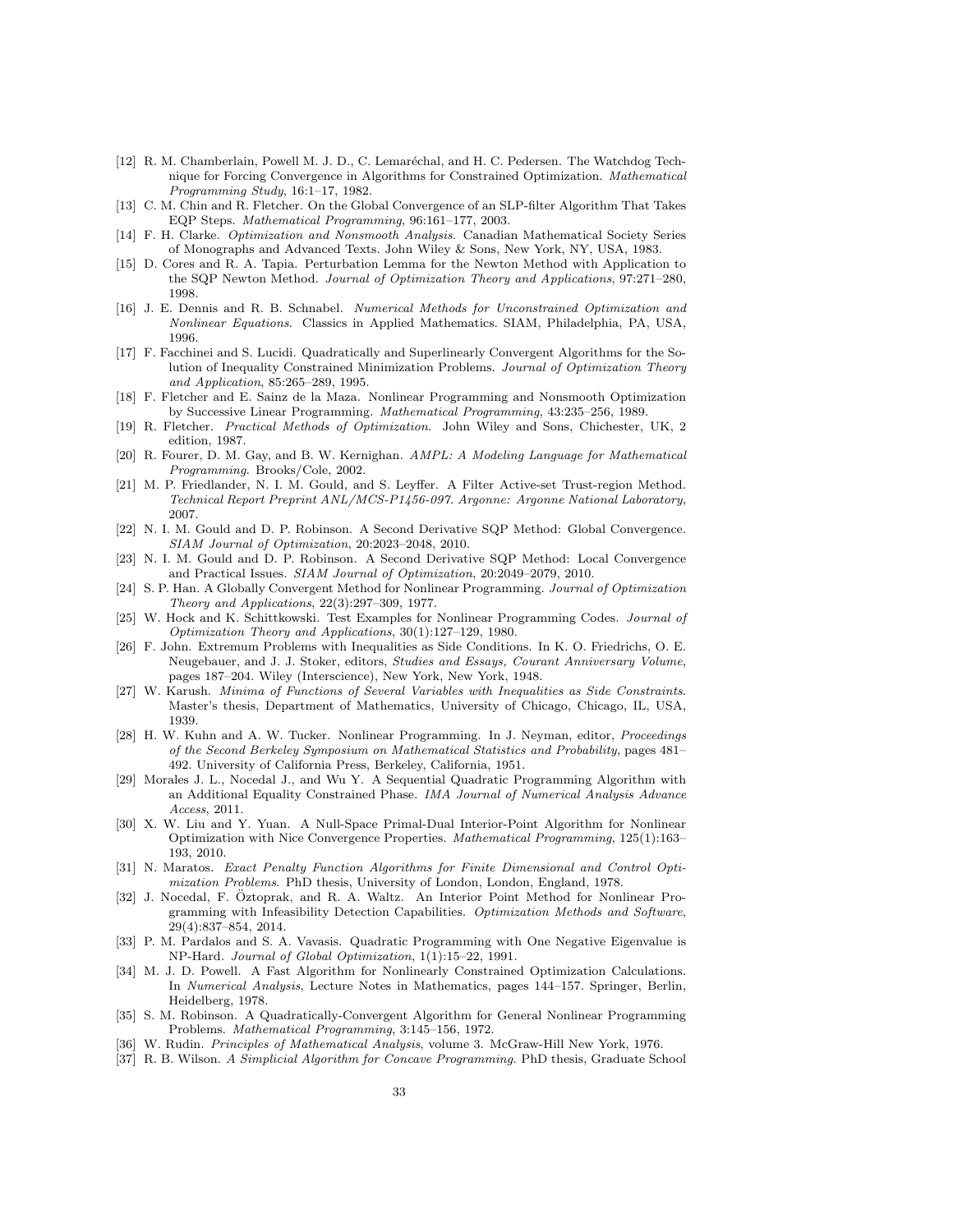- [12] R. M. Chamberlain, Powell M. J. D., C. Lemaréchal, and H. C. Pedersen. The Watchdog Technique for Forcing Convergence in Algorithms for Constrained Optimization. *Mathematical Programming Study*, 16:1–17, 1982.
- [13] C. M. Chin and R. Fletcher. On the Global Convergence of an SLP-filter Algorithm That Takes EQP Steps. *Mathematical Programming*, 96:161–177, 2003.
- [14] F. H. Clarke. *Optimization and Nonsmooth Analysis*. Canadian Mathematical Society Series of Monographs and Advanced Texts. John Wiley & Sons, New York, NY, USA, 1983.
- [15] D. Cores and R. A. Tapia. Perturbation Lemma for the Newton Method with Application to the SQP Newton Method. *Journal of Optimization Theory and Applications*, 97:271–280, 1998.
- [16] J. E. Dennis and R. B. Schnabel. *Numerical Methods for Unconstrained Optimization and Nonlinear Equations*. Classics in Applied Mathematics. SIAM, Philadelphia, PA, USA, 1996.
- [17] F. Facchinei and S. Lucidi. Quadratically and Superlinearly Convergent Algorithms for the Solution of Inequality Constrained Minimization Problems. *Journal of Optimization Theory and Application*, 85:265–289, 1995.
- [18] F. Fletcher and E. Sainz de la Maza. Nonlinear Programming and Nonsmooth Optimization by Successive Linear Programming. *Mathematical Programming*, 43:235–256, 1989.
- [19] R. Fletcher. *Practical Methods of Optimization*. John Wiley and Sons, Chichester, UK, 2 edition, 1987.
- [20] R. Fourer, D. M. Gay, and B. W. Kernighan. *AMPL: A Modeling Language for Mathematical Programming*. Brooks/Cole, 2002.
- [21] M. P. Friedlander, N. I. M. Gould, and S. Leyffer. A Filter Active-set Trust-region Method. *Technical Report Preprint ANL/MCS-P1456-097. Argonne: Argonne National Laboratory*, 2007.
- [22] N. I. M. Gould and D. P. Robinson. A Second Derivative SQP Method: Global Convergence. *SIAM Journal of Optimization*, 20:2023–2048, 2010.
- [23] N. I. M. Gould and D. P. Robinson. A Second Derivative SQP Method: Local Convergence and Practical Issues. *SIAM Journal of Optimization*, 20:2049–2079, 2010.
- [24] S. P. Han. A Globally Convergent Method for Nonlinear Programming. *Journal of Optimization Theory and Applications*, 22(3):297–309, 1977.
- [25] W. Hock and K. Schittkowski. Test Examples for Nonlinear Programming Codes. *Journal of Optimization Theory and Applications*, 30(1):127–129, 1980.
- [26] F. John. Extremum Problems with Inequalities as Side Conditions. In K. O. Friedrichs, O. E. Neugebauer, and J. J. Stoker, editors, *Studies and Essays, Courant Anniversary Volume*, pages 187–204. Wiley (Interscience), New York, New York, 1948.
- [27] W. Karush. *Minima of Functions of Several Variables with Inequalities as Side Constraints*. Master's thesis, Department of Mathematics, University of Chicago, Chicago, IL, USA, 1939.
- [28] H. W. Kuhn and A. W. Tucker. Nonlinear Programming. In J. Neyman, editor, *Proceedings of the Second Berkeley Symposium on Mathematical Statistics and Probability*, pages 481–492. University of California Press, Berkeley, California, 1951.
- [29] Morales J. L., Nocedal J., and Wu Y. A Sequential Quadratic Programming Algorithm with an Additional Equality Constrained Phase. *IMA Journal of Numerical Analysis Advance Access*, 2011.
- [30] X. W. Liu and Y. Yuan. A Null-Space Primal-Dual Interior-Point Algorithm for Nonlinear Optimization with Nice Convergence Properties. *Mathematical Programming*, 125(1):163–193, 2010.
- [31] N. Maratos. *Exact Penalty Function Algorithms for Finite Dimensional and Control Optimization Problems*. PhD thesis, University of London, London, England, 1978.
- [32] J. Nocedal, F. Öztoprak, and R. A. Waltz. An Interior Point Method for Nonlinear Programming with Infeasibility Detection Capabilities. *Optimization Methods and Software*, 29(4):837–854, 2014.
- [33] P. M. Pardalos and S. A. Vavasis. Quadratic Programming with One Negative Eigenvalue is NP-Hard. *Journal of Global Optimization*, 1(1):15–22, 1991.
- [34] M. J. D. Powell. A Fast Algorithm for Nonlinearly Constrained Optimization Calculations. In *Numerical Analysis*, Lecture Notes in Mathematics, pages 144–157. Springer, Berlin, Heidelberg, 1978.
- [35] S. M. Robinson. A Quadratically-Convergent Algorithm for General Nonlinear Programming Problems. *Mathematical Programming*, 3:145–156, 1972.
- [36] W. Rudin. *Principles of Mathematical Analysis*, volume 3. McGraw-Hill New York, 1976.
- [37] R. B. Wilson. *A Simplicial Algorithm for Concave Programming*. PhD thesis, Graduate School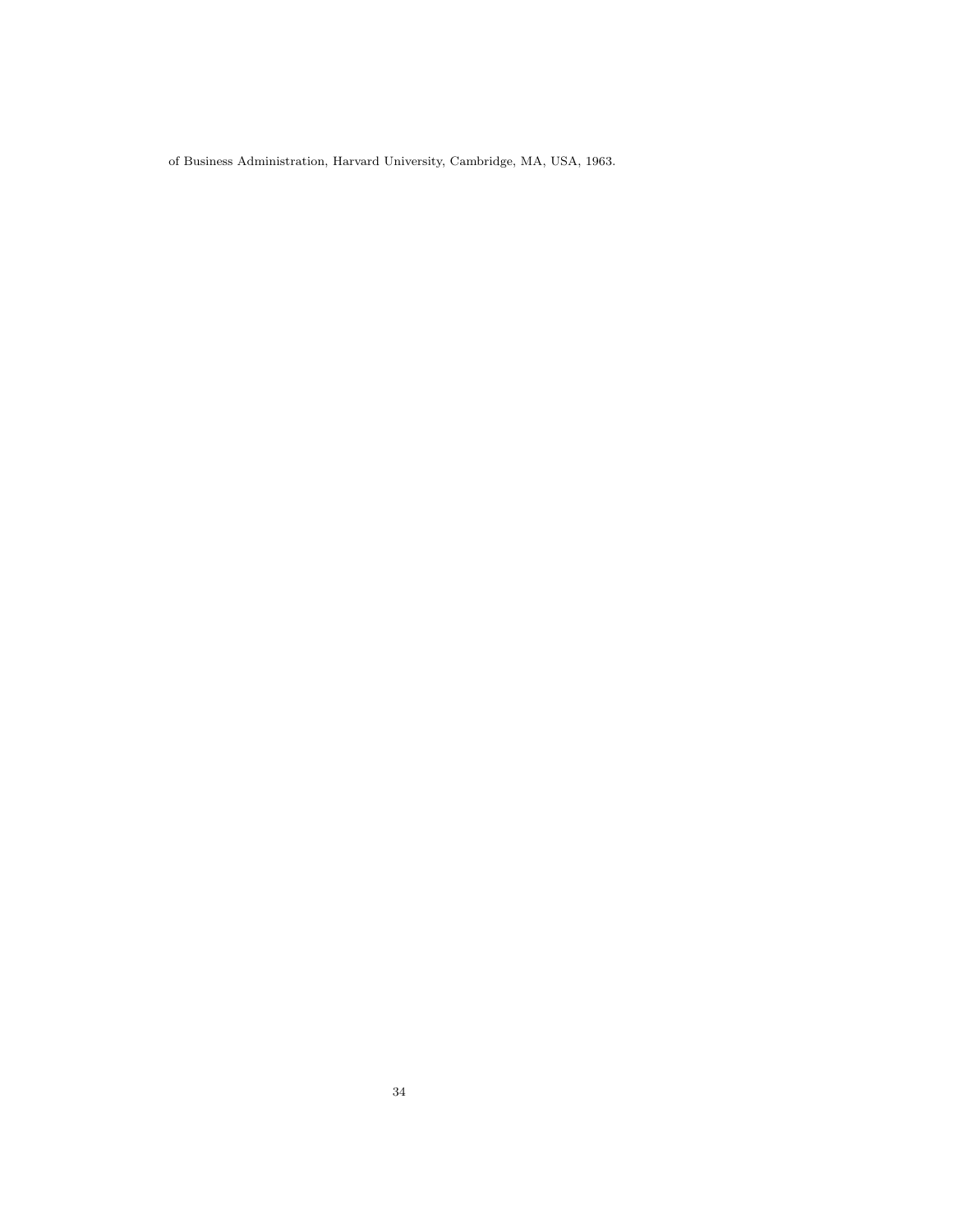of Business Administration, Harvard University, Cambridge, MA, USA, 1963.